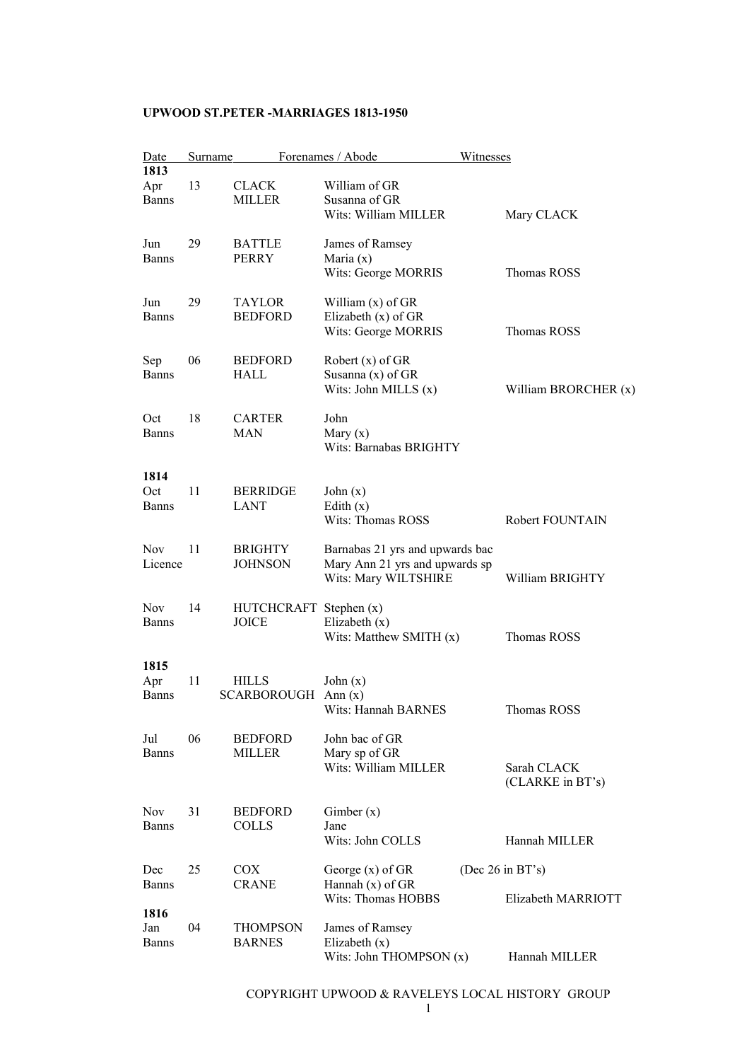# UPWOOD ST.PETER -MARRIAGES 1813-1950

| Date | | Surname | Forenames / Abode | Witnesses |
|---|---|---|---|---|
| **1813** | | | | |
| Apr | 13 | CLACK | William of GR | |
| Banns | | MILLER | Susanna of GR | |
| | | | Wits: William MILLER | Mary CLACK |
| Jun | 29 | BATTLE | James of Ramsey | |
| Banns | | PERRY | Maria (x) | |
| | | | Wits: George MORRIS | Thomas ROSS |
| Jun | 29 | TAYLOR | William (x) of GR | |
| Banns | | BEDFORD | Elizabeth (x) of GR | |
| | | | Wits: George MORRIS | Thomas ROSS |
| Sep | 06 | BEDFORD | Robert (x) of GR | |
| Banns | | HALL | Susanna (x) of GR | |
| | | | Wits: John MILLS (x) | William BRORCHER (x) |
| Oct | 18 | CARTER | John | |
| Banns | | MAN | Mary (x) | |
| | | | Wits: Barnabas BRIGHTY | |
| **1814** | | | | |
| Oct | 11 | BERRIDGE | John (x) | |
| Banns | | LANT | Edith (x) | |
| | | | Wits: Thomas ROSS | Robert FOUNTAIN |
| Nov | 11 | BRIGHTY | Barnabas 21 yrs and upwards bac | |
| Licence | | JOHNSON | Mary Ann 21 yrs and upwards sp | |
| | | | Wits: Mary WILTSHIRE | William BRIGHTY |
| Nov | 14 | HUTCHCRAFT | Stephen (x) | |
| Banns | | JOICE | Elizabeth (x) | |
| | | | Wits: Matthew SMITH (x) | Thomas ROSS |
| **1815** | | | | |
| Apr | 11 | HILLS | John (x) | |
| Banns | | SCARBOROUGH | Ann (x) | |
| | | | Wits: Hannah BARNES | Thomas ROSS |
| Jul | 06 | BEDFORD | John bac of GR | |
| Banns | | MILLER | Mary sp of GR | |
| | | | Wits: William MILLER | Sarah CLACK (CLARKE in BT's) |
| Nov | 31 | BEDFORD | Gimber (x) | |
| Banns | | COLLS | Jane | |
| | | | Wits: John COLLS | Hannah MILLER |
| Dec | 25 | COX | George (x) of GR | (Dec 26 in BT's) |
| Banns | | CRANE | Hannah (x) of GR | |
| | | | Wits: Thomas HOBBS | Elizabeth MARRIOTT |
| **1816** | | | | |
| Jan | 04 | THOMPSON | James of Ramsey | |
| Banns | | BARNES | Elizabeth (x) | |
| | | | Wits: John THOMPSON (x) | Hannah MILLER |

COPYRIGHT UPWOOD & RAVELEYS LOCAL HISTORY GROUP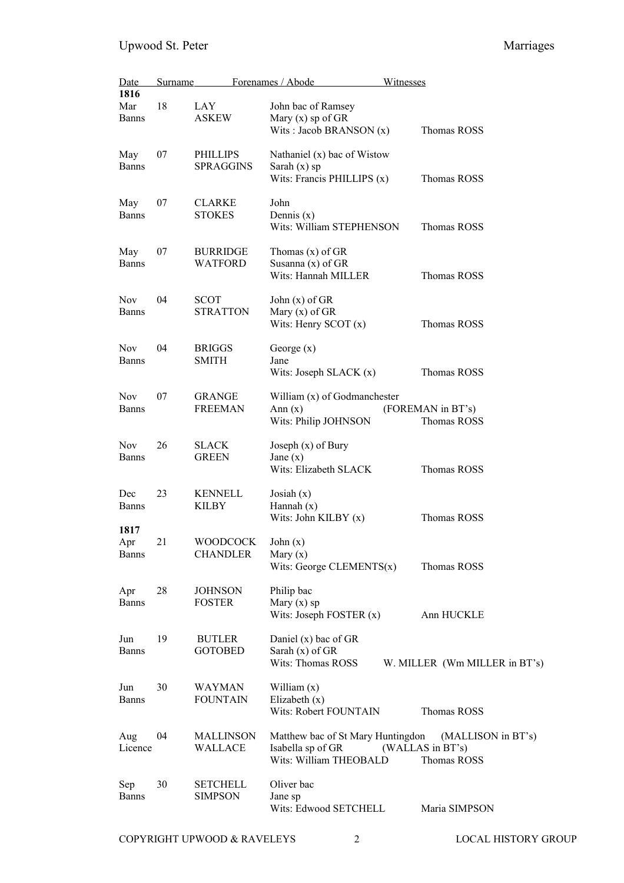| Date | | Surname | Forenames / Abode | Witnesses |
|---|---|---|---|---|
| **1816** | | | | |
| Mar | 18 | LAY | John bac of Ramsey | |
| Banns | | ASKEW | Mary (x) sp of GR | |
| | | | Wits : Jacob BRANSON (x) | Thomas ROSS |
| May | 07 | PHILLIPS | Nathaniel (x) bac of Wistow | |
| Banns | | SPRAGGINS | Sarah (x) sp | |
| | | | Wits: Francis PHILLIPS (x) | Thomas ROSS |
| May | 07 | CLARKE | John | |
| Banns | | STOKES | Dennis (x) | |
| | | | Wits: William STEPHENSON | Thomas ROSS |
| May | 07 | BURRIDGE | Thomas (x) of GR | |
| Banns | | WATFORD | Susanna (x) of GR | |
| | | | Wits: Hannah MILLER | Thomas ROSS |
| Nov | 04 | SCOT | John (x) of GR | |
| Banns | | STRATTON | Mary (x) of GR | |
| | | | Wits: Henry SCOT (x) | Thomas ROSS |
| Nov | 04 | BRIGGS | George (x) | |
| Banns | | SMITH | Jane | |
| | | | Wits: Joseph SLACK (x) | Thomas ROSS |
| Nov | 07 | GRANGE | William (x) of Godmanchester | |
| Banns | | FREEMAN | Ann (x) | (FOREMAN in BT's) |
| | | | Wits: Philip JOHNSON | Thomas ROSS |
| Nov | 26 | SLACK | Joseph (x) of Bury | |
| Banns | | GREEN | Jane (x) | |
| | | | Wits: Elizabeth SLACK | Thomas ROSS |
| Dec | 23 | KENNELL | Josiah (x) | |
| Banns | | KILBY | Hannah (x) | |
| | | | Wits: John KILBY (x) | Thomas ROSS |
| **1817** | | | | |
| Apr | 21 | WOODCOCK | John (x) | |
| Banns | | CHANDLER | Mary (x) | |
| | | | Wits: George CLEMENTS(x) | Thomas ROSS |
| Apr | 28 | JOHNSON | Philip bac | |
| Banns | | FOSTER | Mary (x) sp | |
| | | | Wits: Joseph FOSTER (x) | Ann HUCKLE |
| Jun | 19 | BUTLER | Daniel (x) bac of GR | |
| Banns | | GOTOBED | Sarah (x) of GR | |
| | | | Wits: Thomas ROSS | W. MILLER (Wm MILLER in BT's) |
| Jun | 30 | WAYMAN | William (x) | |
| Banns | | FOUNTAIN | Elizabeth (x) | |
| | | | Wits: Robert FOUNTAIN | Thomas ROSS |
| Aug | 04 | MALLINSON | Matthew bac of St Mary Huntingdon | (MALLISON in BT's) |
| Licence | | WALLACE | Isabella sp of GR | (WALLAS in BT's) |
| | | | Wits: William THEOBALD | Thomas ROSS |
| Sep | 30 | SETCHELL | Oliver bac | |
| Banns | | SIMPSON | Jane sp | |
| | | | Wits: Edwood SETCHELL | Maria SIMPSON |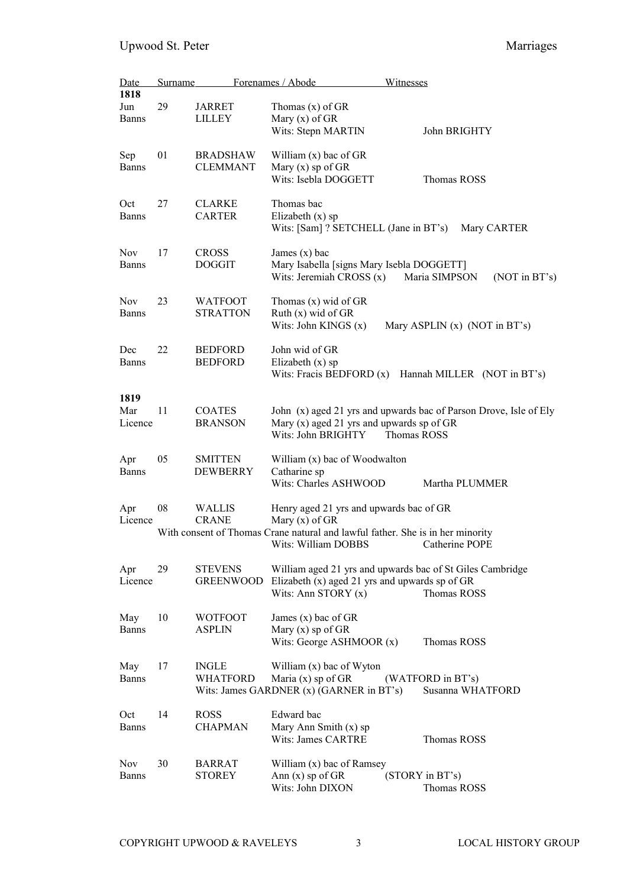| Date | | Surname | Forenames / Abode | Witnesses |
|---|---|---|---|---|
| **1818** | | | | |
| Jun | 29 | JARRET | Thomas (x) of GR | |
| Banns | | LILLEY | Mary (x) of GR | |
| | | | Wits: Stepn MARTIN | John BRIGHTY |
| Sep | 01 | BRADSHAW | William (x) bac of GR | |
| Banns | | CLEMMANT | Mary (x) sp of GR | |
| | | | Wits: Isebla DOGGETT | Thomas ROSS |
| Oct | 27 | CLARKE | Thomas bac | |
| Banns | | CARTER | Elizabeth (x) sp | |
| | | | Wits: [Sam] ? SETCHELL (Jane in BT's) | Mary CARTER |
| Nov | 17 | CROSS | James (x) bac | |
| Banns | | DOGGIT | Mary Isabella [signs Mary Isebla DOGGETT] | |
| | | | Wits: Jeremiah CROSS (x) | Maria SIMPSON (NOT in BT's) |
| Nov | 23 | WATFOOT | Thomas (x) wid of GR | |
| Banns | | STRATTON | Ruth (x) wid of GR | |
| | | | Wits: John KINGS (x) | Mary ASPLIN (x) (NOT in BT's) |
| Dec | 22 | BEDFORD | John wid of GR | |
| Banns | | BEDFORD | Elizabeth (x) sp | |
| | | | Wits: Fracis BEDFORD (x) | Hannah MILLER (NOT in BT's) |
| **1819** | | | | |
| Mar | 11 | COATES | John (x) aged 21 yrs and upwards bac of Parson Drove, Isle of Ely | |
| Licence | | BRANSON | Mary (x) aged 21 yrs and upwards sp of GR | |
| | | | Wits: John BRIGHTY | Thomas ROSS |
| Apr | 05 | SMITTEN | William (x) bac of Woodwalton | |
| Banns | | DEWBERRY | Catharine sp | |
| | | | Wits: Charles ASHWOOD | Martha PLUMMER |
| Apr | 08 | WALLIS | Henry aged 21 yrs and upwards bac of GR | |
| Licence | | CRANE | Mary (x) of GR | |
| | | | With consent of Thomas Crane natural and lawful father. She is in her minority | |
| | | | Wits: William DOBBS | Catherine POPE |
| Apr | 29 | STEVENS | William aged 21 yrs and upwards bac of St Giles Cambridge | |
| Licence | | GREENWOOD | Elizabeth (x) aged 21 yrs and upwards sp of GR | |
| | | | Wits: Ann STORY (x) | Thomas ROSS |
| May | 10 | WOTFOOT | James (x) bac of GR | |
| Banns | | ASPLIN | Mary (x) sp of GR | |
| | | | Wits: George ASHMOOR (x) | Thomas ROSS |
| May | 17 | INGLE | William (x) bac of Wyton | |
| Banns | | WHATFORD | Maria (x) sp of GR (WATFORD in BT's) | |
| | | | Wits: James GARDNER (x) (GARNER in BT's) | Susanna WHATFORD |
| Oct | 14 | ROSS | Edward bac | |
| Banns | | CHAPMAN | Mary Ann Smith (x) sp | |
| | | | Wits: James CARTRE | Thomas ROSS |
| Nov | 30 | BARRAT | William (x) bac of Ramsey | |
| Banns | | STOREY | Ann (x) sp of GR (STORY in BT's) | |
| | | | Wits: John DIXON | Thomas ROSS |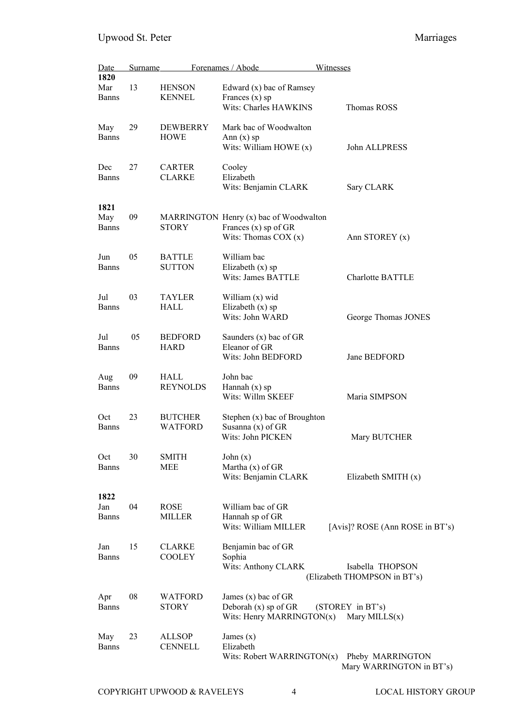| Date | | Surname | Forenames / Abode | Witnesses |
|---|---|---|---|---|
| **1820** | | | | |
| Mar | 13 | HENSON | Edward (x) bac of Ramsey | |
| Banns | | KENNEL | Frances (x) sp | |
| | | | Wits: Charles HAWKINS | Thomas ROSS |
| May | 29 | DEWBERRY | Mark bac of Woodwalton | |
| Banns | | HOWE | Ann (x) sp | |
| | | | Wits: William HOWE (x) | John ALLPRESS |
| Dec | 27 | CARTER | Cooley | |
| Banns | | CLARKE | Elizabeth | |
| | | | Wits: Benjamin CLARK | Sary CLARK |
| **1821** | | | | |
| May | 09 | MARRINGTON | Henry (x) bac of Woodwalton | |
| Banns | | STORY | Frances (x) sp of GR | |
| | | | Wits: Thomas COX (x) | Ann STOREY (x) |
| Jun | 05 | BATTLE | William bac | |
| Banns | | SUTTON | Elizabeth (x) sp | |
| | | | Wits: James BATTLE | Charlotte BATTLE |
| Jul | 03 | TAYLER | William (x) wid | |
| Banns | | HALL | Elizabeth (x) sp | |
| | | | Wits: John WARD | George Thomas JONES |
| Jul | 05 | BEDFORD | Saunders (x) bac of GR | |
| Banns | | HARD | Eleanor of GR | |
| | | | Wits: John BEDFORD | Jane BEDFORD |
| Aug | 09 | HALL | John bac | |
| Banns | | REYNOLDS | Hannah (x) sp | |
| | | | Wits: Willm SKEEF | Maria SIMPSON |
| Oct | 23 | BUTCHER | Stephen (x) bac of Broughton | |
| Banns | | WATFORD | Susanna (x) of GR | |
| | | | Wits: John PICKEN | Mary BUTCHER |
| Oct | 30 | SMITH | John (x) | |
| Banns | | MEE | Martha (x) of GR | |
| | | | Wits: Benjamin CLARK | Elizabeth SMITH (x) |
| **1822** | | | | |
| Jan | 04 | ROSE | William bac of GR | |
| Banns | | MILLER | Hannah sp of GR | |
| | | | Wits: William MILLER | [Avis]? ROSE (Ann ROSE in BT's) |
| Jan | 15 | CLARKE | Benjamin bac of GR | |
| Banns | | COOLEY | Sophia | |
| | | | Wits: Anthony CLARK | Isabella THOPSON (Elizabeth THOMPSON in BT's) |
| Apr | 08 | WATFORD | James (x) bac of GR | |
| Banns | | STORY | Deborah (x) sp of GR (STOREY in BT's) | |
| | | | Wits: Henry MARRINGTON(x) | Mary MILLS(x) |
| May | 23 | ALLSOP | James (x) | |
| Banns | | CENNELL | Elizabeth | |
| | | | Wits: Robert WARRINGTON(x) | Pheby MARRINGTON Mary WARRINGTON in BT's) |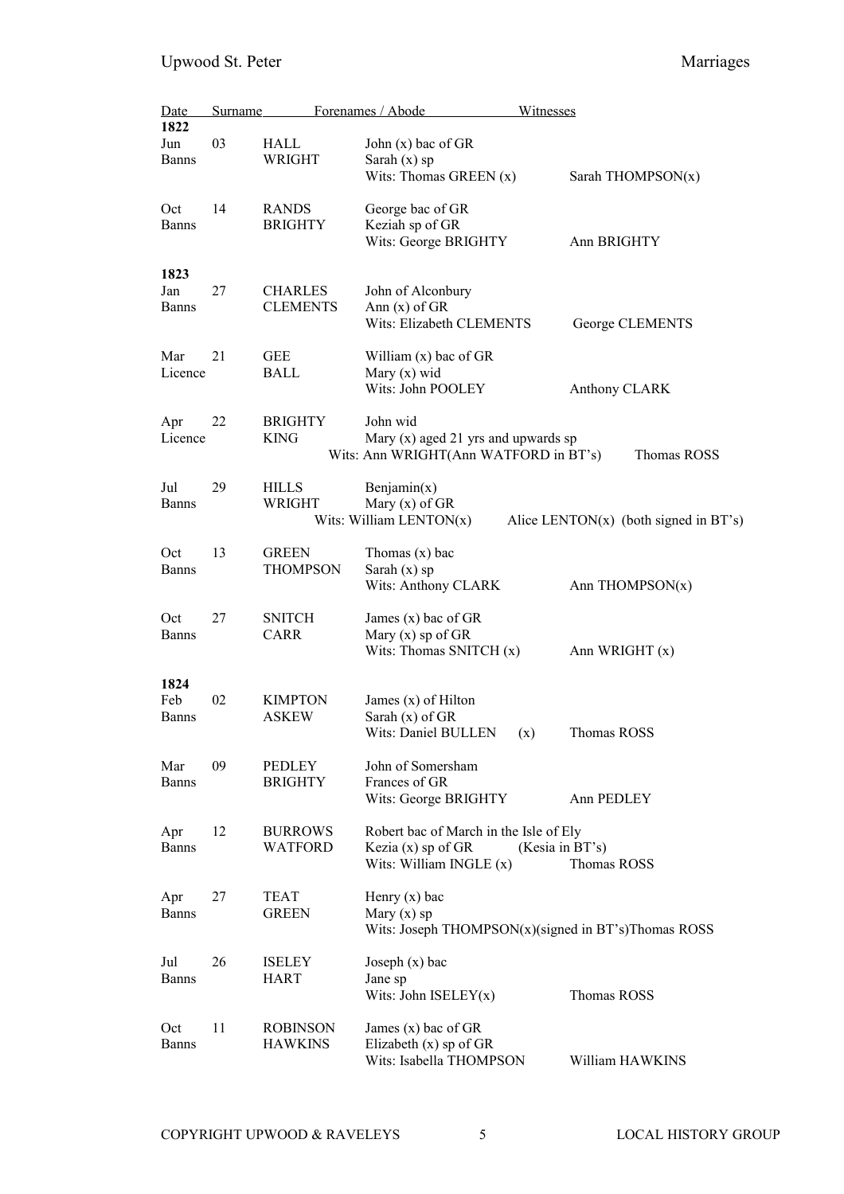| Date | | Surname | Forenames / Abode | Witnesses |
|---|---|---|---|---|
| **1822** | | | | |
| Jun | 03 | HALL | John (x) bac of GR | |
| Banns | | WRIGHT | Sarah (x) sp | |
| | | | Wits: Thomas GREEN (x) | Sarah THOMPSON(x) |
| Oct | 14 | RANDS | George bac of GR | |
| Banns | | BRIGHTY | Keziah sp of GR | |
| | | | Wits: George BRIGHTY | Ann BRIGHTY |
| **1823** | | | | |
| Jan | 27 | CHARLES | John of Alconbury | |
| Banns | | CLEMENTS | Ann (x) of GR | |
| | | | Wits: Elizabeth CLEMENTS | George CLEMENTS |
| Mar | 21 | GEE | William (x) bac of GR | |
| Licence | | BALL | Mary (x) wid | |
| | | | Wits: John POOLEY | Anthony CLARK |
| Apr | 22 | BRIGHTY | John wid | |
| Licence | | KING | Mary (x) aged 21 yrs and upwards sp | |
| | | | Wits: Ann WRIGHT(Ann WATFORD in BT's) | Thomas ROSS |
| Jul | 29 | HILLS | Benjamin(x) | |
| Banns | | WRIGHT | Mary (x) of GR | |
| | | | Wits: William LENTON(x) | Alice LENTON(x) (both signed in BT's) |
| Oct | 13 | GREEN | Thomas (x) bac | |
| Banns | | THOMPSON | Sarah (x) sp | |
| | | | Wits: Anthony CLARK | Ann THOMPSON(x) |
| Oct | 27 | SNITCH | James (x) bac of GR | |
| Banns | | CARR | Mary (x) sp of GR | |
| | | | Wits: Thomas SNITCH (x) | Ann WRIGHT (x) |
| **1824** | | | | |
| Feb | 02 | KIMPTON | James (x) of Hilton | |
| Banns | | ASKEW | Sarah (x) of GR | |
| | | | Wits: Daniel BULLEN (x) | Thomas ROSS |
| Mar | 09 | PEDLEY | John of Somersham | |
| Banns | | BRIGHTY | Frances of GR | |
| | | | Wits: George BRIGHTY | Ann PEDLEY |
| Apr | 12 | BURROWS | Robert bac of March in the Isle of Ely | |
| Banns | | WATFORD | Kezia (x) sp of GR (Kesia in BT's) | |
| | | | Wits: William INGLE (x) | Thomas ROSS |
| Apr | 27 | TEAT | Henry (x) bac | |
| Banns | | GREEN | Mary (x) sp | |
| | | | Wits: Joseph THOMPSON(x)(signed in BT's) | Thomas ROSS |
| Jul | 26 | ISELEY | Joseph (x) bac | |
| Banns | | HART | Jane sp | |
| | | | Wits: John ISELEY(x) | Thomas ROSS |
| Oct | 11 | ROBINSON | James (x) bac of GR | |
| Banns | | HAWKINS | Elizabeth (x) sp of GR | |
| | | | Wits: Isabella THOMPSON | William HAWKINS |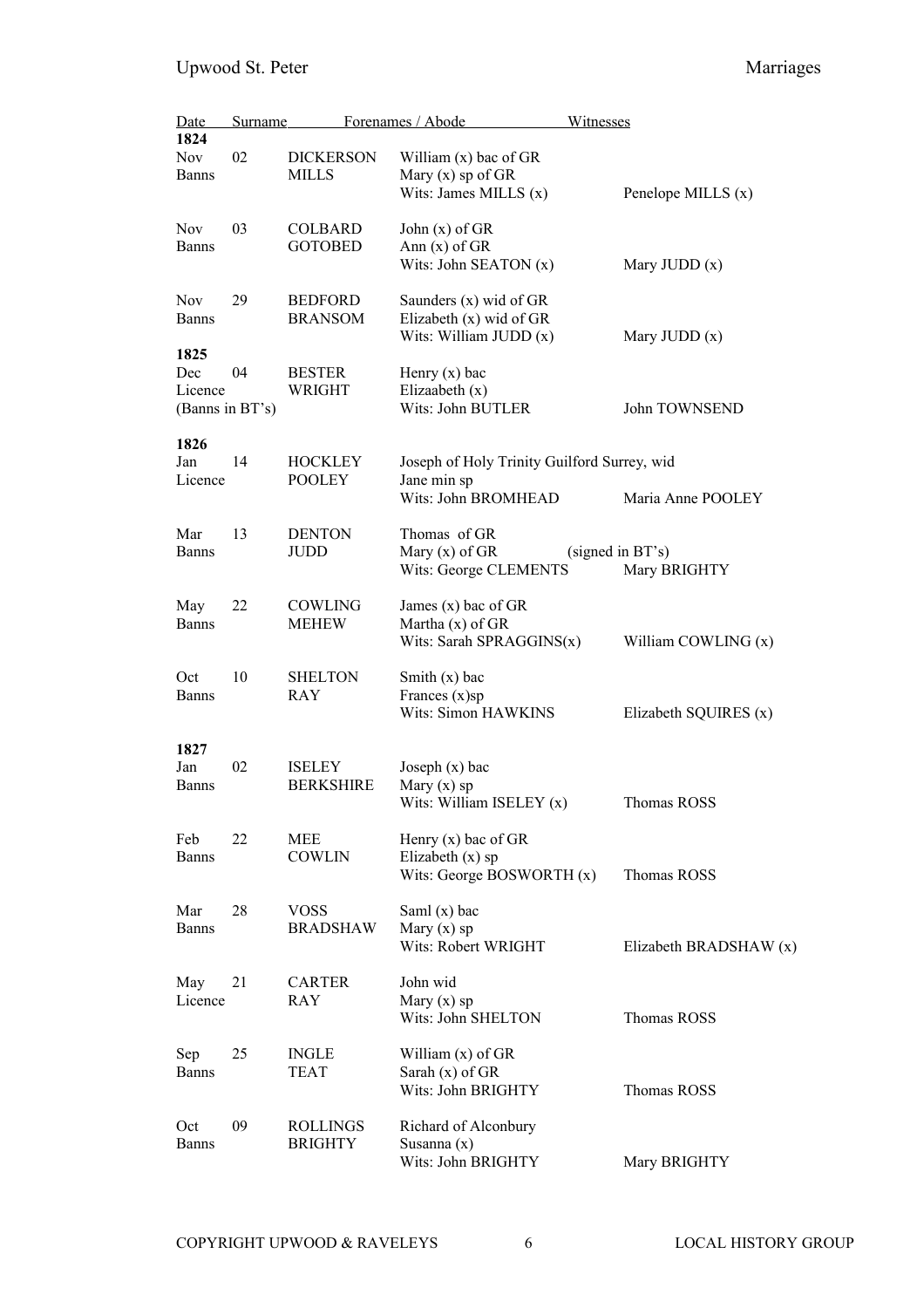| Date | | Surname | Forenames / Abode | Witnesses |
|---|---|---|---|---|
| **1824** | | | | |
| Nov | 02 | DICKERSON | William (x) bac of GR | |
| Banns | | MILLS | Mary (x) sp of GR | |
| | | | Wits: James MILLS (x) | Penelope MILLS (x) |
| Nov | 03 | COLBARD | John (x) of GR | |
| Banns | | GOTOBED | Ann (x) of GR | |
| | | | Wits: John SEATON (x) | Mary JUDD (x) |
| Nov | 29 | BEDFORD | Saunders (x) wid of GR | |
| Banns | | BRANSOM | Elizabeth (x) wid of GR | |
| | | | Wits: William JUDD (x) | Mary JUDD (x) |
| **1825** | | | | |
| Dec | 04 | BESTER | Henry (x) bac | |
| Licence | | WRIGHT | Elizaabeth (x) | |
| (Banns in BT's) | | | Wits: John BUTLER | John TOWNSEND |
| **1826** | | | | |
| Jan | 14 | HOCKLEY | Joseph of Holy Trinity Guilford Surrey, wid | |
| Licence | | POOLEY | Jane min sp | |
| | | | Wits: John BROMHEAD | Maria Anne POOLEY |
| Mar | 13 | DENTON | Thomas of GR | |
| Banns | | JUDD | Mary (x) of GR (signed in BT's) | |
| | | | Wits: George CLEMENTS | Mary BRIGHTY |
| May | 22 | COWLING | James (x) bac of GR | |
| Banns | | MEHEW | Martha (x) of GR | |
| | | | Wits: Sarah SPRAGGINS(x) | William COWLING (x) |
| Oct | 10 | SHELTON | Smith (x) bac | |
| Banns | | RAY | Frances (x)sp | |
| | | | Wits: Simon HAWKINS | Elizabeth SQUIRES (x) |
| **1827** | | | | |
| Jan | 02 | ISELEY | Joseph (x) bac | |
| Banns | | BERKSHIRE | Mary (x) sp | |
| | | | Wits: William ISELEY (x) | Thomas ROSS |
| Feb | 22 | MEE | Henry (x) bac of GR | |
| Banns | | COWLIN | Elizabeth (x) sp | |
| | | | Wits: George BOSWORTH (x) | Thomas ROSS |
| Mar | 28 | VOSS | Saml (x) bac | |
| Banns | | BRADSHAW | Mary (x) sp | |
| | | | Wits: Robert WRIGHT | Elizabeth BRADSHAW (x) |
| May | 21 | CARTER | John wid | |
| Licence | | RAY | Mary (x) sp | |
| | | | Wits: John SHELTON | Thomas ROSS |
| Sep | 25 | INGLE | William (x) of GR | |
| Banns | | TEAT | Sarah (x) of GR | |
| | | | Wits: John BRIGHTY | Thomas ROSS |
| Oct | 09 | ROLLINGS | Richard of Alconbury | |
| Banns | | BRIGHTY | Susanna (x) | |
| | | | Wits: John BRIGHTY | Mary BRIGHTY |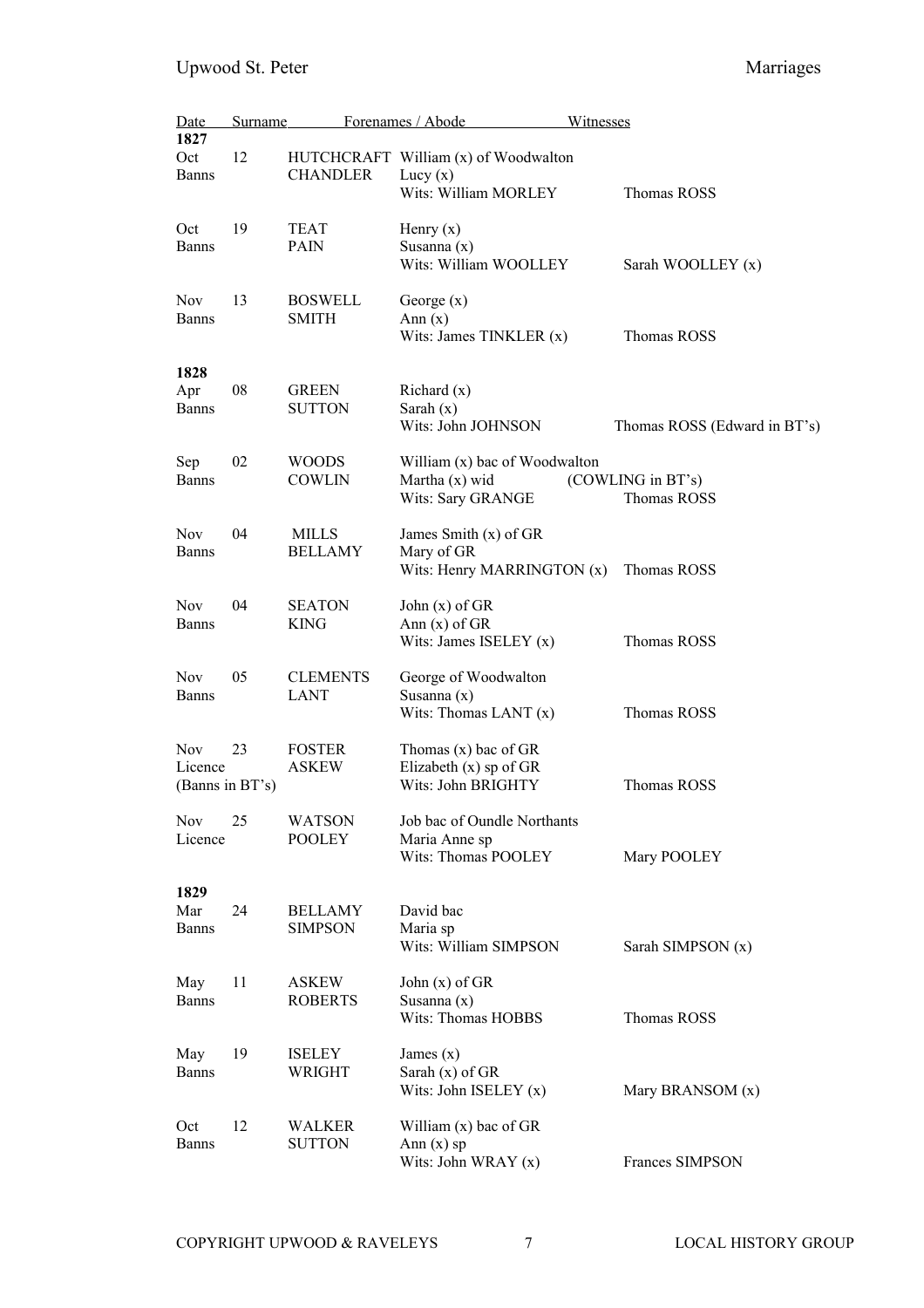| Date | | Surname | Forenames / Abode | Witnesses |
|---|---|---|---|---|
| **1827** | | | | |
| Oct | 12 | HUTCHCRAFT | William (x) of Woodwalton | |
| Banns | | CHANDLER | Lucy (x) | |
| | | | Wits: William MORLEY | Thomas ROSS |
| Oct | 19 | TEAT | Henry (x) | |
| Banns | | PAIN | Susanna (x) | |
| | | | Wits: William WOOLLEY | Sarah WOOLLEY (x) |
| Nov | 13 | BOSWELL | George (x) | |
| Banns | | SMITH | Ann (x) | |
| | | | Wits: James TINKLER (x) | Thomas ROSS |
| **1828** | | | | |
| Apr | 08 | GREEN | Richard (x) | |
| Banns | | SUTTON | Sarah (x) | |
| | | | Wits: John JOHNSON | Thomas ROSS (Edward in BT's) |
| Sep | 02 | WOODS | William (x) bac of Woodwalton | |
| Banns | | COWLIN | Martha (x) wid | (COWLING in BT's) |
| | | | Wits: Sary GRANGE | Thomas ROSS |
| Nov | 04 | MILLS | James Smith (x) of GR | |
| Banns | | BELLAMY | Mary of GR | |
| | | | Wits: Henry MARRINGTON (x) | Thomas ROSS |
| Nov | 04 | SEATON | John (x) of GR | |
| Banns | | KING | Ann (x) of GR | |
| | | | Wits: James ISELEY (x) | Thomas ROSS |
| Nov | 05 | CLEMENTS | George of Woodwalton | |
| Banns | | LANT | Susanna (x) | |
| | | | Wits: Thomas LANT (x) | Thomas ROSS |
| Nov | 23 | FOSTER | Thomas (x) bac of GR | |
| Licence | | ASKEW | Elizabeth (x) sp of GR | |
| (Banns in BT's) | | | Wits: John BRIGHTY | Thomas ROSS |
| Nov | 25 | WATSON | Job bac of Oundle Northants | |
| Licence | | POOLEY | Maria Anne sp | |
| | | | Wits: Thomas POOLEY | Mary POOLEY |
| **1829** | | | | |
| Mar | 24 | BELLAMY | David bac | |
| Banns | | SIMPSON | Maria sp | |
| | | | Wits: William SIMPSON | Sarah SIMPSON (x) |
| May | 11 | ASKEW | John (x) of GR | |
| Banns | | ROBERTS | Susanna (x) | |
| | | | Wits: Thomas HOBBS | Thomas ROSS |
| May | 19 | ISELEY | James (x) | |
| Banns | | WRIGHT | Sarah (x) of GR | |
| | | | Wits: John ISELEY (x) | Mary BRANSOM (x) |
| Oct | 12 | WALKER | William (x) bac of GR | |
| Banns | | SUTTON | Ann (x) sp | |
| | | | Wits: John WRAY (x) | Frances SIMPSON |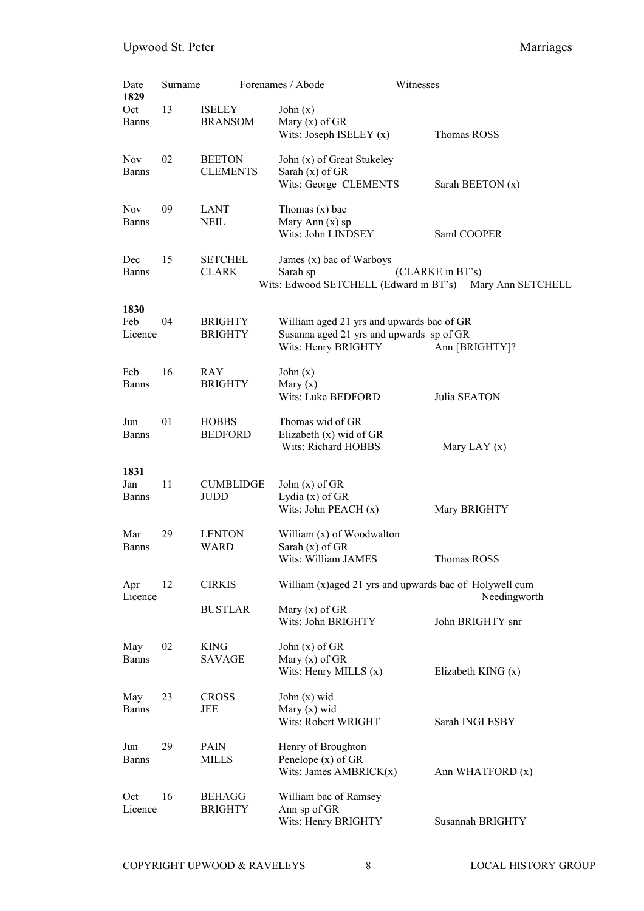| Date | | Surname | Forenames / Abode | Witnesses |
|---|---|---|---|---|
| **1829** | | | | |
| Oct | 13 | ISELEY | John (x) | |
| Banns | | BRANSOM | Mary (x) of GR | |
| | | | Wits: Joseph ISELEY (x) | Thomas ROSS |
| Nov | 02 | BEETON | John (x) of Great Stukeley | |
| Banns | | CLEMENTS | Sarah (x) of GR | |
| | | | Wits: George CLEMENTS | Sarah BEETON (x) |
| Nov | 09 | LANT | Thomas (x) bac | |
| Banns | | NEIL | Mary Ann (x) sp | |
| | | | Wits: John LINDSEY | Saml COOPER |
| Dec | 15 | SETCHEL | James (x) bac of Warboys | |
| Banns | | CLARK | Sarah sp | (CLARKE in BT's) |
| | | | Wits: Edwood SETCHELL (Edward in BT's) | Mary Ann SETCHELL |
| **1830** | | | | |
| Feb | 04 | BRIGHTY | William aged 21 yrs and upwards bac of GR | |
| Licence | | BRIGHTY | Susanna aged 21 yrs and upwards sp of GR | |
| | | | Wits: Henry BRIGHTY | Ann [BRIGHTY]? |
| Feb | 16 | RAY | John (x) | |
| Banns | | BRIGHTY | Mary (x) | |
| | | | Wits: Luke BEDFORD | Julia SEATON |
| Jun | 01 | HOBBS | Thomas wid of GR | |
| Banns | | BEDFORD | Elizabeth (x) wid of GR | |
| | | | Wits: Richard HOBBS | Mary LAY (x) |
| **1831** | | | | |
| Jan | 11 | CUMBLIDGE | John (x) of GR | |
| Banns | | JUDD | Lydia (x) of GR | |
| | | | Wits: John PEACH (x) | Mary BRIGHTY |
| Mar | 29 | LENTON | William (x) of Woodwalton | |
| Banns | | WARD | Sarah (x) of GR | |
| | | | Wits: William JAMES | Thomas ROSS |
| Apr | 12 | CIRKIS | William (x)aged 21 yrs and upwards bac of Holywell cum Needingworth | |
| Licence | | BUSTLAR | Mary (x) of GR | |
| | | | Wits: John BRIGHTY | John BRIGHTY snr |
| May | 02 | KING | John (x) of GR | |
| Banns | | SAVAGE | Mary (x) of GR | |
| | | | Wits: Henry MILLS (x) | Elizabeth KING (x) |
| May | 23 | CROSS | John (x) wid | |
| Banns | | JEE | Mary (x) wid | |
| | | | Wits: Robert WRIGHT | Sarah INGLESBY |
| Jun | 29 | PAIN | Henry of Broughton | |
| Banns | | MILLS | Penelope (x) of GR | |
| | | | Wits: James AMBRICK(x) | Ann WHATFORD (x) |
| Oct | 16 | BEHAGG | William bac of Ramsey | |
| Licence | | BRIGHTY | Ann sp of GR | |
| | | | Wits: Henry BRIGHTY | Susannah BRIGHTY |

COPYRIGHT UPWOOD & RAVELEYS LOCAL HISTORY GROUP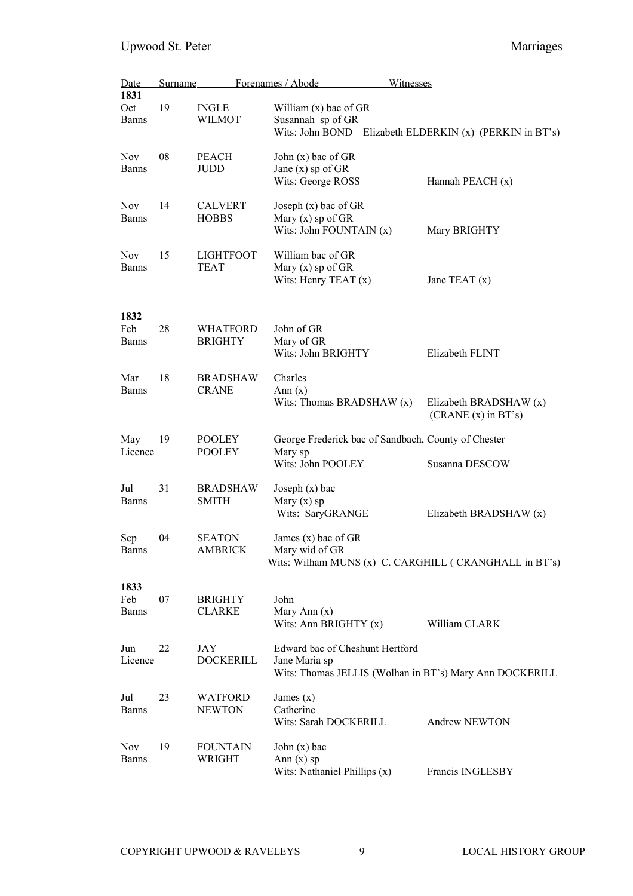| Date | | Surname | Forenames / Abode | Witnesses |
|---|---|---|---|---|
| **1831** | | | | |
| Oct | 19 | INGLE | William (x) bac of GR | |
| Banns | | WILMOT | Susannah sp of GR | |
| | | | Wits: John BOND | Elizabeth ELDERKIN (x) (PERKIN in BT's) |
| Nov | 08 | PEACH | John (x) bac of GR | |
| Banns | | JUDD | Jane (x) sp of GR | |
| | | | Wits: George ROSS | Hannah PEACH (x) |
| Nov | 14 | CALVERT | Joseph (x) bac of GR | |
| Banns | | HOBBS | Mary (x) sp of GR | |
| | | | Wits: John FOUNTAIN (x) | Mary BRIGHTY |
| Nov | 15 | LIGHTFOOT | William bac of GR | |
| Banns | | TEAT | Mary (x) sp of GR | |
| | | | Wits: Henry TEAT (x) | Jane TEAT (x) |
| **1832** | | | | |
| Feb | 28 | WHATFORD | John of GR | |
| Banns | | BRIGHTY | Mary of GR | |
| | | | Wits: John BRIGHTY | Elizabeth FLINT |
| Mar | 18 | BRADSHAW | Charles | |
| Banns | | CRANE | Ann (x) | |
| | | | Wits: Thomas BRADSHAW (x) | Elizabeth BRADSHAW (x) (CRANE (x) in BT's) |
| May | 19 | POOLEY | George Frederick bac of Sandbach, County of Chester | |
| Licence | | POOLEY | Mary sp | |
| | | | Wits: John POOLEY | Susanna DESCOW |
| Jul | 31 | BRADSHAW | Joseph (x) bac | |
| Banns | | SMITH | Mary (x) sp | |
| | | | Wits: SaryGRANGE | Elizabeth BRADSHAW (x) |
| Sep | 04 | SEATON | James (x) bac of GR | |
| Banns | | AMBRICK | Mary wid of GR | |
| | | | Wits: Wilham MUNS (x) | C. CARGHILL ( CRANGHALL in BT's) |
| **1833** | | | | |
| Feb | 07 | BRIGHTY | John | |
| Banns | | CLARKE | Mary Ann (x) | |
| | | | Wits: Ann BRIGHTY (x) | William CLARK |
| Jun | 22 | JAY | Edward bac of Cheshunt Hertford | |
| Licence | | DOCKERILL | Jane Maria sp | |
| | | | Wits: Thomas JELLIS (Wolhan in BT's) | Mary Ann DOCKERILL |
| Jul | 23 | WATFORD | James (x) | |
| Banns | | NEWTON | Catherine | |
| | | | Wits: Sarah DOCKERILL | Andrew NEWTON |
| Nov | 19 | FOUNTAIN | John (x) bac | |
| Banns | | WRIGHT | Ann (x) sp | |
| | | | Wits: Nathaniel Phillips (x) | Francis INGLESBY |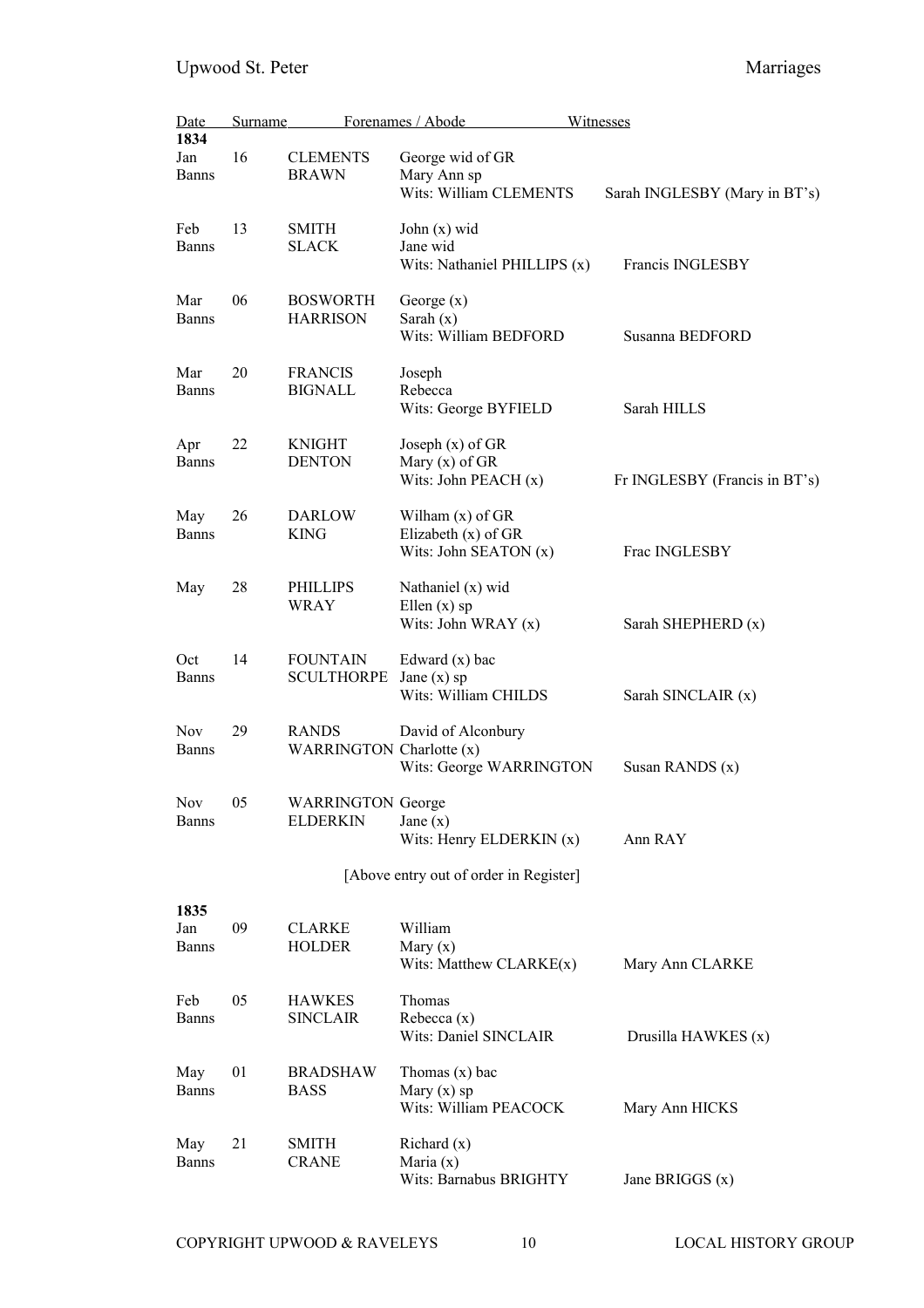| Date | | Surname | Forenames / Abode | Witnesses |
|---|---|---|---|---|
| **1834** | | | | |
| Jan | 16 | CLEMENTS | George wid of GR | |
| Banns | | BRAWN | Mary Ann sp | |
| | | | Wits: William CLEMENTS | Sarah INGLESBY (Mary in BT's) |
| Feb | 13 | SMITH | John (x) wid | |
| Banns | | SLACK | Jane wid | |
| | | | Wits: Nathaniel PHILLIPS (x) | Francis INGLESBY |
| Mar | 06 | BOSWORTH | George (x) | |
| Banns | | HARRISON | Sarah (x) | |
| | | | Wits: William BEDFORD | Susanna BEDFORD |
| Mar | 20 | FRANCIS | Joseph | |
| Banns | | BIGNALL | Rebecca | |
| | | | Wits: George BYFIELD | Sarah HILLS |
| Apr | 22 | KNIGHT | Joseph (x) of GR | |
| Banns | | DENTON | Mary (x) of GR | |
| | | | Wits: John PEACH (x) | Fr INGLESBY (Francis in BT's) |
| May | 26 | DARLOW | Wilham (x) of GR | |
| Banns | | KING | Elizabeth (x) of GR | |
| | | | Wits: John SEATON (x) | Frac INGLESBY |
| May | 28 | PHILLIPS | Nathaniel (x) wid | |
| | | WRAY | Ellen (x) sp | |
| | | | Wits: John WRAY (x) | Sarah SHEPHERD (x) |
| Oct | 14 | FOUNTAIN | Edward (x) bac | |
| Banns | | SCULTHORPE | Jane (x) sp | |
| | | | Wits: William CHILDS | Sarah SINCLAIR (x) |
| Nov | 29 | RANDS | David of Alconbury | |
| Banns | | WARRINGTON | Charlotte (x) | |
| | | | Wits: George WARRINGTON | Susan RANDS (x) |
| Nov | 05 | WARRINGTON | George | |
| Banns | | ELDERKIN | Jane (x) | |
| | | | Wits: Henry ELDERKIN (x) | Ann RAY |
| | | | [Above entry out of order in Register] | |
| **1835** | | | | |
| Jan | 09 | CLARKE | William | |
| Banns | | HOLDER | Mary (x) | |
| | | | Wits: Matthew CLARKE(x) | Mary Ann CLARKE |
| Feb | 05 | HAWKES | Thomas | |
| Banns | | SINCLAIR | Rebecca (x) | |
| | | | Wits: Daniel SINCLAIR | Drusilla HAWKES (x) |
| May | 01 | BRADSHAW | Thomas (x) bac | |
| Banns | | BASS | Mary (x) sp | |
| | | | Wits: William PEACOCK | Mary Ann HICKS |
| May | 21 | SMITH | Richard (x) | |
| Banns | | CRANE | Maria (x) | |
| | | | Wits: Barnabus BRIGHTY | Jane BRIGGS (x) |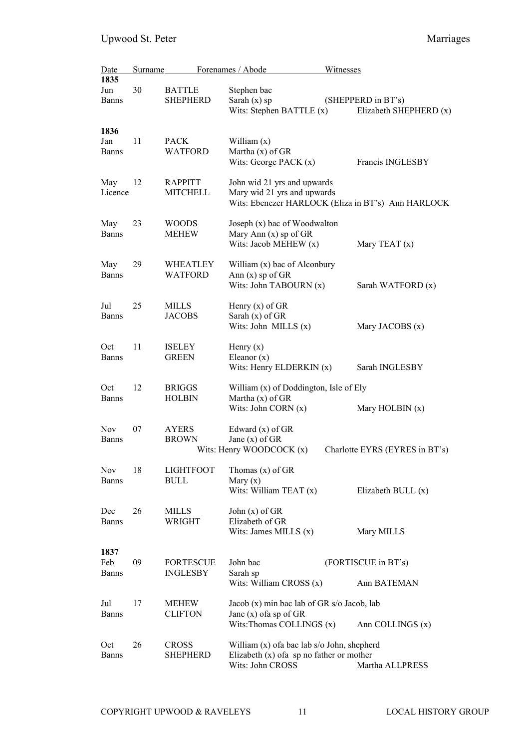| Date | | Surname | Forenames / Abode | Witnesses |
|---|---|---|---|---|
| **1835** | | | | |
| Jun | 30 | BATTLE | Stephen bac | |
| Banns | | SHEPHERD | Sarah (x) sp | (SHEPPERD in BT's) |
| | | | Wits: Stephen BATTLE (x) | Elizabeth SHEPHERD (x) |
| **1836** | | | | |
| Jan | 11 | PACK | William (x) | |
| Banns | | WATFORD | Martha (x) of GR | |
| | | | Wits: George PACK (x) | Francis INGLESBY |
| May | 12 | RAPPITT | John wid 21 yrs and upwards | |
| Licence | | MITCHELL | Mary wid 21 yrs and upwards | |
| | | | Wits: Ebenezer HARLOCK (Eliza in BT's) | Ann HARLOCK |
| May | 23 | WOODS | Joseph (x) bac of Woodwalton | |
| Banns | | MEHEW | Mary Ann (x) sp of GR | |
| | | | Wits: Jacob MEHEW (x) | Mary TEAT (x) |
| May | 29 | WHEATLEY | William (x) bac of Alconbury | |
| Banns | | WATFORD | Ann (x) sp of GR | |
| | | | Wits: John TABOURN (x) | Sarah WATFORD (x) |
| Jul | 25 | MILLS | Henry (x) of GR | |
| Banns | | JACOBS | Sarah (x) of GR | |
| | | | Wits: John MILLS (x) | Mary JACOBS (x) |
| Oct | 11 | ISELEY | Henry (x) | |
| Banns | | GREEN | Eleanor (x) | |
| | | | Wits: Henry ELDERKIN (x) | Sarah INGLESBY |
| Oct | 12 | BRIGGS | William (x) of Doddington, Isle of Ely | |
| Banns | | HOLBIN | Martha (x) of GR | |
| | | | Wits: John CORN (x) | Mary HOLBIN (x) |
| Nov | 07 | AYERS | Edward (x) of GR | |
| Banns | | BROWN | Jane (x) of GR | |
| | | | Wits: Henry WOODCOCK (x) | Charlotte EYRS (EYRES in BT's) |
| Nov | 18 | LIGHTFOOT | Thomas (x) of GR | |
| Banns | | BULL | Mary (x) | |
| | | | Wits: William TEAT (x) | Elizabeth BULL (x) |
| Dec | 26 | MILLS | John (x) of GR | |
| Banns | | WRIGHT | Elizabeth of GR | |
| | | | Wits: James MILLS (x) | Mary MILLS |
| **1837** | | | | |
| Feb | 09 | FORTESCUE | John bac | (FORTISCUE in BT's) |
| Banns | | INGLESBY | Sarah sp | |
| | | | Wits: William CROSS (x) | Ann BATEMAN |
| Jul | 17 | MEHEW | Jacob (x) min bac lab of GR s/o Jacob, lab | |
| Banns | | CLIFTON | Jane (x) ofa sp of GR | |
| | | | Wits:Thomas COLLINGS (x) | Ann COLLINGS (x) |
| Oct | 26 | CROSS | William (x) ofa bac lab s/o John, shepherd | |
| Banns | | SHEPHERD | Elizabeth (x) ofa sp no father or mother | |
| | | | Wits: John CROSS | Martha ALLPRESS |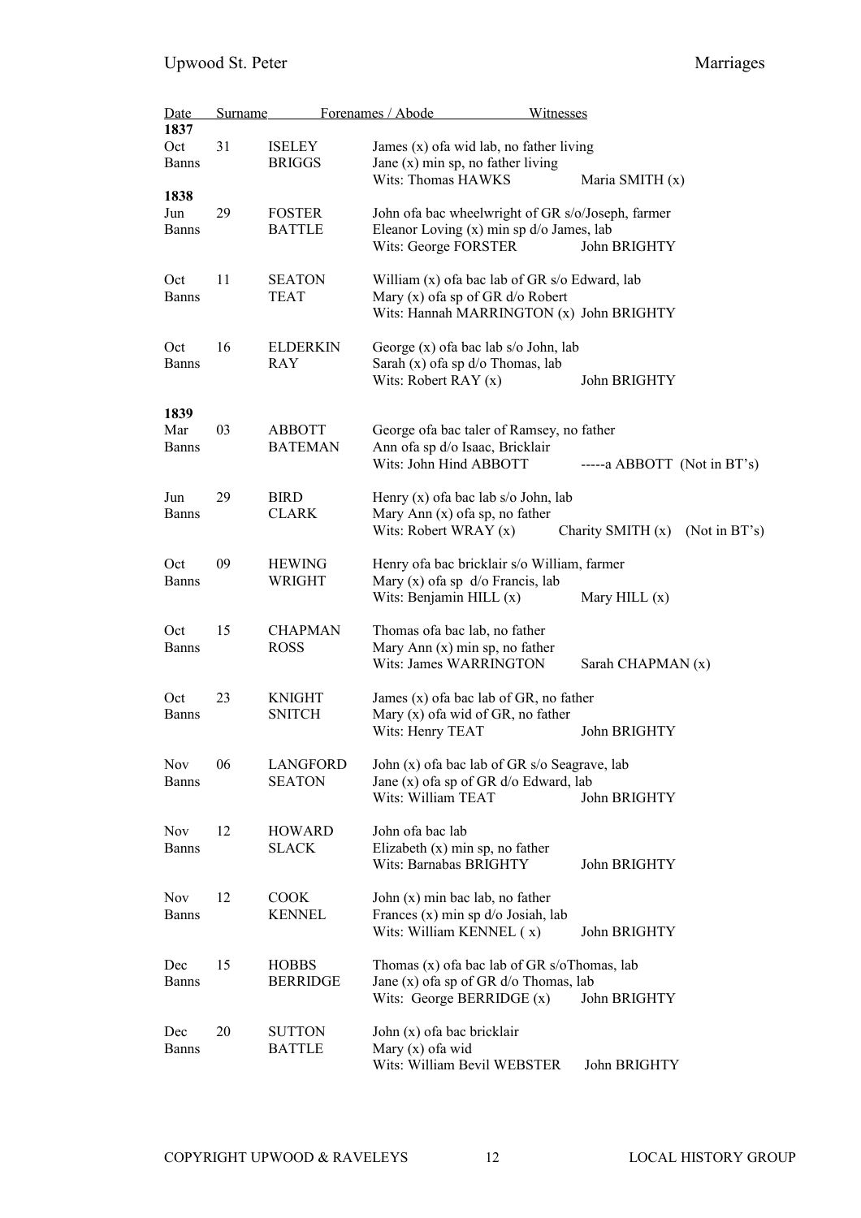| Date | | Surname | Forenames / Abode | Witnesses |
|---|---|---|---|---|
| **1837** | | | | |
| Oct | 31 | ISELEY | James (x) ofa wid lab, no father living | |
| Banns | | BRIGGS | Jane (x) min sp, no father living | |
| | | | Wits: Thomas HAWKS | Maria SMITH (x) |
| **1838** | | | | |
| Jun | 29 | FOSTER | John ofa bac wheelwright of GR s/o/Joseph, farmer | |
| Banns | | BATTLE | Eleanor Loving (x) min sp d/o James, lab | |
| | | | Wits: George FORSTER | John BRIGHTY |
| Oct | 11 | SEATON | William (x) ofa bac lab of GR s/o Edward, lab | |
| Banns | | TEAT | Mary (x) ofa sp of GR d/o Robert | |
| | | | Wits: Hannah MARRINGTON (x) | John BRIGHTY |
| Oct | 16 | ELDERKIN | George (x) ofa bac lab s/o John, lab | |
| Banns | | RAY | Sarah (x) ofa sp d/o Thomas, lab | |
| | | | Wits: Robert RAY (x) | John BRIGHTY |
| **1839** | | | | |
| Mar | 03 | ABBOTT | George ofa bac taler of Ramsey, no father | |
| Banns | | BATEMAN | Ann ofa sp d/o Isaac, Bricklair | |
| | | | Wits: John Hind ABBOTT | -----a ABBOTT (Not in BT's) |
| Jun | 29 | BIRD | Henry (x) ofa bac lab s/o John, lab | |
| Banns | | CLARK | Mary Ann (x) ofa sp, no father | |
| | | | Wits: Robert WRAY (x) | Charity SMITH (x) (Not in BT's) |
| Oct | 09 | HEWING | Henry ofa bac bricklair s/o William, farmer | |
| Banns | | WRIGHT | Mary (x) ofa sp d/o Francis, lab | |
| | | | Wits: Benjamin HILL (x) | Mary HILL (x) |
| Oct | 15 | CHAPMAN | Thomas ofa bac lab, no father | |
| Banns | | ROSS | Mary Ann (x) min sp, no father | |
| | | | Wits: James WARRINGTON | Sarah CHAPMAN (x) |
| Oct | 23 | KNIGHT | James (x) ofa bac lab of GR, no father | |
| Banns | | SNITCH | Mary (x) ofa wid of GR, no father | |
| | | | Wits: Henry TEAT | John BRIGHTY |
| Nov | 06 | LANGFORD | John (x) ofa bac lab of GR s/o Seagrave, lab | |
| Banns | | SEATON | Jane (x) ofa sp of GR d/o Edward, lab | |
| | | | Wits: William TEAT | John BRIGHTY |
| Nov | 12 | HOWARD | John ofa bac lab | |
| Banns | | SLACK | Elizabeth (x) min sp, no father | |
| | | | Wits: Barnabas BRIGHTY | John BRIGHTY |
| Nov | 12 | COOK | John (x) min bac lab, no father | |
| Banns | | KENNEL | Frances (x) min sp d/o Josiah, lab | |
| | | | Wits: William KENNEL ( x) | John BRIGHTY |
| Dec | 15 | HOBBS | Thomas (x) ofa bac lab of GR s/oThomas, lab | |
| Banns | | BERRIDGE | Jane (x) ofa sp of GR d/o Thomas, lab | |
| | | | Wits: George BERRIDGE (x) | John BRIGHTY |
| Dec | 20 | SUTTON | John (x) ofa bac bricklair | |
| Banns | | BATTLE | Mary (x) ofa wid | |
| | | | Wits: William Bevil WEBSTER | John BRIGHTY |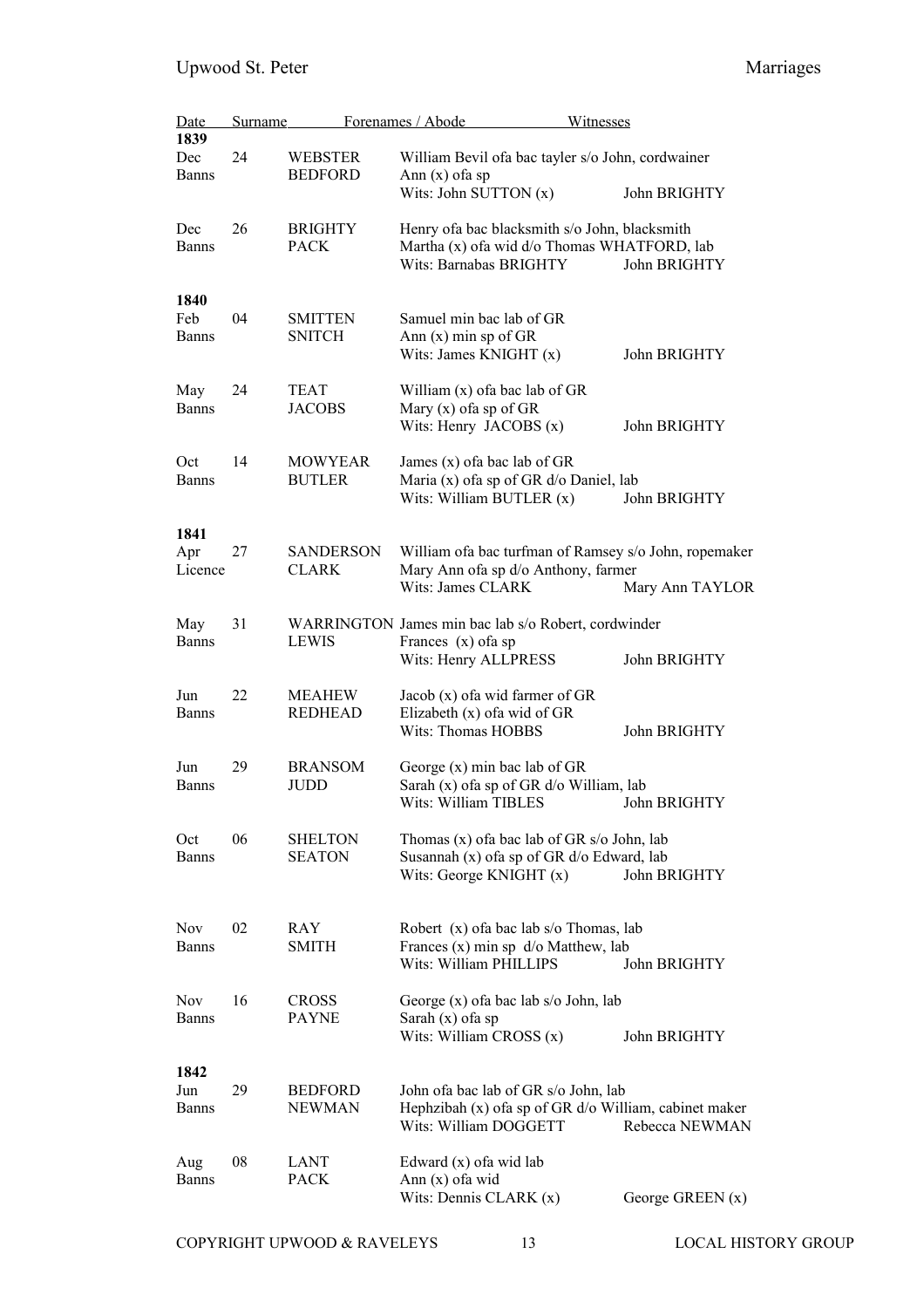| Date | | Surname | Forenames / Abode | Witnesses |
|---|---|---|---|---|
| **1839** | | | | |
| Dec | 24 | WEBSTER | William Bevil ofa bac tayler s/o John, cordwainer | |
| Banns | | BEDFORD | Ann (x) ofa sp | |
| | | | Wits: John SUTTON (x) | John BRIGHTY |
| Dec | 26 | BRIGHTY | Henry ofa bac blacksmith s/o John, blacksmith | |
| Banns | | PACK | Martha (x) ofa wid d/o Thomas WHATFORD, lab | |
| | | | Wits: Barnabas BRIGHTY | John BRIGHTY |
| **1840** | | | | |
| Feb | 04 | SMITTEN | Samuel min bac lab of GR | |
| Banns | | SNITCH | Ann (x) min sp of GR | |
| | | | Wits: James KNIGHT (x) | John BRIGHTY |
| May | 24 | TEAT | William (x) ofa bac lab of GR | |
| Banns | | JACOBS | Mary (x) ofa sp of GR | |
| | | | Wits: Henry JACOBS (x) | John BRIGHTY |
| Oct | 14 | MOWYEAR | James (x) ofa bac lab of GR | |
| Banns | | BUTLER | Maria (x) ofa sp of GR d/o Daniel, lab | |
| | | | Wits: William BUTLER (x) | John BRIGHTY |
| **1841** | | | | |
| Apr | 27 | SANDERSON | William ofa bac turfman of Ramsey s/o John, ropemaker | |
| Licence | | CLARK | Mary Ann ofa sp d/o Anthony, farmer | |
| | | | Wits: James CLARK | Mary Ann TAYLOR |
| May | 31 | WARRINGTON | James min bac lab s/o Robert, cordwinder | |
| Banns | | LEWIS | Frances (x) ofa sp | |
| | | | Wits: Henry ALLPRESS | John BRIGHTY |
| Jun | 22 | MEAHEW | Jacob (x) ofa wid farmer of GR | |
| Banns | | REDHEAD | Elizabeth (x) ofa wid of GR | |
| | | | Wits: Thomas HOBBS | John BRIGHTY |
| Jun | 29 | BRANSOM | George (x) min bac lab of GR | |
| Banns | | JUDD | Sarah (x) ofa sp of GR d/o William, lab | |
| | | | Wits: William TIBLES | John BRIGHTY |
| Oct | 06 | SHELTON | Thomas (x) ofa bac lab of GR s/o John, lab | |
| Banns | | SEATON | Susannah (x) ofa sp of GR d/o Edward, lab | |
| | | | Wits: George KNIGHT (x) | John BRIGHTY |
| Nov | 02 | RAY | Robert (x) ofa bac lab s/o Thomas, lab | |
| Banns | | SMITH | Frances (x) min sp d/o Matthew, lab | |
| | | | Wits: William PHILLIPS | John BRIGHTY |
| Nov | 16 | CROSS | George (x) ofa bac lab s/o John, lab | |
| Banns | | PAYNE | Sarah (x) ofa sp | |
| | | | Wits: William CROSS (x) | John BRIGHTY |
| **1842** | | | | |
| Jun | 29 | BEDFORD | John ofa bac lab of GR s/o John, lab | |
| Banns | | NEWMAN | Hephzibah (x) ofa sp of GR d/o William, cabinet maker | |
| | | | Wits: William DOGGETT | Rebecca NEWMAN |
| Aug | 08 | LANT | Edward (x) ofa wid lab | |
| Banns | | PACK | Ann (x) ofa wid | |
| | | | Wits: Dennis CLARK (x) | George GREEN (x) |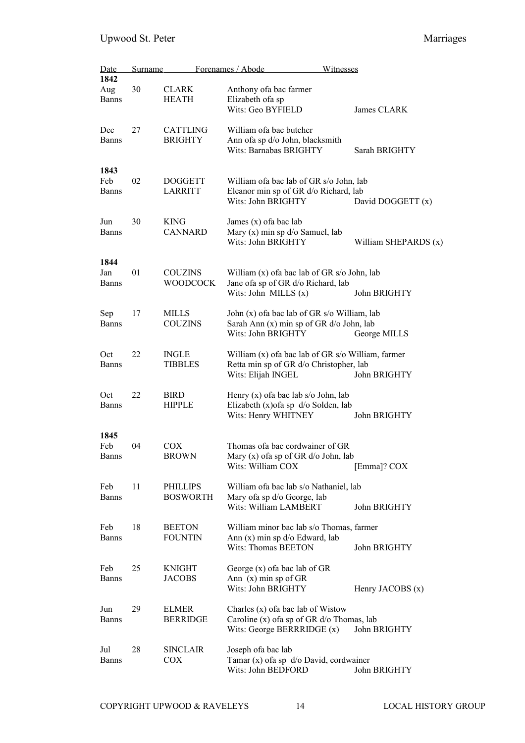| Date | | Surname | Forenames / Abode | Witnesses |
|---|---|---|---|---|
| **1842** | | | | |
| Aug | 30 | CLARK | Anthony ofa bac farmer | |
| Banns | | HEATH | Elizabeth ofa sp | |
| | | | Wits: Geo BYFIELD | James CLARK |
| Dec | 27 | CATTLING | William ofa bac butcher | |
| Banns | | BRIGHTY | Ann ofa sp d/o John, blacksmith | |
| | | | Wits: Barnabas BRIGHTY | Sarah BRIGHTY |
| **1843** | | | | |
| Feb | 02 | DOGGETT | William ofa bac lab of GR s/o John, lab | |
| Banns | | LARRITT | Eleanor min sp of GR d/o Richard, lab | |
| | | | Wits: John BRIGHTY | David DOGGETT (x) |
| Jun | 30 | KING | James (x) ofa bac lab | |
| Banns | | CANNARD | Mary (x) min sp d/o Samuel, lab | |
| | | | Wits: John BRIGHTY | William SHEPARDS (x) |
| **1844** | | | | |
| Jan | 01 | COUZINS | William (x) ofa bac lab of GR s/o John, lab | |
| Banns | | WOODCOCK | Jane ofa sp of GR d/o Richard, lab | |
| | | | Wits: John MILLS (x) | John BRIGHTY |
| Sep | 17 | MILLS | John (x) ofa bac lab of GR s/o William, lab | |
| Banns | | COUZINS | Sarah Ann (x) min sp of GR d/o John, lab | |
| | | | Wits: John BRIGHTY | George MILLS |
| Oct | 22 | INGLE | William (x) ofa bac lab of GR s/o William, farmer | |
| Banns | | TIBBLES | Retta min sp of GR d/o Christopher, lab | |
| | | | Wits: Elijah INGEL | John BRIGHTY |
| Oct | 22 | BIRD | Henry (x) ofa bac lab s/o John, lab | |
| Banns | | HIPPLE | Elizabeth (x)ofa sp d/o Solden, lab | |
| | | | Wits: Henry WHITNEY | John BRIGHTY |
| **1845** | | | | |
| Feb | 04 | COX | Thomas ofa bac cordwainer of GR | |
| Banns | | BROWN | Mary (x) ofa sp of GR d/o John, lab | |
| | | | Wits: William COX | [Emma]? COX |
| Feb | 11 | PHILLIPS | William ofa bac lab s/o Nathaniel, lab | |
| Banns | | BOSWORTH | Mary ofa sp d/o George, lab | |
| | | | Wits: William LAMBERT | John BRIGHTY |
| Feb | 18 | BEETON | William minor bac lab s/o Thomas, farmer | |
| Banns | | FOUNTIN | Ann (x) min sp d/o Edward, lab | |
| | | | Wits: Thomas BEETON | John BRIGHTY |
| Feb | 25 | KNIGHT | George (x) ofa bac lab of GR | |
| Banns | | JACOBS | Ann (x) min sp of GR | |
| | | | Wits: John BRIGHTY | Henry JACOBS (x) |
| Jun | 29 | ELMER | Charles (x) ofa bac lab of Wistow | |
| Banns | | BERRIDGE | Caroline (x) ofa sp of GR d/o Thomas, lab | |
| | | | Wits: George BERRRIDGE (x) | John BRIGHTY |
| Jul | 28 | SINCLAIR | Joseph ofa bac lab | |
| Banns | | COX | Tamar (x) ofa sp d/o David, cordwainer | |
| | | | Wits: John BEDFORD | John BRIGHTY |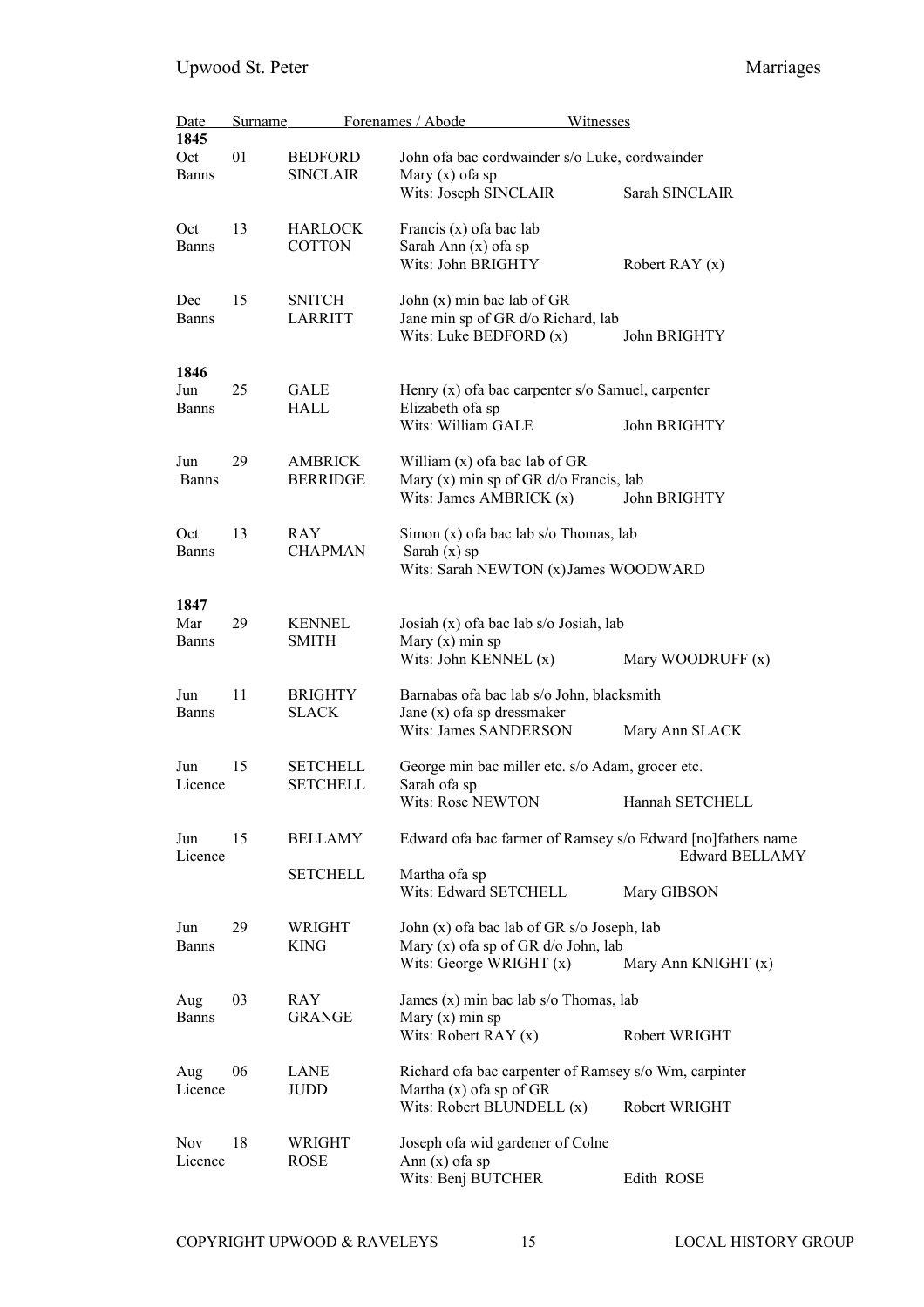| Date | | Surname | Forenames / Abode | Witnesses |
|---|---|---|---|---|
| **1845** | | | | |
| Oct<br>Banns | 01 | BEDFORD<br>SINCLAIR | John ofa bac cordwainder s/o Luke, cordwainder<br>Mary (x) ofa sp<br>Wits: Joseph SINCLAIR | <br><br>Sarah SINCLAIR |
| Oct<br>Banns | 13 | HARLOCK<br>COTTON | Francis (x) ofa bac lab<br>Sarah Ann (x) ofa sp<br>Wits: John BRIGHTY | <br><br>Robert RAY (x) |
| Dec<br>Banns | 15 | SNITCH<br>LARRITT | John (x) min bac lab of GR<br>Jane min sp of GR d/o Richard, lab<br>Wits: Luke BEDFORD (x) | <br><br>John BRIGHTY |
| **1846** | | | | |
| Jun<br>Banns | 25 | GALE<br>HALL | Henry (x) ofa bac carpenter s/o Samuel, carpenter<br>Elizabeth ofa sp<br>Wits: William GALE | <br><br>John BRIGHTY |
| Jun<br>Banns | 29 | AMBRICK<br>BERRIDGE | William (x) ofa bac lab of GR<br>Mary (x) min sp of GR d/o Francis, lab<br>Wits: James AMBRICK (x) | <br><br>John BRIGHTY |
| Oct<br>Banns | 13 | RAY<br>CHAPMAN | Simon (x) ofa bac lab s/o Thomas, lab<br>Sarah (x) sp<br>Wits: Sarah NEWTON (x) | <br><br>James WOODWARD |
| **1847** | | | | |
| Mar<br>Banns | 29 | KENNEL<br>SMITH | Josiah (x) ofa bac lab s/o Josiah, lab<br>Mary (x) min sp<br>Wits: John KENNEL (x) | <br><br>Mary WOODRUFF (x) |
| Jun<br>Banns | 11 | BRIGHTY<br>SLACK | Barnabas ofa bac lab s/o John, blacksmith<br>Jane (x) ofa sp dressmaker<br>Wits: James SANDERSON | <br><br>Mary Ann SLACK |
| Jun<br>Licence | 15 | SETCHELL<br>SETCHELL | George min bac miller etc. s/o Adam, grocer etc.<br>Sarah ofa sp<br>Wits: Rose NEWTON | <br><br>Hannah SETCHELL |
| Jun<br>Licence | 15 | BELLAMY<br><br>SETCHELL | Edward ofa bac farmer of Ramsey s/o Edward [no]fathers name Edward BELLAMY<br>Martha ofa sp<br>Wits: Edward SETCHELL | <br><br><br>Mary GIBSON |
| Jun<br>Banns | 29 | WRIGHT<br>KING | John (x) ofa bac lab of GR s/o Joseph, lab<br>Mary (x) ofa sp of GR d/o John, lab<br>Wits: George WRIGHT (x) | <br><br>Mary Ann KNIGHT (x) |
| Aug<br>Banns | 03 | RAY<br>GRANGE | James (x) min bac lab s/o Thomas, lab<br>Mary (x) min sp<br>Wits: Robert RAY (x) | <br><br>Robert WRIGHT |
| Aug<br>Licence | 06 | LANE<br>JUDD | Richard ofa bac carpenter of Ramsey s/o Wm, carpinter<br>Martha (x) ofa sp of GR<br>Wits: Robert BLUNDELL (x) | <br><br>Robert WRIGHT |
| Nov<br>Licence | 18 | WRIGHT<br>ROSE | Joseph ofa wid gardener of Colne<br>Ann (x) ofa sp<br>Wits: Benj BUTCHER | <br><br>Edith ROSE |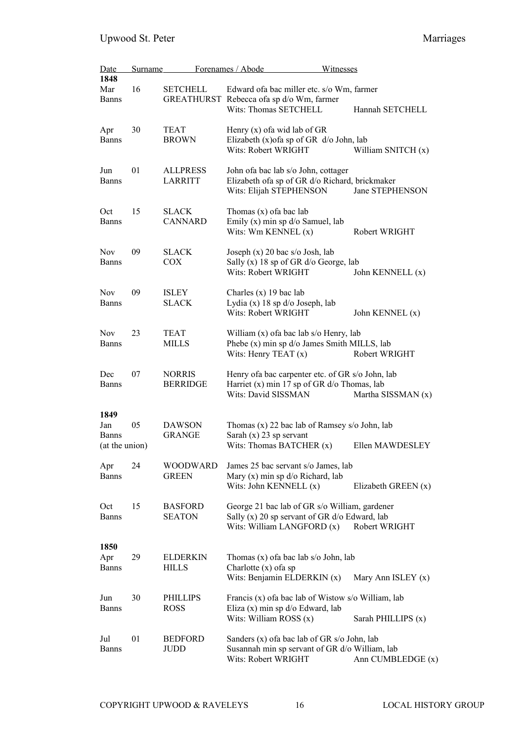| Date | | Surname | Forenames / Abode | Witnesses |
|---|---|---|---|---|
| **1848** | | | | |
| Mar | 16 | SETCHELL | Edward ofa bac miller etc. s/o Wm, farmer | |
| Banns | | GREATHURST | Rebecca ofa sp d/o Wm, farmer | |
| | | | Wits: Thomas SETCHELL | Hannah SETCHELL |
| Apr | 30 | TEAT | Henry (x) ofa wid lab of GR | |
| Banns | | BROWN | Elizabeth (x)ofa sp of GR d/o John, lab | |
| | | | Wits: Robert WRIGHT | William SNITCH (x) |
| Jun | 01 | ALLPRESS | John ofa bac lab s/o John, cottager | |
| Banns | | LARRITT | Elizabeth ofa sp of GR d/o Richard, brickmaker | |
| | | | Wits: Elijah STEPHENSON | Jane STEPHENSON |
| Oct | 15 | SLACK | Thomas (x) ofa bac lab | |
| Banns | | CANNARD | Emily (x) min sp d/o Samuel, lab | |
| | | | Wits: Wm KENNEL (x) | Robert WRIGHT |
| Nov | 09 | SLACK | Joseph (x) 20 bac s/o Josh, lab | |
| Banns | | COX | Sally (x) 18 sp of GR d/o George, lab | |
| | | | Wits: Robert WRIGHT | John KENNELL (x) |
| Nov | 09 | ISLEY | Charles (x) 19 bac lab | |
| Banns | | SLACK | Lydia (x) 18 sp d/o Joseph, lab | |
| | | | Wits: Robert WRIGHT | John KENNEL (x) |
| Nov | 23 | TEAT | William (x) ofa bac lab s/o Henry, lab | |
| Banns | | MILLS | Phebe (x) min sp d/o James Smith MILLS, lab | |
| | | | Wits: Henry TEAT (x) | Robert WRIGHT |
| Dec | 07 | NORRIS | Henry ofa bac carpenter etc. of GR s/o John, lab | |
| Banns | | BERRIDGE | Harriet (x) min 17 sp of GR d/o Thomas, lab | |
| | | | Wits: David SISSMAN | Martha SISSMAN (x) |
| **1849** | | | | |
| Jan | 05 | DAWSON | Thomas (x) 22 bac lab of Ramsey s/o John, lab | |
| Banns | | GRANGE | Sarah (x) 23 sp servant | |
| (at the union) | | | Wits: Thomas BATCHER (x) | Ellen MAWDESLEY |
| Apr | 24 | WOODWARD | James 25 bac servant s/o James, lab | |
| Banns | | GREEN | Mary (x) min sp d/o Richard, lab | |
| | | | Wits: John KENNELL (x) | Elizabeth GREEN (x) |
| Oct | 15 | BASFORD | George 21 bac lab of GR s/o William, gardener | |
| Banns | | SEATON | Sally (x) 20 sp servant of GR d/o Edward, lab | |
| | | | Wits: William LANGFORD (x) | Robert WRIGHT |
| **1850** | | | | |
| Apr | 29 | ELDERKIN | Thomas (x) ofa bac lab s/o John, lab | |
| Banns | | HILLS | Charlotte (x) ofa sp | |
| | | | Wits: Benjamin ELDERKIN (x) | Mary Ann ISLEY (x) |
| Jun | 30 | PHILLIPS | Francis (x) ofa bac lab of Wistow s/o William, lab | |
| Banns | | ROSS | Eliza (x) min sp d/o Edward, lab | |
| | | | Wits: William ROSS (x) | Sarah PHILLIPS (x) |
| Jul | 01 | BEDFORD | Sanders (x) ofa bac lab of GR s/o John, lab | |
| Banns | | JUDD | Susannah min sp servant of GR d/o William, lab | |
| | | | Wits: Robert WRIGHT | Ann CUMBLEDGE (x) |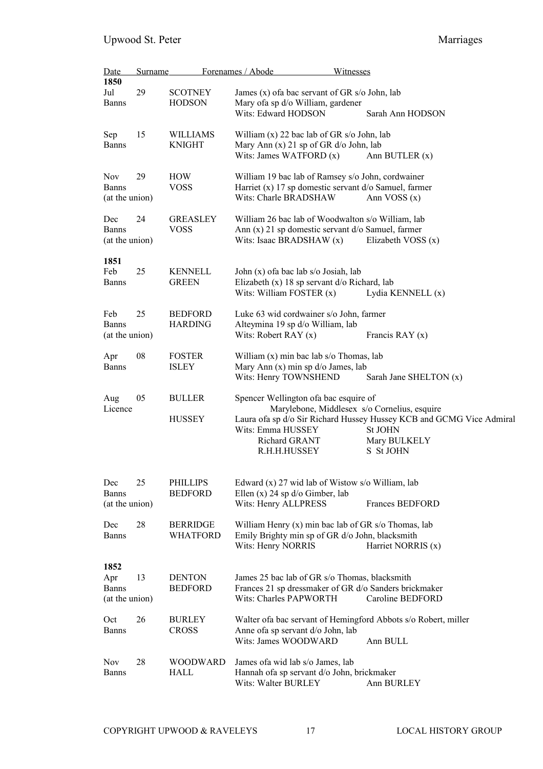| Date | | Surname | Forenames / Abode | Witnesses |
|---|---|---|---|---|
| **1850** | | | | |
| Jul | 29 | SCOTNEY | James (x) ofa bac servant of GR s/o John, lab | |
| Banns | | HODSON | Mary ofa sp d/o William, gardener | |
| | | | Wits: Edward HODSON | Sarah Ann HODSON |
| Sep | 15 | WILLIAMS | William (x) 22 bac lab of GR s/o John, lab | |
| Banns | | KNIGHT | Mary Ann (x) 21 sp of GR d/o John, lab | |
| | | | Wits: James WATFORD (x) | Ann BUTLER (x) |
| Nov | 29 | HOW | William 19 bac lab of Ramsey s/o John, cordwainer | |
| Banns | | VOSS | Harriet (x) 17 sp domestic servant d/o Samuel, farmer | |
| (at the union) | | | Wits: Charle BRADSHAW | Ann VOSS (x) |
| Dec | 24 | GREASLEY | William 26 bac lab of Woodwalton s/o William, lab | |
| Banns | | VOSS | Ann (x) 21 sp domestic servant d/o Samuel, farmer | |
| (at the union) | | | Wits: Isaac BRADSHAW (x) | Elizabeth VOSS (x) |
| **1851** | | | | |
| Feb | 25 | KENNELL | John (x) ofa bac lab s/o Josiah, lab | |
| Banns | | GREEN | Elizabeth (x) 18 sp servant d/o Richard, lab | |
| | | | Wits: William FOSTER (x) | Lydia KENNELL (x) |
| Feb | 25 | BEDFORD | Luke 63 wid cordwainer s/o John, farmer | |
| Banns | | HARDING | Alteymina 19 sp d/o William, lab | |
| (at the union) | | | Wits: Robert RAY (x) | Francis RAY (x) |
| Apr | 08 | FOSTER | William (x) min bac lab s/o Thomas, lab | |
| Banns | | ISLEY | Mary Ann (x) min sp d/o James, lab | |
| | | | Wits: Henry TOWNSHEND | Sarah Jane SHELTON (x) |
| Aug | 05 | BULLER | Spencer Wellington ofa bac esquire of Marylebone, Middlesex s/o Cornelius, esquire | |
| Licence | | HUSSEY | Laura ofa sp d/o Sir Richard Hussey Hussey KCB and GCMG Vice Admiral | |
| | | | Wits: Emma HUSSEY | St JOHN |
| | | | Richard GRANT | Mary BULKELY |
| | | | R.H.H.HUSSEY | S St JOHN |
| Dec | 25 | PHILLIPS | Edward (x) 27 wid lab of Wistow s/o William, lab | |
| Banns | | BEDFORD | Ellen (x) 24 sp d/o Gimber, lab | |
| (at the union) | | | Wits: Henry ALLPRESS | Frances BEDFORD |
| Dec | 28 | BERRIDGE | William Henry (x) min bac lab of GR s/o Thomas, lab | |
| Banns | | WHATFORD | Emily Brighty min sp of GR d/o John, blacksmith | |
| | | | Wits: Henry NORRIS | Harriet NORRIS (x) |
| **1852** | | | | |
| Apr | 13 | DENTON | James 25 bac lab of GR s/o Thomas, blacksmith | |
| Banns | | BEDFORD | Frances 21 sp dressmaker of GR d/o Sanders brickmaker | |
| (at the union) | | | Wits: Charles PAPWORTH | Caroline BEDFORD |
| Oct | 26 | BURLEY | Walter ofa bac servant of Hemingford Abbots s/o Robert, miller | |
| Banns | | CROSS | Anne ofa sp servant d/o John, lab | |
| | | | Wits: James WOODWARD | Ann BULL |
| Nov | 28 | WOODWARD | James ofa wid lab s/o James, lab | |
| Banns | | HALL | Hannah ofa sp servant d/o John, brickmaker | |
| | | | Wits: Walter BURLEY | Ann BURLEY |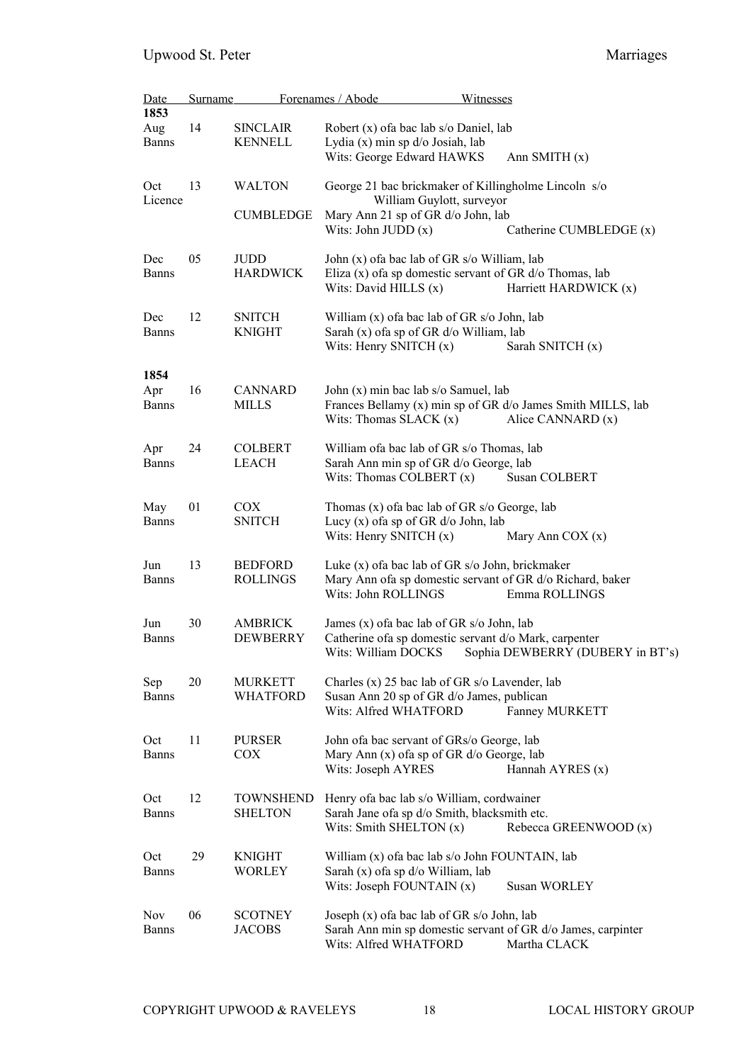| Date | | Surname | Forenames / Abode | Witnesses |
|---|---|---|---|---|
| **1853** | | | | |
| Aug<br>Banns | 14 | SINCLAIR<br>KENNELL | Robert (x) ofa bac lab s/o Daniel, lab<br>Lydia (x) min sp d/o Josiah, lab<br>Wits: George Edward HAWKS | <br><br>Ann SMITH (x) |
| Oct<br>Licence | 13 | WALTON<br><br>CUMBLEDGE | George 21 bac brickmaker of Killingholme Lincoln s/o William Guylott, surveyor<br>Mary Ann 21 sp of GR d/o John, lab<br>Wits: John JUDD (x) | <br><br><br>Catherine CUMBLEDGE (x) |
| Dec<br>Banns | 05 | JUDD<br>HARDWICK | John (x) ofa bac lab of GR s/o William, lab<br>Eliza (x) ofa sp domestic servant of GR d/o Thomas, lab<br>Wits: David HILLS (x) | <br><br>Harriett HARDWICK (x) |
| Dec<br>Banns | 12 | SNITCH<br>KNIGHT | William (x) ofa bac lab of GR s/o John, lab<br>Sarah (x) ofa sp of GR d/o William, lab<br>Wits: Henry SNITCH (x) | <br><br>Sarah SNITCH (x) |
| **1854** | | | | |
| Apr<br>Banns | 16 | CANNARD<br>MILLS | John (x) min bac lab s/o Samuel, lab<br>Frances Bellamy (x) min sp of GR d/o James Smith MILLS, lab<br>Wits: Thomas SLACK (x) | <br><br>Alice CANNARD (x) |
| Apr<br>Banns | 24 | COLBERT<br>LEACH | William ofa bac lab of GR s/o Thomas, lab<br>Sarah Ann min sp of GR d/o George, lab<br>Wits: Thomas COLBERT (x) | <br><br>Susan COLBERT |
| May<br>Banns | 01 | COX<br>SNITCH | Thomas (x) ofa bac lab of GR s/o George, lab<br>Lucy (x) ofa sp of GR d/o John, lab<br>Wits: Henry SNITCH (x) | <br><br>Mary Ann COX (x) |
| Jun<br>Banns | 13 | BEDFORD<br>ROLLINGS | Luke (x) ofa bac lab of GR s/o John, brickmaker<br>Mary Ann ofa sp domestic servant of GR d/o Richard, baker<br>Wits: John ROLLINGS | <br><br>Emma ROLLINGS |
| Jun<br>Banns | 30 | AMBRICK<br>DEWBERRY | James (x) ofa bac lab of GR s/o John, lab<br>Catherine ofa sp domestic servant d/o Mark, carpenter<br>Wits: William DOCKS | <br><br>Sophia DEWBERRY (DUBERY in BT's) |
| Sep<br>Banns | 20 | MURKETT<br>WHATFORD | Charles (x) 25 bac lab of GR s/o Lavender, lab<br>Susan Ann 20 sp of GR d/o James, publican<br>Wits: Alfred WHATFORD | <br><br>Fanney MURKETT |
| Oct<br>Banns | 11 | PURSER<br>COX | John ofa bac servant of GRs/o George, lab<br>Mary Ann (x) ofa sp of GR d/o George, lab<br>Wits: Joseph AYRES | <br><br>Hannah AYRES (x) |
| Oct<br>Banns | 12 | TOWNSHEND<br>SHELTON | Henry ofa bac lab s/o William, cordwainer<br>Sarah Jane ofa sp d/o Smith, blacksmith etc.<br>Wits: Smith SHELTON (x) | <br><br>Rebecca GREENWOOD (x) |
| Oct<br>Banns | 29 | KNIGHT<br>WORLEY | William (x) ofa bac lab s/o John FOUNTAIN, lab<br>Sarah (x) ofa sp d/o William, lab<br>Wits: Joseph FOUNTAIN (x) | <br><br>Susan WORLEY |
| Nov<br>Banns | 06 | SCOTNEY<br>JACOBS | Joseph (x) ofa bac lab of GR s/o John, lab<br>Sarah Ann min sp domestic servant of GR d/o James, carpinter<br>Wits: Alfred WHATFORD | <br><br>Martha CLACK |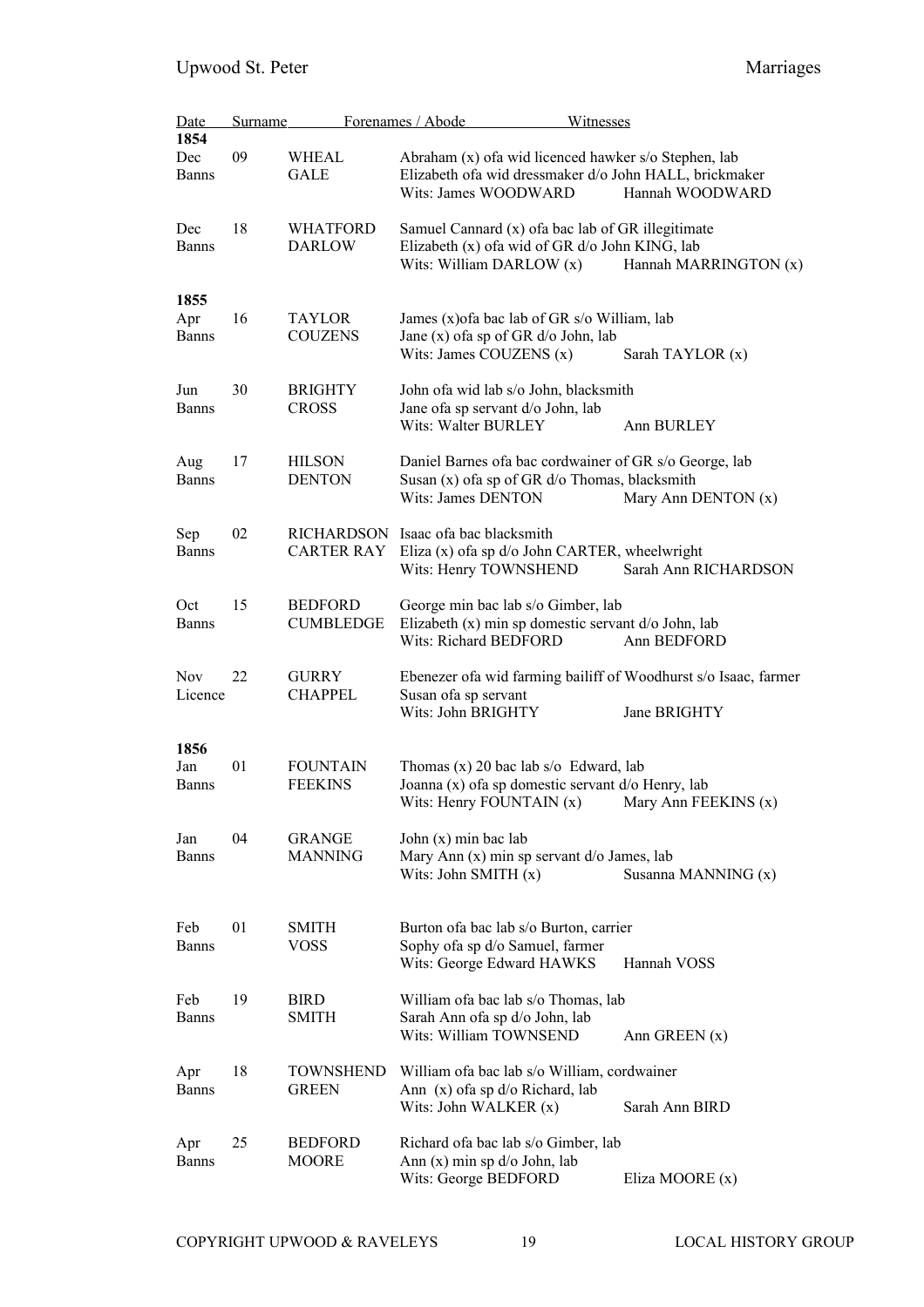| Date | | Surname | Forenames / Abode | Witnesses |
|---|---|---|---|---|
| **1854** | | | | |
| Dec Banns | 09 | WHEAL<br>GALE | Abraham (x) ofa wid licenced hawker s/o Stephen, lab<br>Elizabeth ofa wid dressmaker d/o John HALL, brickmaker<br>Wits: James WOODWARD | Hannah WOODWARD |
| Dec Banns | 18 | WHATFORD<br>DARLOW | Samuel Cannard (x) ofa bac lab of GR illegitimate<br>Elizabeth (x) ofa wid of GR d/o John KING, lab<br>Wits: William DARLOW (x) | Hannah MARRINGTON (x) |
| **1855** | | | | |
| Apr Banns | 16 | TAYLOR<br>COUZENS | James (x)ofa bac lab of GR s/o William, lab<br>Jane (x) ofa sp of GR d/o John, lab<br>Wits: James COUZENS (x) | Sarah TAYLOR (x) |
| Jun Banns | 30 | BRIGHTY<br>CROSS | John ofa wid lab s/o John, blacksmith<br>Jane ofa sp servant d/o John, lab<br>Wits: Walter BURLEY | Ann BURLEY |
| Aug Banns | 17 | HILSON<br>DENTON | Daniel Barnes ofa bac cordwainer of GR s/o George, lab<br>Susan (x) ofa sp of GR d/o Thomas, blacksmith<br>Wits: James DENTON | Mary Ann DENTON (x) |
| Sep Banns | 02 | RICHARDSON<br>CARTER RAY | Isaac ofa bac blacksmith<br>Eliza (x) ofa sp d/o John CARTER, wheelwright<br>Wits: Henry TOWNSHEND | Sarah Ann RICHARDSON |
| Oct Banns | 15 | BEDFORD<br>CUMBLEDGE | George min bac lab s/o Gimber, lab<br>Elizabeth (x) min sp domestic servant d/o John, lab<br>Wits: Richard BEDFORD | Ann BEDFORD |
| Nov Licence | 22 | GURRY<br>CHAPPEL | Ebenezer ofa wid farming bailiff of Woodhurst s/o Isaac, farmer<br>Susan ofa sp servant<br>Wits: John BRIGHTY | Jane BRIGHTY |
| **1856** | | | | |
| Jan Banns | 01 | FOUNTAIN<br>FEEKINS | Thomas (x) 20 bac lab s/o Edward, lab<br>Joanna (x) ofa sp domestic servant d/o Henry, lab<br>Wits: Henry FOUNTAIN (x) | Mary Ann FEEKINS (x) |
| Jan Banns | 04 | GRANGE<br>MANNING | John (x) min bac lab<br>Mary Ann (x) min sp servant d/o James, lab<br>Wits: John SMITH (x) | Susanna MANNING (x) |
| Feb Banns | 01 | SMITH<br>VOSS | Burton ofa bac lab s/o Burton, carrier<br>Sophy ofa sp d/o Samuel, farmer<br>Wits: George Edward HAWKS | Hannah VOSS |
| Feb Banns | 19 | BIRD<br>SMITH | William ofa bac lab s/o Thomas, lab<br>Sarah Ann ofa sp d/o John, lab<br>Wits: William TOWNSEND | Ann GREEN (x) |
| Apr Banns | 18 | TOWNSHEND<br>GREEN | William ofa bac lab s/o William, cordwainer<br>Ann (x) ofa sp d/o Richard, lab<br>Wits: John WALKER (x) | Sarah Ann BIRD |
| Apr Banns | 25 | BEDFORD<br>MOORE | Richard ofa bac lab s/o Gimber, lab<br>Ann (x) min sp d/o John, lab<br>Wits: George BEDFORD | Eliza MOORE (x) |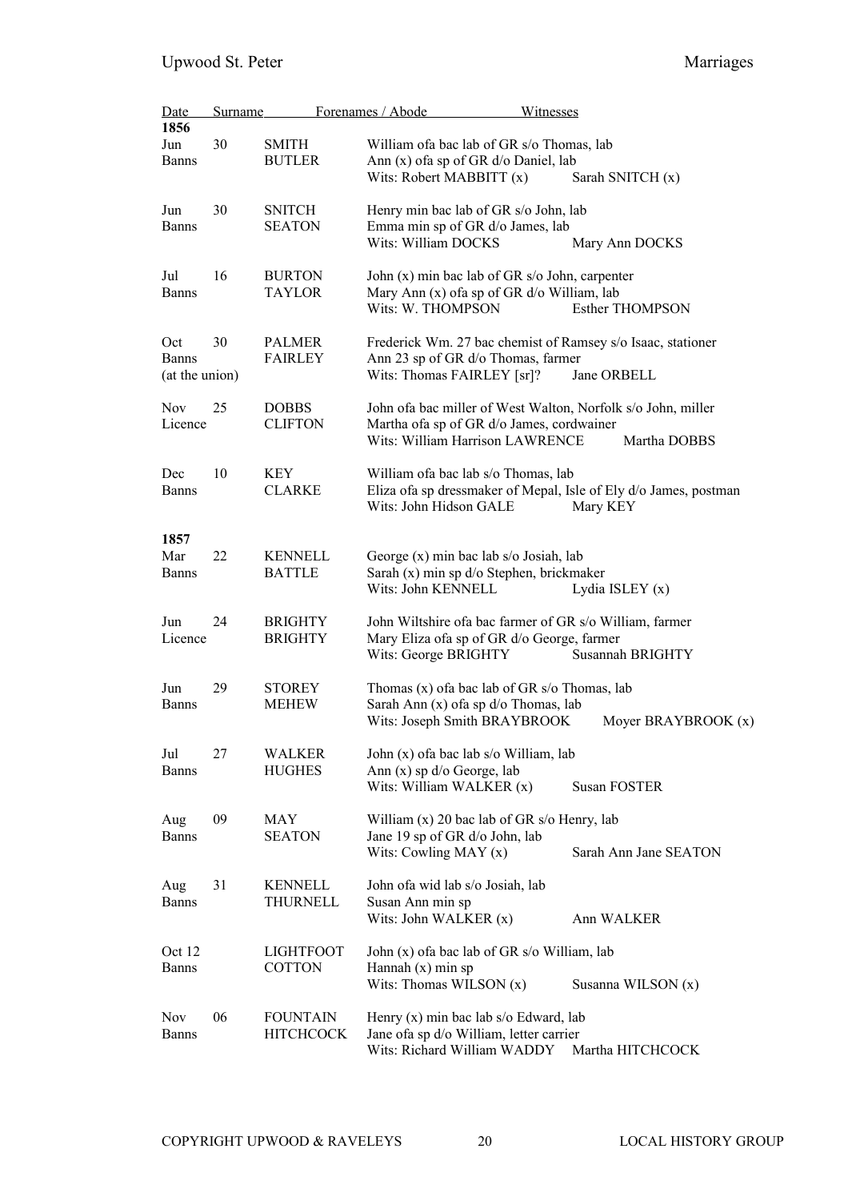| Date | | Surname | Forenames / Abode | Witnesses |
|---|---|---|---|---|
| **1856** | | | | |
| Jun | 30 | SMITH | William ofa bac lab of GR s/o Thomas, lab | |
| Banns | | BUTLER | Ann (x) ofa sp of GR d/o Daniel, lab | |
| | | | Wits: Robert MABBITT (x) | Sarah SNITCH (x) |
| Jun | 30 | SNITCH | Henry min bac lab of GR s/o John, lab | |
| Banns | | SEATON | Emma min sp of GR d/o James, lab | |
| | | | Wits: William DOCKS | Mary Ann DOCKS |
| Jul | 16 | BURTON | John (x) min bac lab of GR s/o John, carpenter | |
| Banns | | TAYLOR | Mary Ann (x) ofa sp of GR d/o William, lab | |
| | | | Wits: W. THOMPSON | Esther THOMPSON |
| Oct | 30 | PALMER | Frederick Wm. 27 bac chemist of Ramsey s/o Isaac, stationer | |
| Banns | | FAIRLEY | Ann 23 sp of GR d/o Thomas, farmer | |
| (at the union) | | | Wits: Thomas FAIRLEY [sr]? | Jane ORBELL |
| Nov | 25 | DOBBS | John ofa bac miller of West Walton, Norfolk s/o John, miller | |
| Licence | | CLIFTON | Martha ofa sp of GR d/o James, cordwainer | |
| | | | Wits: William Harrison LAWRENCE | Martha DOBBS |
| Dec | 10 | KEY | William ofa bac lab s/o Thomas, lab | |
| Banns | | CLARKE | Eliza ofa sp dressmaker of Mepal, Isle of Ely d/o James, postman | |
| | | | Wits: John Hidson GALE | Mary KEY |
| **1857** | | | | |
| Mar | 22 | KENNELL | George (x) min bac lab s/o Josiah, lab | |
| Banns | | BATTLE | Sarah (x) min sp d/o Stephen, brickmaker | |
| | | | Wits: John KENNELL | Lydia ISLEY (x) |
| Jun | 24 | BRIGHTY | John Wiltshire ofa bac farmer of GR s/o William, farmer | |
| Licence | | BRIGHTY | Mary Eliza ofa sp of GR d/o George, farmer | |
| | | | Wits: George BRIGHTY | Susannah BRIGHTY |
| Jun | 29 | STOREY | Thomas (x) ofa bac lab of GR s/o Thomas, lab | |
| Banns | | MEHEW | Sarah Ann (x) ofa sp d/o Thomas, lab | |
| | | | Wits: Joseph Smith BRAYBROOK | Moyer BRAYBROOK (x) |
| Jul | 27 | WALKER | John (x) ofa bac lab s/o William, lab | |
| Banns | | HUGHES | Ann (x) sp d/o George, lab | |
| | | | Wits: William WALKER (x) | Susan FOSTER |
| Aug | 09 | MAY | William (x) 20 bac lab of GR s/o Henry, lab | |
| Banns | | SEATON | Jane 19 sp of GR d/o John, lab | |
| | | | Wits: Cowling MAY (x) | Sarah Ann Jane SEATON |
| Aug | 31 | KENNELL | John ofa wid lab s/o Josiah, lab | |
| Banns | | THURNELL | Susan Ann min sp | |
| | | | Wits: John WALKER (x) | Ann WALKER |
| Oct 12 | | LIGHTFOOT | John (x) ofa bac lab of GR s/o William, lab | |
| Banns | | COTTON | Hannah (x) min sp | |
| | | | Wits: Thomas WILSON (x) | Susanna WILSON (x) |
| Nov | 06 | FOUNTAIN | Henry (x) min bac lab s/o Edward, lab | |
| Banns | | HITCHCOCK | Jane ofa sp d/o William, letter carrier | |
| | | | Wits: Richard William WADDY | Martha HITCHCOCK |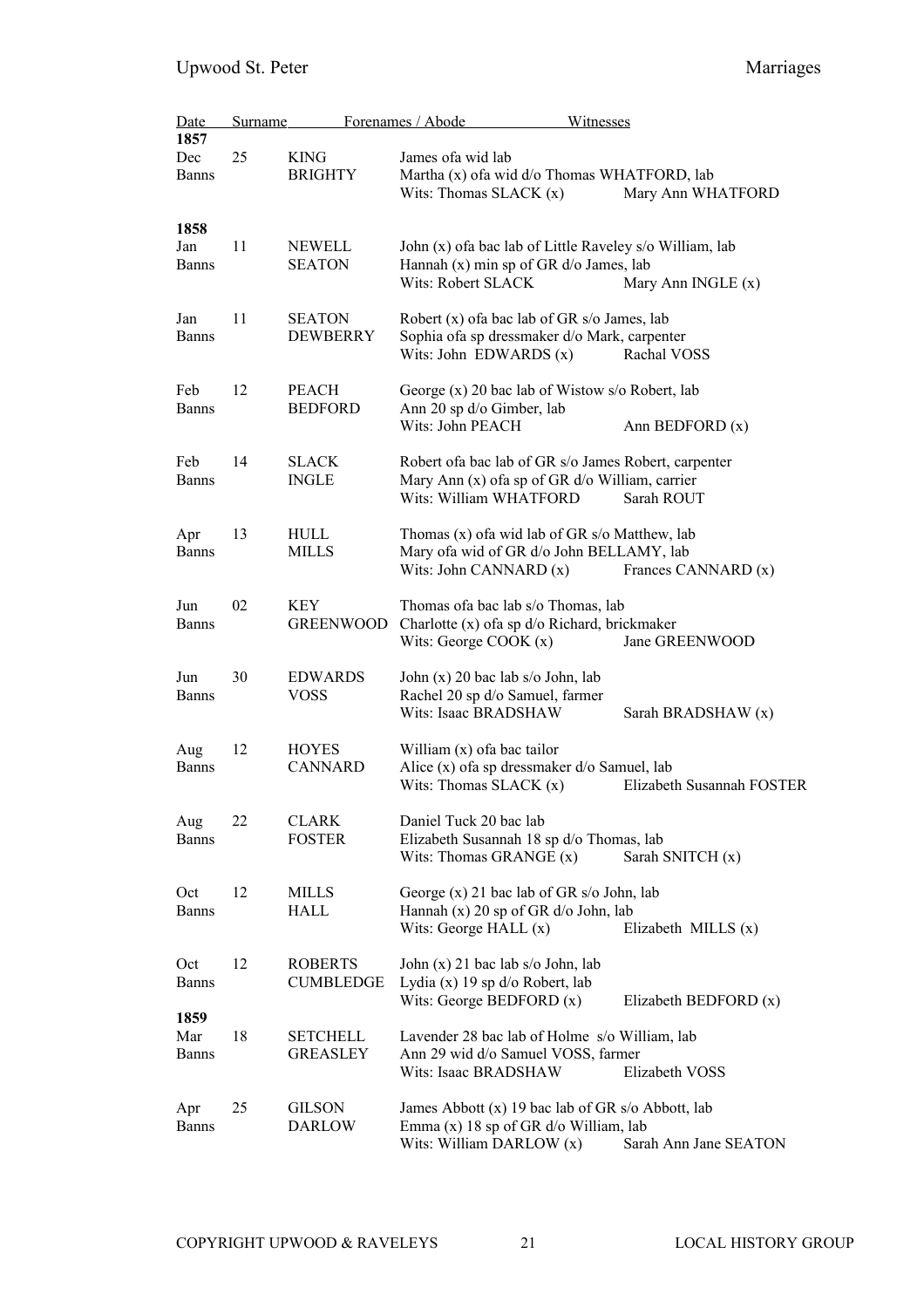| Date | | Surname | Forenames / Abode | Witnesses |
|---|---|---|---|---|
| **1857** | | | | |
| Dec | 25 | KING | James ofa wid lab | |
| Banns | | BRIGHTY | Martha (x) ofa wid d/o Thomas WHATFORD, lab | |
| | | | Wits: Thomas SLACK (x) | Mary Ann WHATFORD |
| **1858** | | | | |
| Jan | 11 | NEWELL | John (x) ofa bac lab of Little Raveley s/o William, lab | |
| Banns | | SEATON | Hannah (x) min sp of GR d/o James, lab | |
| | | | Wits: Robert SLACK | Mary Ann INGLE (x) |
| Jan | 11 | SEATON | Robert (x) ofa bac lab of GR s/o James, lab | |
| Banns | | DEWBERRY | Sophia ofa sp dressmaker d/o Mark, carpenter | |
| | | | Wits: John EDWARDS (x) | Rachal VOSS |
| Feb | 12 | PEACH | George (x) 20 bac lab of Wistow s/o Robert, lab | |
| Banns | | BEDFORD | Ann 20 sp d/o Gimber, lab | |
| | | | Wits: John PEACH | Ann BEDFORD (x) |
| Feb | 14 | SLACK | Robert ofa bac lab of GR s/o James Robert, carpenter | |
| Banns | | INGLE | Mary Ann (x) ofa sp of GR d/o William, carrier | |
| | | | Wits: William WHATFORD | Sarah ROUT |
| Apr | 13 | HULL | Thomas (x) ofa wid lab of GR s/o Matthew, lab | |
| Banns | | MILLS | Mary ofa wid of GR d/o John BELLAMY, lab | |
| | | | Wits: John CANNARD (x) | Frances CANNARD (x) |
| Jun | 02 | KEY | Thomas ofa bac lab s/o Thomas, lab | |
| Banns | | GREENWOOD | Charlotte (x) ofa sp d/o Richard, brickmaker | |
| | | | Wits: George COOK (x) | Jane GREENWOOD |
| Jun | 30 | EDWARDS | John (x) 20 bac lab s/o John, lab | |
| Banns | | VOSS | Rachel 20 sp d/o Samuel, farmer | |
| | | | Wits: Isaac BRADSHAW | Sarah BRADSHAW (x) |
| Aug | 12 | HOYES | William (x) ofa bac tailor | |
| Banns | | CANNARD | Alice (x) ofa sp dressmaker d/o Samuel, lab | |
| | | | Wits: Thomas SLACK (x) | Elizabeth Susannah FOSTER |
| Aug | 22 | CLARK | Daniel Tuck 20 bac lab | |
| Banns | | FOSTER | Elizabeth Susannah 18 sp d/o Thomas, lab | |
| | | | Wits: Thomas GRANGE (x) | Sarah SNITCH (x) |
| Oct | 12 | MILLS | George (x) 21 bac lab of GR s/o John, lab | |
| Banns | | HALL | Hannah (x) 20 sp of GR d/o John, lab | |
| | | | Wits: George HALL (x) | Elizabeth MILLS (x) |
| Oct | 12 | ROBERTS | John (x) 21 bac lab s/o John, lab | |
| Banns | | CUMBLEDGE | Lydia (x) 19 sp d/o Robert, lab | |
| | | | Wits: George BEDFORD (x) | Elizabeth BEDFORD (x) |
| **1859** | | | | |
| Mar | 18 | SETCHELL | Lavender 28 bac lab of Holme s/o William, lab | |
| Banns | | GREASLEY | Ann 29 wid d/o Samuel VOSS, farmer | |
| | | | Wits: Isaac BRADSHAW | Elizabeth VOSS |
| Apr | 25 | GILSON | James Abbott (x) 19 bac lab of GR s/o Abbott, lab | |
| Banns | | DARLOW | Emma (x) 18 sp of GR d/o William, lab | |
| | | | Wits: William DARLOW (x) | Sarah Ann Jane SEATON |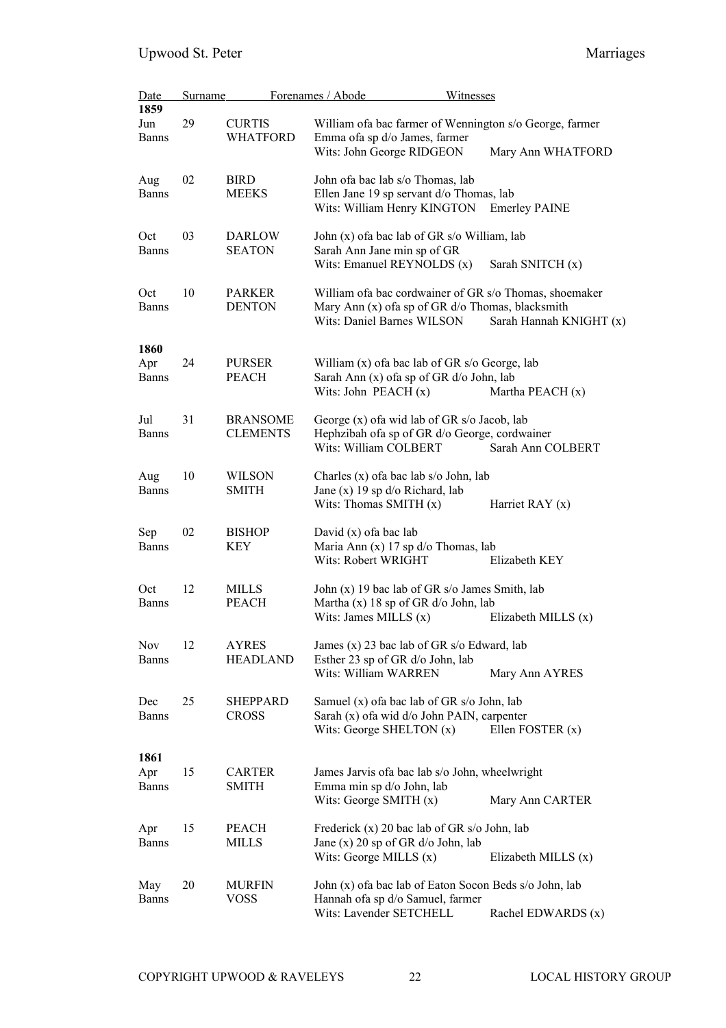| Date | | Surname | Forenames / Abode | Witnesses |
|---|---|---|---|---|
| **1859** | | | | |
| Jun Banns | 29 | CURTIS WHATFORD | William ofa bac farmer of Wennington s/o George, farmer<br>Emma ofa sp d/o James, farmer<br>Wits: John George RIDGEON | Mary Ann WHATFORD |
| Aug Banns | 02 | BIRD MEEKS | John ofa bac lab s/o Thomas, lab<br>Ellen Jane 19 sp servant d/o Thomas, lab<br>Wits: William Henry KINGTON | Emerley PAINE |
| Oct Banns | 03 | DARLOW SEATON | John (x) ofa bac lab of GR s/o William, lab<br>Sarah Ann Jane min sp of GR<br>Wits: Emanuel REYNOLDS (x) | Sarah SNITCH (x) |
| Oct Banns | 10 | PARKER DENTON | William ofa bac cordwainer of GR s/o Thomas, shoemaker<br>Mary Ann (x) ofa sp of GR d/o Thomas, blacksmith<br>Wits: Daniel Barnes WILSON | Sarah Hannah KNIGHT (x) |
| **1860** | | | | |
| Apr Banns | 24 | PURSER PEACH | William (x) ofa bac lab of GR s/o George, lab<br>Sarah Ann (x) ofa sp of GR d/o John, lab<br>Wits: John PEACH (x) | Martha PEACH (x) |
| Jul Banns | 31 | BRANSOME CLEMENTS | George (x) ofa wid lab of GR s/o Jacob, lab<br>Hephzibah ofa sp of GR d/o George, cordwainer<br>Wits: William COLBERT | Sarah Ann COLBERT |
| Aug Banns | 10 | WILSON SMITH | Charles (x) ofa bac lab s/o John, lab<br>Jane (x) 19 sp d/o Richard, lab<br>Wits: Thomas SMITH (x) | Harriet RAY (x) |
| Sep Banns | 02 | BISHOP KEY | David (x) ofa bac lab<br>Maria Ann (x) 17 sp d/o Thomas, lab<br>Wits: Robert WRIGHT | Elizabeth KEY |
| Oct Banns | 12 | MILLS PEACH | John (x) 19 bac lab of GR s/o James Smith, lab<br>Martha (x) 18 sp of GR d/o John, lab<br>Wits: James MILLS (x) | Elizabeth MILLS (x) |
| Nov Banns | 12 | AYRES HEADLAND | James (x) 23 bac lab of GR s/o Edward, lab<br>Esther 23 sp of GR d/o John, lab<br>Wits: William WARREN | Mary Ann AYRES |
| Dec Banns | 25 | SHEPPARD CROSS | Samuel (x) ofa bac lab of GR s/o John, lab<br>Sarah (x) ofa wid d/o John PAIN, carpenter<br>Wits: George SHELTON (x) | Ellen FOSTER (x) |
| **1861** | | | | |
| Apr Banns | 15 | CARTER SMITH | James Jarvis ofa bac lab s/o John, wheelwright<br>Emma min sp d/o John, lab<br>Wits: George SMITH (x) | Mary Ann CARTER |
| Apr Banns | 15 | PEACH MILLS | Frederick (x) 20 bac lab of GR s/o John, lab<br>Jane (x) 20 sp of GR d/o John, lab<br>Wits: George MILLS (x) | Elizabeth MILLS (x) |
| May Banns | 20 | MURFIN VOSS | John (x) ofa bac lab of Eaton Socon Beds s/o John, lab<br>Hannah ofa sp d/o Samuel, farmer<br>Wits: Lavender SETCHELL | Rachel EDWARDS (x) |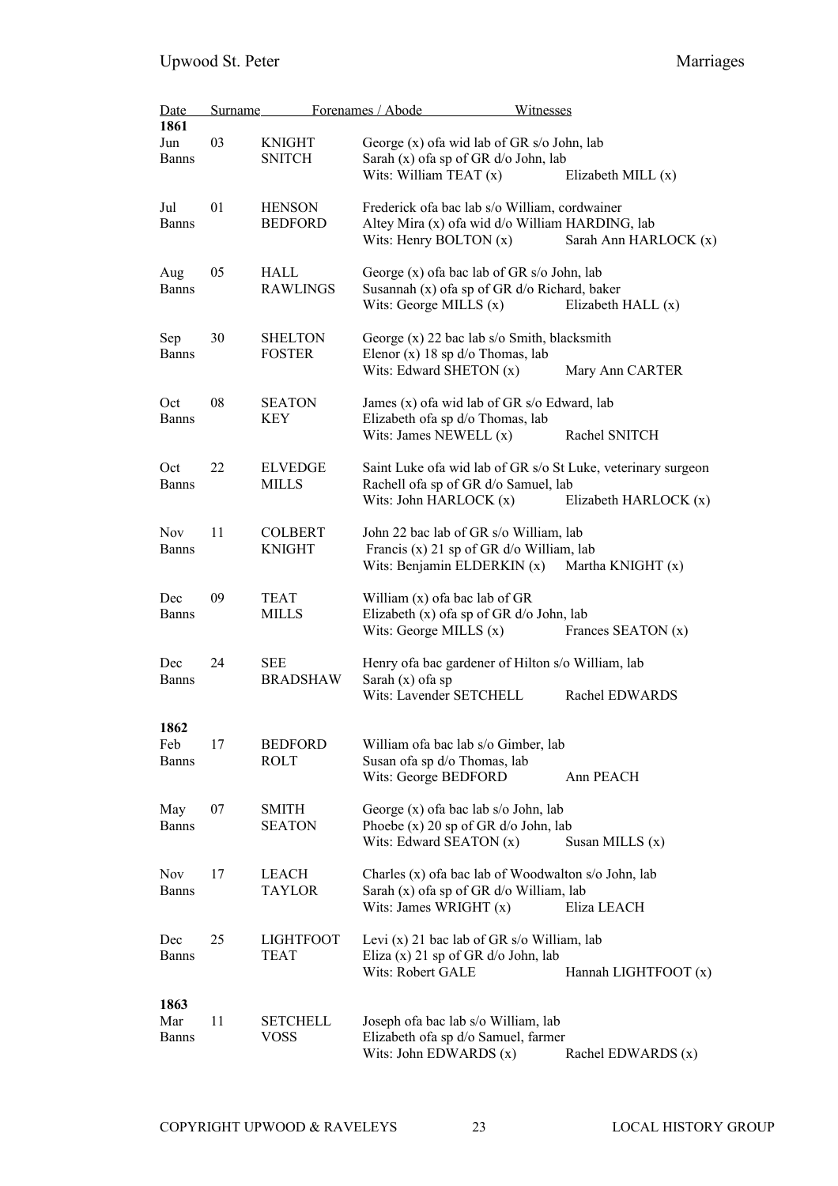| Date | | Surname | Forenames / Abode | Witnesses |
|---|---|---|---|---|
| **1861** | | | | |
| Jun | 03 | KNIGHT | George (x) ofa wid lab of GR s/o John, lab | |
| Banns | | SNITCH | Sarah (x) ofa sp of GR d/o John, lab | |
| | | | Wits: William TEAT (x) | Elizabeth MILL (x) |
| Jul | 01 | HENSON | Frederick ofa bac lab s/o William, cordwainer | |
| Banns | | BEDFORD | Altey Mira (x) ofa wid d/o William HARDING, lab | |
| | | | Wits: Henry BOLTON (x) | Sarah Ann HARLOCK (x) |
| Aug | 05 | HALL | George (x) ofa bac lab of GR s/o John, lab | |
| Banns | | RAWLINGS | Susannah (x) ofa sp of GR d/o Richard, baker | |
| | | | Wits: George MILLS (x) | Elizabeth HALL (x) |
| Sep | 30 | SHELTON | George (x) 22 bac lab s/o Smith, blacksmith | |
| Banns | | FOSTER | Elenor (x) 18 sp d/o Thomas, lab | |
| | | | Wits: Edward SHETON (x) | Mary Ann CARTER |
| Oct | 08 | SEATON | James (x) ofa wid lab of GR s/o Edward, lab | |
| Banns | | KEY | Elizabeth ofa sp d/o Thomas, lab | |
| | | | Wits: James NEWELL (x) | Rachel SNITCH |
| Oct | 22 | ELVEDGE | Saint Luke ofa wid lab of GR s/o St Luke, veterinary surgeon | |
| Banns | | MILLS | Rachell ofa sp of GR d/o Samuel, lab | |
| | | | Wits: John HARLOCK (x) | Elizabeth HARLOCK (x) |
| Nov | 11 | COLBERT | John 22 bac lab of GR s/o William, lab | |
| Banns | | KNIGHT | Francis (x) 21 sp of GR d/o William, lab | |
| | | | Wits: Benjamin ELDERKIN (x) | Martha KNIGHT (x) |
| Dec | 09 | TEAT | William (x) ofa bac lab of GR | |
| Banns | | MILLS | Elizabeth (x) ofa sp of GR d/o John, lab | |
| | | | Wits: George MILLS (x) | Frances SEATON (x) |
| Dec | 24 | SEE | Henry ofa bac gardener of Hilton s/o William, lab | |
| Banns | | BRADSHAW | Sarah (x) ofa sp | |
| | | | Wits: Lavender SETCHELL | Rachel EDWARDS |
| **1862** | | | | |
| Feb | 17 | BEDFORD | William ofa bac lab s/o Gimber, lab | |
| Banns | | ROLT | Susan ofa sp d/o Thomas, lab | |
| | | | Wits: George BEDFORD | Ann PEACH |
| May | 07 | SMITH | George (x) ofa bac lab s/o John, lab | |
| Banns | | SEATON | Phoebe (x) 20 sp of GR d/o John, lab | |
| | | | Wits: Edward SEATON (x) | Susan MILLS (x) |
| Nov | 17 | LEACH | Charles (x) ofa bac lab of Woodwalton s/o John, lab | |
| Banns | | TAYLOR | Sarah (x) ofa sp of GR d/o William, lab | |
| | | | Wits: James WRIGHT (x) | Eliza LEACH |
| Dec | 25 | LIGHTFOOT | Levi (x) 21 bac lab of GR s/o William, lab | |
| Banns | | TEAT | Eliza (x) 21 sp of GR d/o John, lab | |
| | | | Wits: Robert GALE | Hannah LIGHTFOOT (x) |
| **1863** | | | | |
| Mar | 11 | SETCHELL | Joseph ofa bac lab s/o William, lab | |
| Banns | | VOSS | Elizabeth ofa sp d/o Samuel, farmer | |
| | | | Wits: John EDWARDS (x) | Rachel EDWARDS (x) |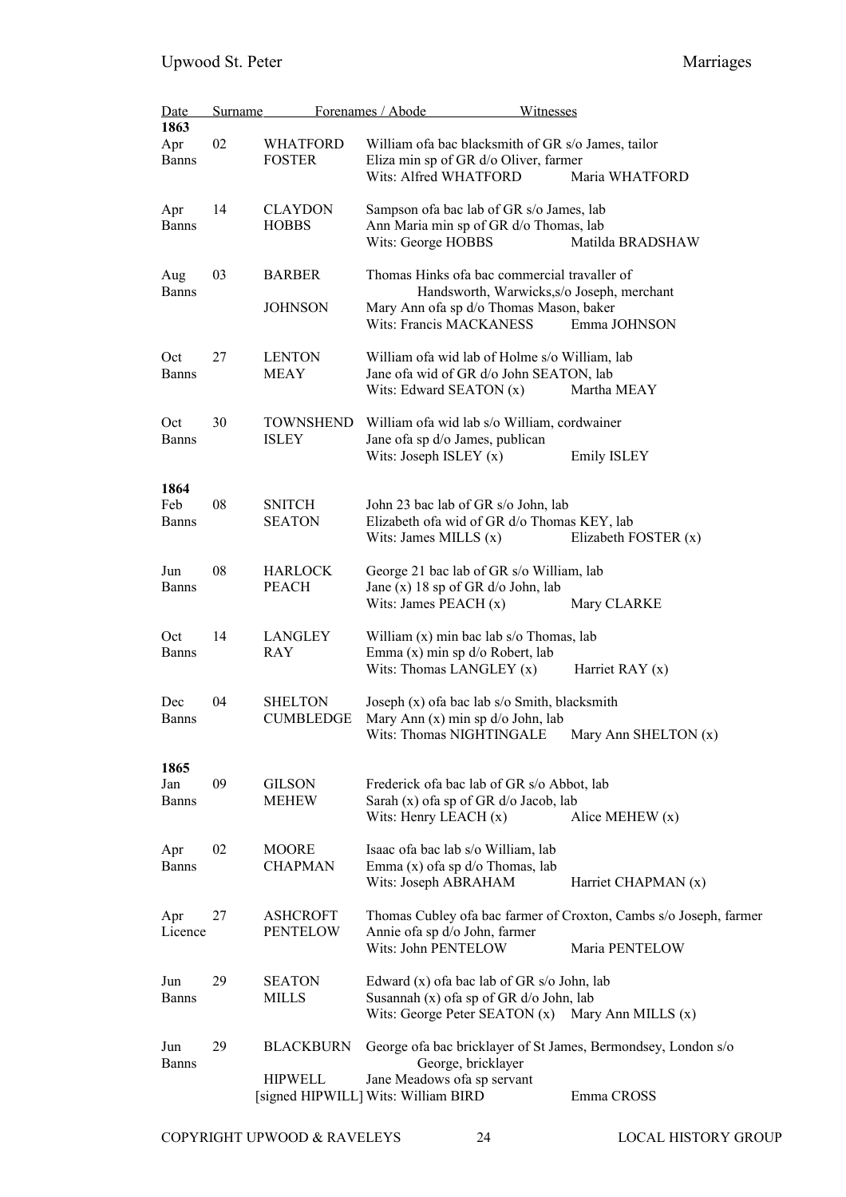| Date | | Surname | Forenames / Abode | Witnesses |
|---|---|---|---|---|
| **1863** | | | | |
| Apr | 02 | WHATFORD | William ofa bac blacksmith of GR s/o James, tailor | |
| Banns | | FOSTER | Eliza min sp of GR d/o Oliver, farmer | |
| | | | Wits: Alfred WHATFORD | Maria WHATFORD |
| Apr | 14 | CLAYDON | Sampson ofa bac lab of GR s/o James, lab | |
| Banns | | HOBBS | Ann Maria min sp of GR d/o Thomas, lab | |
| | | | Wits: George HOBBS | Matilda BRADSHAW |
| Aug | 03 | BARBER | Thomas Hinks ofa bac commercial traveller of Handsworth, Warwicks,s/o Joseph, merchant | |
| Banns | | JOHNSON | Mary Ann ofa sp d/o Thomas Mason, baker | |
| | | | Wits: Francis MACKANESS | Emma JOHNSON |
| Oct | 27 | LENTON | William ofa wid lab of Holme s/o William, lab | |
| Banns | | MEAY | Jane ofa wid of GR d/o John SEATON, lab | |
| | | | Wits: Edward SEATON (x) | Martha MEAY |
| Oct | 30 | TOWNSHEND | William ofa wid lab s/o William, cordwainer | |
| Banns | | ISLEY | Jane ofa sp d/o James, publican | |
| | | | Wits: Joseph ISLEY (x) | Emily ISLEY |
| **1864** | | | | |
| Feb | 08 | SNITCH | John 23 bac lab of GR s/o John, lab | |
| Banns | | SEATON | Elizabeth ofa wid of GR d/o Thomas KEY, lab | |
| | | | Wits: James MILLS (x) | Elizabeth FOSTER (x) |
| Jun | 08 | HARLOCK | George 21 bac lab of GR s/o William, lab | |
| Banns | | PEACH | Jane (x) 18 sp of GR d/o John, lab | |
| | | | Wits: James PEACH (x) | Mary CLARKE |
| Oct | 14 | LANGLEY | William (x) min bac lab s/o Thomas, lab | |
| Banns | | RAY | Emma (x) min sp d/o Robert, lab | |
| | | | Wits: Thomas LANGLEY (x) | Harriet RAY (x) |
| Dec | 04 | SHELTON | Joseph (x) ofa bac lab s/o Smith, blacksmith | |
| Banns | | CUMBLEDGE | Mary Ann (x) min sp d/o John, lab | |
| | | | Wits: Thomas NIGHTINGALE | Mary Ann SHELTON (x) |
| **1865** | | | | |
| Jan | 09 | GILSON | Frederick ofa bac lab of GR s/o Abbot, lab | |
| Banns | | MEHEW | Sarah (x) ofa sp of GR d/o Jacob, lab | |
| | | | Wits: Henry LEACH (x) | Alice MEHEW (x) |
| Apr | 02 | MOORE | Isaac ofa bac lab s/o William, lab | |
| Banns | | CHAPMAN | Emma (x) ofa sp d/o Thomas, lab | |
| | | | Wits: Joseph ABRAHAM | Harriet CHAPMAN (x) |
| Apr | 27 | ASHCROFT | Thomas Cubley ofa bac farmer of Croxton, Cambs s/o Joseph, farmer | |
| Licence | | PENTELOW | Annie ofa sp d/o John, farmer | |
| | | | Wits: John PENTELOW | Maria PENTELOW |
| Jun | 29 | SEATON | Edward (x) ofa bac lab of GR s/o John, lab | |
| Banns | | MILLS | Susannah (x) ofa sp of GR d/o John, lab | |
| | | | Wits: George Peter SEATON (x) | Mary Ann MILLS (x) |
| Jun | 29 | BLACKBURN | George ofa bac bricklayer of St James, Bermondsey, London s/o George, bricklayer | |
| Banns | | HIPWELL | Jane Meadows ofa sp servant | |
| | | [signed HIPWILL] | Wits: William BIRD | Emma CROSS |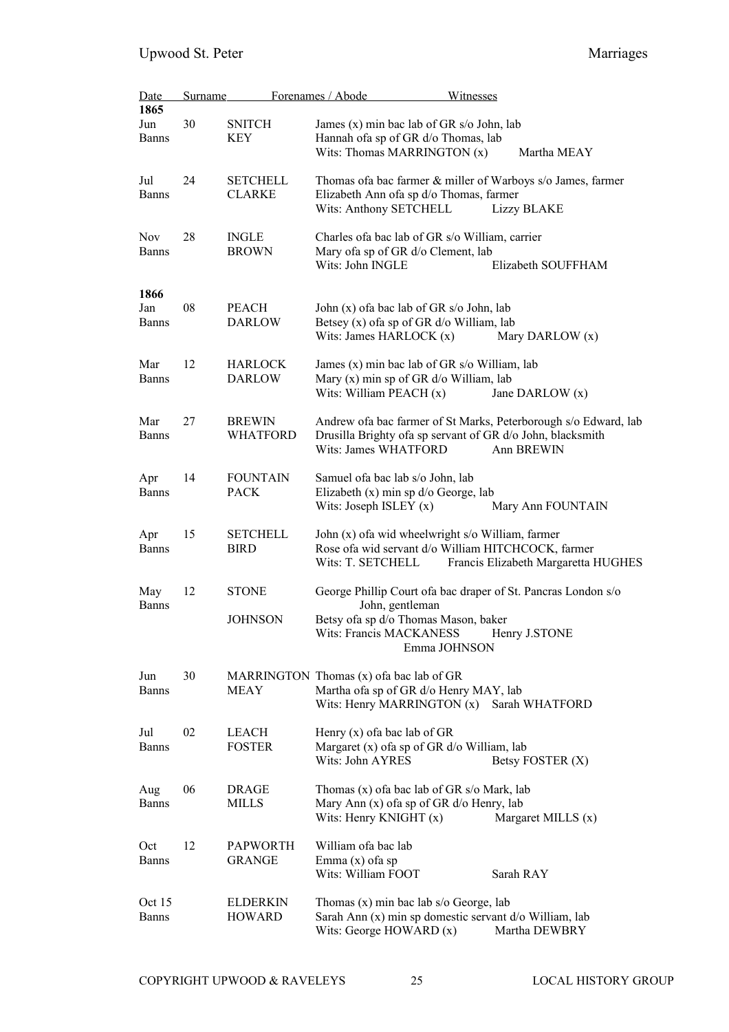| Date | | Surname | Forenames / Abode | Witnesses |
|---|---|---|---|---|
| **1865** | | | | |
| Jun<br>Banns | 30 | SNITCH<br>KEY | James (x) min bac lab of GR s/o John, lab<br>Hannah ofa sp of GR d/o Thomas, lab<br>Wits: Thomas MARRINGTON (x) | <br><br>Martha MEAY |
| Jul<br>Banns | 24 | SETCHELL<br>CLARKE | Thomas ofa bac farmer & miller of Warboys s/o James, farmer<br>Elizabeth Ann ofa sp d/o Thomas, farmer<br>Wits: Anthony SETCHELL | <br><br>Lizzy BLAKE |
| Nov<br>Banns | 28 | INGLE<br>BROWN | Charles ofa bac lab of GR s/o William, carrier<br>Mary ofa sp of GR d/o Clement, lab<br>Wits: John INGLE | <br><br>Elizabeth SOUFFHAM |
| **1866** | | | | |
| Jan<br>Banns | 08 | PEACH<br>DARLOW | John (x) ofa bac lab of GR s/o John, lab<br>Betsey (x) ofa sp of GR d/o William, lab<br>Wits: James HARLOCK (x) | <br><br>Mary DARLOW (x) |
| Mar<br>Banns | 12 | HARLOCK<br>DARLOW | James (x) min bac lab of GR s/o William, lab<br>Mary (x) min sp of GR d/o William, lab<br>Wits: William PEACH (x) | <br><br>Jane DARLOW (x) |
| Mar<br>Banns | 27 | BREWIN<br>WHATFORD | Andrew ofa bac farmer of St Marks, Peterborough s/o Edward, lab<br>Drusilla Brighty ofa sp servant of GR d/o John, blacksmith<br>Wits: James WHATFORD | <br><br>Ann BREWIN |
| Apr<br>Banns | 14 | FOUNTAIN<br>PACK | Samuel ofa bac lab s/o John, lab<br>Elizabeth (x) min sp d/o George, lab<br>Wits: Joseph ISLEY (x) | <br><br>Mary Ann FOUNTAIN |
| Apr<br>Banns | 15 | SETCHELL<br>BIRD | John (x) ofa wid wheelwright s/o William, farmer<br>Rose ofa wid servant d/o William HITCHCOCK, farmer<br>Wits: T. SETCHELL | <br><br>Francis Elizabeth Margaretta HUGHES |
| May<br>Banns | 12 | STONE<br><br>JOHNSON | George Phillip Court ofa bac draper of St. Pancras London s/o John, gentleman<br>Betsy ofa sp d/o Thomas Mason, baker<br>Wits: Francis MACKANESS | <br><br><br>Henry J.STONE<br>Emma JOHNSON |
| Jun<br>Banns | 30 | MARRINGTON<br>MEAY | Thomas (x) ofa bac lab of GR<br>Martha ofa sp of GR d/o Henry MAY, lab<br>Wits: Henry MARRINGTON (x) | <br><br>Sarah WHATFORD |
| Jul<br>Banns | 02 | LEACH<br>FOSTER | Henry (x) ofa bac lab of GR<br>Margaret (x) ofa sp of GR d/o William, lab<br>Wits: John AYRES | <br><br>Betsy FOSTER (X) |
| Aug<br>Banns | 06 | DRAGE<br>MILLS | Thomas (x) ofa bac lab of GR s/o Mark, lab<br>Mary Ann (x) ofa sp of GR d/o Henry, lab<br>Wits: Henry KNIGHT (x) | <br><br>Margaret MILLS (x) |
| Oct<br>Banns | 12 | PAPWORTH<br>GRANGE | William ofa bac lab<br>Emma (x) ofa sp<br>Wits: William FOOT | <br><br>Sarah RAY |
| Oct 15<br>Banns | | ELDERKIN<br>HOWARD | Thomas (x) min bac lab s/o George, lab<br>Sarah Ann (x) min sp domestic servant d/o William, lab<br>Wits: George HOWARD (x) | <br><br>Martha DEWBRY |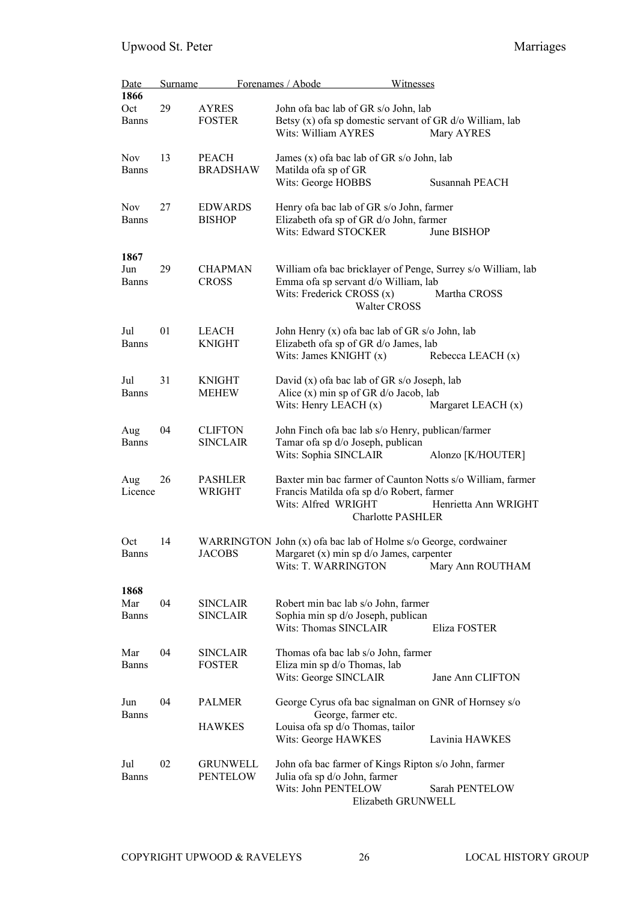| Date | | Surname | Forenames / Abode | Witnesses |
|---|---|---|---|---|
| **1866** | | | | |
| Oct | 29 | AYRES | John ofa bac lab of GR s/o John, lab | |
| Banns | | FOSTER | Betsy (x) ofa sp domestic servant of GR d/o William, lab | |
| | | | Wits: William AYRES | Mary AYRES |
| Nov | 13 | PEACH | James (x) ofa bac lab of GR s/o John, lab | |
| Banns | | BRADSHAW | Matilda ofa sp of GR | |
| | | | Wits: George HOBBS | Susannah PEACH |
| Nov | 27 | EDWARDS | Henry ofa bac lab of GR s/o John, farmer | |
| Banns | | BISHOP | Elizabeth ofa sp of GR d/o John, farmer | |
| | | | Wits: Edward STOCKER | June BISHOP |
| **1867** | | | | |
| Jun | 29 | CHAPMAN | William ofa bac bricklayer of Penge, Surrey s/o William, lab | |
| Banns | | CROSS | Emma ofa sp servant d/o William, lab | |
| | | | Wits: Frederick CROSS (x) | Martha CROSS |
| | | | Walter CROSS | |
| Jul | 01 | LEACH | John Henry (x) ofa bac lab of GR s/o John, lab | |
| Banns | | KNIGHT | Elizabeth ofa sp of GR d/o James, lab | |
| | | | Wits: James KNIGHT (x) | Rebecca LEACH (x) |
| Jul | 31 | KNIGHT | David (x) ofa bac lab of GR s/o Joseph, lab | |
| Banns | | MEHEW | Alice (x) min sp of GR d/o Jacob, lab | |
| | | | Wits: Henry LEACH (x) | Margaret LEACH (x) |
| Aug | 04 | CLIFTON | John Finch ofa bac lab s/o Henry, publican/farmer | |
| Banns | | SINCLAIR | Tamar ofa sp d/o Joseph, publican | |
| | | | Wits: Sophia SINCLAIR | Alonzo [K/HOUTER] |
| Aug | 26 | PASHLER | Baxter min bac farmer of Caunton Notts s/o William, farmer | |
| Licence | | WRIGHT | Francis Matilda ofa sp d/o Robert, farmer | |
| | | | Wits: Alfred WRIGHT | Henrietta Ann WRIGHT |
| | | | Charlotte PASHLER | |
| Oct | 14 | WARRINGTON | John (x) ofa bac lab of Holme s/o George, cordwainer | |
| Banns | | JACOBS | Margaret (x) min sp d/o James, carpenter | |
| | | | Wits: T. WARRINGTON | Mary Ann ROUTHAM |
| **1868** | | | | |
| Mar | 04 | SINCLAIR | Robert min bac lab s/o John, farmer | |
| Banns | | SINCLAIR | Sophia min sp d/o Joseph, publican | |
| | | | Wits: Thomas SINCLAIR | Eliza FOSTER |
| Mar | 04 | SINCLAIR | Thomas ofa bac lab s/o John, farmer | |
| Banns | | FOSTER | Eliza min sp d/o Thomas, lab | |
| | | | Wits: George SINCLAIR | Jane Ann CLIFTON |
| Jun | 04 | PALMER | George Cyrus ofa bac signalman on GNR of Hornsey s/o George, farmer etc. | |
| Banns | | HAWKES | Louisa ofa sp d/o Thomas, tailor | |
| | | | Wits: George HAWKES | Lavinia HAWKES |
| Jul | 02 | GRUNWELL | John ofa bac farmer of Kings Ripton s/o John, farmer | |
| Banns | | PENTELOW | Julia ofa sp d/o John, farmer | |
| | | | Wits: John PENTELOW | Sarah PENTELOW |
| | | | Elizabeth GRUNWELL | |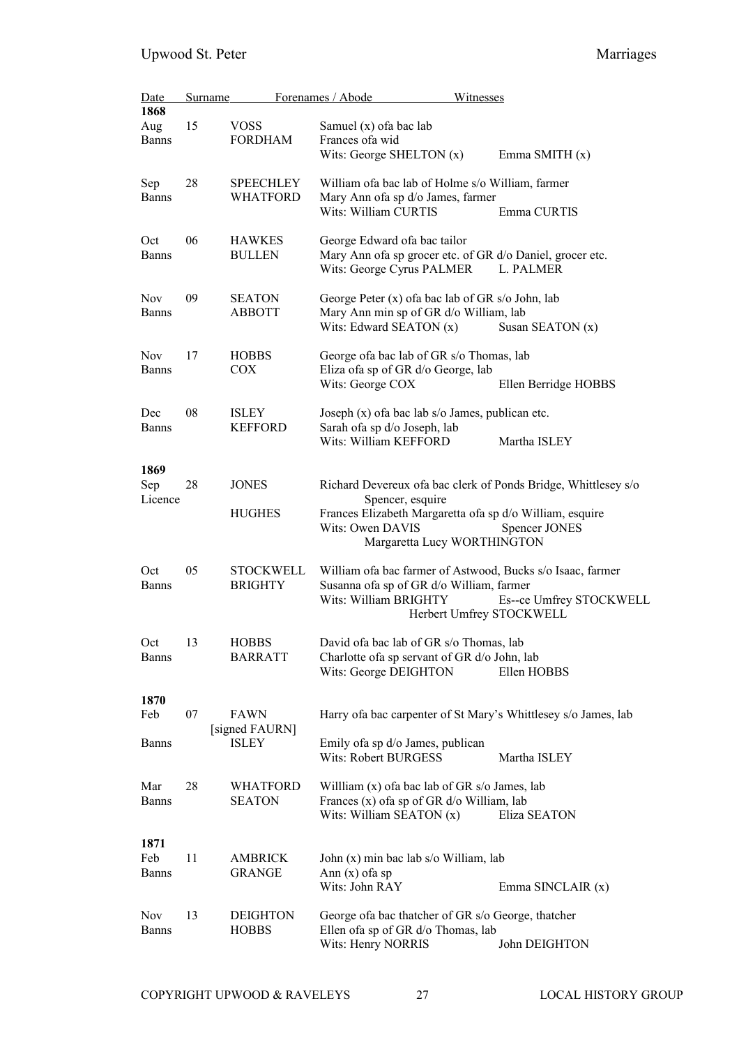| Date | | Surname | Forenames / Abode | Witnesses |
|---|---|---|---|---|
| **1868** | | | | |
| Aug | 15 | VOSS | Samuel (x) ofa bac lab | |
| Banns | | FORDHAM | Frances ofa wid | |
| | | | Wits: George SHELTON (x) | Emma SMITH (x) |
| Sep | 28 | SPEECHLEY | William ofa bac lab of Holme s/o William, farmer | |
| Banns | | WHATFORD | Mary Ann ofa sp d/o James, farmer | |
| | | | Wits: William CURTIS | Emma CURTIS |
| Oct | 06 | HAWKES | George Edward ofa bac tailor | |
| Banns | | BULLEN | Mary Ann ofa sp grocer etc. of GR d/o Daniel, grocer etc. | |
| | | | Wits: George Cyrus PALMER | L. PALMER |
| Nov | 09 | SEATON | George Peter (x) ofa bac lab of GR s/o John, lab | |
| Banns | | ABBOTT | Mary Ann min sp of GR d/o William, lab | |
| | | | Wits: Edward SEATON (x) | Susan SEATON (x) |
| Nov | 17 | HOBBS | George ofa bac lab of GR s/o Thomas, lab | |
| Banns | | COX | Eliza ofa sp of GR d/o George, lab | |
| | | | Wits: George COX | Ellen Berridge HOBBS |
| Dec | 08 | ISLEY | Joseph (x) ofa bac lab s/o James, publican etc. | |
| Banns | | KEFFORD | Sarah ofa sp d/o Joseph, lab | |
| | | | Wits: William KEFFORD | Martha ISLEY |
| **1869** | | | | |
| Sep | 28 | JONES | Richard Devereux ofa bac clerk of Ponds Bridge, Whittlesey s/o Spencer, esquire | |
| Licence | | HUGHES | Frances Elizabeth Margaretta ofa sp d/o William, esquire | |
| | | | Wits: Owen DAVIS | Spencer JONES |
| | | | Margaretta Lucy WORTHINGTON | |
| Oct | 05 | STOCKWELL | William ofa bac farmer of Astwood, Bucks s/o Isaac, farmer | |
| Banns | | BRIGHTY | Susanna ofa sp of GR d/o William, farmer | |
| | | | Wits: William BRIGHTY | Es--ce Umfrey STOCKWELL |
| | | | Herbert Umfrey STOCKWELL | |
| Oct | 13 | HOBBS | David ofa bac lab of GR s/o Thomas, lab | |
| Banns | | BARRATT | Charlotte ofa sp servant of GR d/o John, lab | |
| | | | Wits: George DEIGHTON | Ellen HOBBS |
| **1870** | | | | |
| Feb | 07 | FAWN [signed FAURN] | Harry ofa bac carpenter of St Mary's Whittlesey s/o James, lab | |
| Banns | | ISLEY | Emily ofa sp d/o James, publican | |
| | | | Wits: Robert BURGESS | Martha ISLEY |
| Mar | 28 | WHATFORD | Willliam (x) ofa bac lab of GR s/o James, lab | |
| Banns | | SEATON | Frances (x) ofa sp of GR d/o William, lab | |
| | | | Wits: William SEATON (x) | Eliza SEATON |
| **1871** | | | | |
| Feb | 11 | AMBRICK | John (x) min bac lab s/o William, lab | |
| Banns | | GRANGE | Ann (x) ofa sp | |
| | | | Wits: John RAY | Emma SINCLAIR (x) |
| Nov | 13 | DEIGHTON | George ofa bac thatcher of GR s/o George, thatcher | |
| Banns | | HOBBS | Ellen ofa sp of GR d/o Thomas, lab | |
| | | | Wits: Henry NORRIS | John DEIGHTON |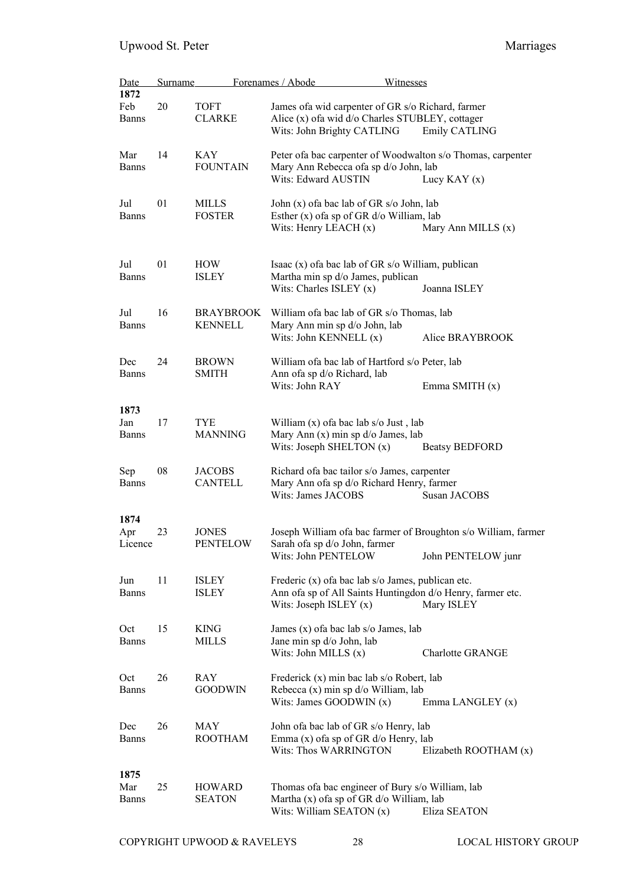| Date | | Surname | Forenames / Abode | Witnesses |
|---|---|---|---|---|
| **1872** | | | | |
| Feb | 20 | TOFT | James ofa wid carpenter of GR s/o Richard, farmer | |
| Banns | | CLARKE | Alice (x) ofa wid d/o Charles STUBLEY, cottager | |
| | | | Wits: John Brighty CATLING | Emily CATLING |
| Mar | 14 | KAY | Peter ofa bac carpenter of Woodwalton s/o Thomas, carpenter | |
| Banns | | FOUNTAIN | Mary Ann Rebecca ofa sp d/o John, lab | |
| | | | Wits: Edward AUSTIN | Lucy KAY (x) |
| Jul | 01 | MILLS | John (x) ofa bac lab of GR s/o John, lab | |
| Banns | | FOSTER | Esther (x) ofa sp of GR d/o William, lab | |
| | | | Wits: Henry LEACH (x) | Mary Ann MILLS (x) |
| Jul | 01 | HOW | Isaac (x) ofa bac lab of GR s/o William, publican | |
| Banns | | ISLEY | Martha min sp d/o James, publican | |
| | | | Wits: Charles ISLEY (x) | Joanna ISLEY |
| Jul | 16 | BRAYBROOK | William ofa bac lab of GR s/o Thomas, lab | |
| Banns | | KENNELL | Mary Ann min sp d/o John, lab | |
| | | | Wits: John KENNELL (x) | Alice BRAYBROOK |
| Dec | 24 | BROWN | William ofa bac lab of Hartford s/o Peter, lab | |
| Banns | | SMITH | Ann ofa sp d/o Richard, lab | |
| | | | Wits: John RAY | Emma SMITH (x) |
| **1873** | | | | |
| Jan | 17 | TYE | William (x) ofa bac lab s/o Just , lab | |
| Banns | | MANNING | Mary Ann (x) min sp d/o James, lab | |
| | | | Wits: Joseph SHELTON (x) | Beatsy BEDFORD |
| Sep | 08 | JACOBS | Richard ofa bac tailor s/o James, carpenter | |
| Banns | | CANTELL | Mary Ann ofa sp d/o Richard Henry, farmer | |
| | | | Wits: James JACOBS | Susan JACOBS |
| **1874** | | | | |
| Apr | 23 | JONES | Joseph William ofa bac farmer of Broughton s/o William, farmer | |
| Licence | | PENTELOW | Sarah ofa sp d/o John, farmer | |
| | | | Wits: John PENTELOW | John PENTELOW junr |
| Jun | 11 | ISLEY | Frederic (x) ofa bac lab s/o James, publican etc. | |
| Banns | | ISLEY | Ann ofa sp of All Saints Huntingdon d/o Henry, farmer etc. | |
| | | | Wits: Joseph ISLEY (x) | Mary ISLEY |
| Oct | 15 | KING | James (x) ofa bac lab s/o James, lab | |
| Banns | | MILLS | Jane min sp d/o John, lab | |
| | | | Wits: John MILLS (x) | Charlotte GRANGE |
| Oct | 26 | RAY | Frederick (x) min bac lab s/o Robert, lab | |
| Banns | | GOODWIN | Rebecca (x) min sp d/o William, lab | |
| | | | Wits: James GOODWIN (x) | Emma LANGLEY (x) |
| Dec | 26 | MAY | John ofa bac lab of GR s/o Henry, lab | |
| Banns | | ROOTHAM | Emma (x) ofa sp of GR d/o Henry, lab | |
| | | | Wits: Thos WARRINGTON | Elizabeth ROOTHAM (x) |
| **1875** | | | | |
| Mar | 25 | HOWARD | Thomas ofa bac engineer of Bury s/o William, lab | |
| Banns | | SEATON | Martha (x) ofa sp of GR d/o William, lab | |
| | | | Wits: William SEATON (x) | Eliza SEATON |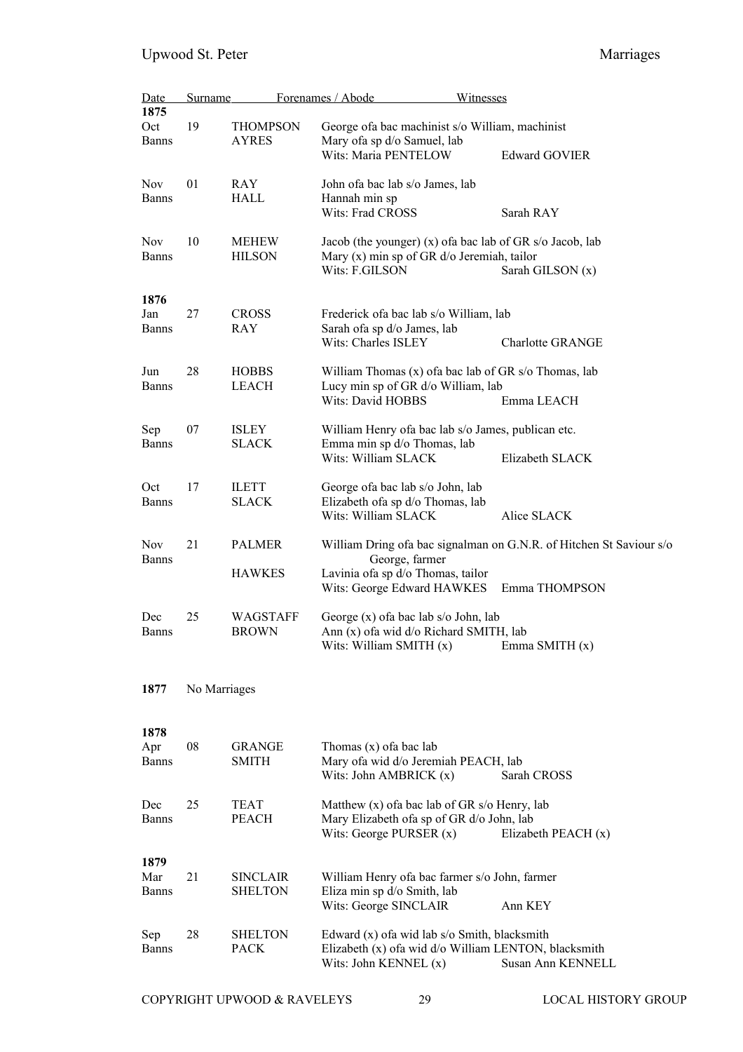| Date | | Surname | Forenames / Abode | Witnesses |
|---|---|---|---|---|
| **1875** | | | | |
| Oct | 19 | THOMPSON | George ofa bac machinist s/o William, machinist | |
| Banns | | AYRES | Mary ofa sp d/o Samuel, lab | |
| | | | Wits: Maria PENTELOW | Edward GOVIER |
| Nov | 01 | RAY | John ofa bac lab s/o James, lab | |
| Banns | | HALL | Hannah min sp | |
| | | | Wits: Frad CROSS | Sarah RAY |
| Nov | 10 | MEHEW | Jacob (the younger) (x) ofa bac lab of GR s/o Jacob, lab | |
| Banns | | HILSON | Mary (x) min sp of GR d/o Jeremiah, tailor | |
| | | | Wits: F.GILSON | Sarah GILSON (x) |
| **1876** | | | | |
| Jan | 27 | CROSS | Frederick ofa bac lab s/o William, lab | |
| Banns | | RAY | Sarah ofa sp d/o James, lab | |
| | | | Wits: Charles ISLEY | Charlotte GRANGE |
| Jun | 28 | HOBBS | William Thomas (x) ofa bac lab of GR s/o Thomas, lab | |
| Banns | | LEACH | Lucy min sp of GR d/o William, lab | |
| | | | Wits: David HOBBS | Emma LEACH |
| Sep | 07 | ISLEY | William Henry ofa bac lab s/o James, publican etc. | |
| Banns | | SLACK | Emma min sp d/o Thomas, lab | |
| | | | Wits: William SLACK | Elizabeth SLACK |
| Oct | 17 | ILETT | George ofa bac lab s/o John, lab | |
| Banns | | SLACK | Elizabeth ofa sp d/o Thomas, lab | |
| | | | Wits: William SLACK | Alice SLACK |
| Nov | 21 | PALMER | William Dring ofa bac signalman on G.N.R. of Hitchen St Saviour s/o George, farmer | |
| Banns | | HAWKES | Lavinia ofa sp d/o Thomas, tailor | |
| | | | Wits: George Edward HAWKES | Emma THOMPSON |
| Dec | 25 | WAGSTAFF | George (x) ofa bac lab s/o John, lab | |
| Banns | | BROWN | Ann (x) ofa wid d/o Richard SMITH, lab | |
| | | | Wits: William SMITH (x) | Emma SMITH (x) |
| **1877** | | No Marriages | | |
| **1878** | | | | |
| Apr | 08 | GRANGE | Thomas (x) ofa bac lab | |
| Banns | | SMITH | Mary ofa wid d/o Jeremiah PEACH, lab | |
| | | | Wits: John AMBRICK (x) | Sarah CROSS |
| Dec | 25 | TEAT | Matthew (x) ofa bac lab of GR s/o Henry, lab | |
| Banns | | PEACH | Mary Elizabeth ofa sp of GR d/o John, lab | |
| | | | Wits: George PURSER (x) | Elizabeth PEACH (x) |
| **1879** | | | | |
| Mar | 21 | SINCLAIR | William Henry ofa bac farmer s/o John, farmer | |
| Banns | | SHELTON | Eliza min sp d/o Smith, lab | |
| | | | Wits: George SINCLAIR | Ann KEY |
| Sep | 28 | SHELTON | Edward (x) ofa wid lab s/o Smith, blacksmith | |
| Banns | | PACK | Elizabeth (x) ofa wid d/o William LENTON, blacksmith | |
| | | | Wits: John KENNEL (x) | Susan Ann KENNELL |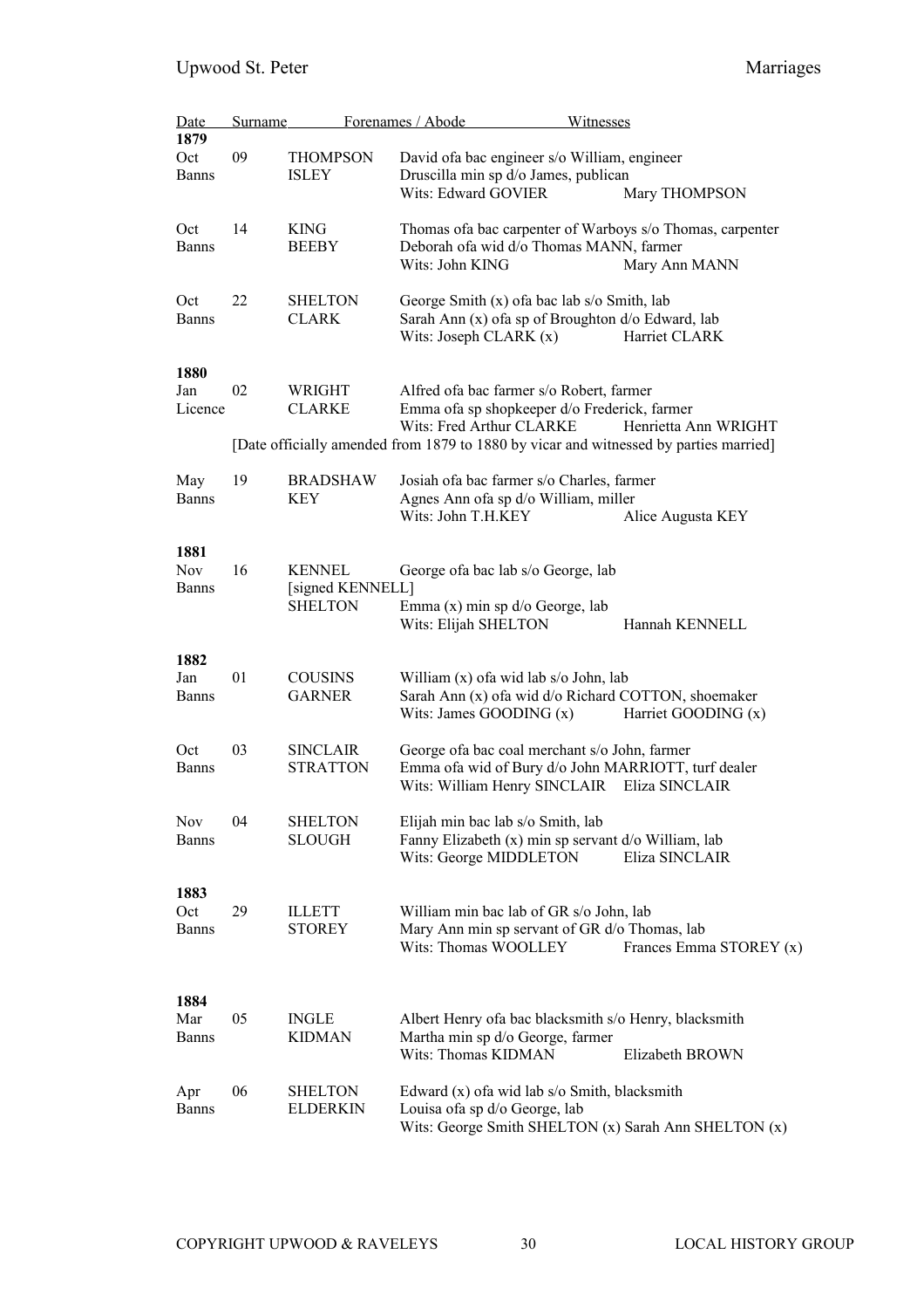Upwood St. Peter — Marriages

| Date | | Surname | Forenames / Abode | Witnesses |
|---|---|---|---|---|
| **1879** | | | | |
| Oct | 09 | THOMPSON | David ofa bac engineer s/o William, engineer | |
| Banns | | ISLEY | Druscilla min sp d/o James, publican | |
| | | | Wits: Edward GOVIER | Mary THOMPSON |
| Oct | 14 | KING | Thomas ofa bac carpenter of Warboys s/o Thomas, carpenter | |
| Banns | | BEEBY | Deborah ofa wid d/o Thomas MANN, farmer | |
| | | | Wits: John KING | Mary Ann MANN |
| Oct | 22 | SHELTON | George Smith (x) ofa bac lab s/o Smith, lab | |
| Banns | | CLARK | Sarah Ann (x) ofa sp of Broughton d/o Edward, lab | |
| | | | Wits: Joseph CLARK (x) | Harriet CLARK |
| **1880** | | | | |
| Jan | 02 | WRIGHT | Alfred ofa bac farmer s/o Robert, farmer | |
| Licence | | CLARKE | Emma ofa sp shopkeeper d/o Frederick, farmer | |
| | | | Wits: Fred Arthur CLARKE | Henrietta Ann WRIGHT |
| | | | [Date officially amended from 1879 to 1880 by vicar and witnessed by parties married] | |
| May | 19 | BRADSHAW | Josiah ofa bac farmer s/o Charles, farmer | |
| Banns | | KEY | Agnes Ann ofa sp d/o William, miller | |
| | | | Wits: John T.H.KEY | Alice Augusta KEY |
| **1881** | | | | |
| Nov | 16 | KENNEL | George ofa bac lab s/o George, lab | |
| Banns | | [signed KENNELL] | | |
| | | SHELTON | Emma (x) min sp d/o George, lab | |
| | | | Wits: Elijah SHELTON | Hannah KENNELL |
| **1882** | | | | |
| Jan | 01 | COUSINS | William (x) ofa wid lab s/o John, lab | |
| Banns | | GARNER | Sarah Ann (x) ofa wid d/o Richard COTTON, shoemaker | |
| | | | Wits: James GOODING (x) | Harriet GOODING (x) |
| Oct | 03 | SINCLAIR | George ofa bac coal merchant s/o John, farmer | |
| Banns | | STRATTON | Emma ofa wid of Bury d/o John MARRIOTT, turf dealer | |
| | | | Wits: William Henry SINCLAIR | Eliza SINCLAIR |
| Nov | 04 | SHELTON | Elijah min bac lab s/o Smith, lab | |
| Banns | | SLOUGH | Fanny Elizabeth (x) min sp servant d/o William, lab | |
| | | | Wits: George MIDDLETON | Eliza SINCLAIR |
| **1883** | | | | |
| Oct | 29 | ILLETT | William min bac lab of GR s/o John, lab | |
| Banns | | STOREY | Mary Ann min sp servant of GR d/o Thomas, lab | |
| | | | Wits: Thomas WOOLLEY | Frances Emma STOREY (x) |
| **1884** | | | | |
| Mar | 05 | INGLE | Albert Henry ofa bac blacksmith s/o Henry, blacksmith | |
| Banns | | KIDMAN | Martha min sp d/o George, farmer | |
| | | | Wits: Thomas KIDMAN | Elizabeth BROWN |
| Apr | 06 | SHELTON | Edward (x) ofa wid lab s/o Smith, blacksmith | |
| Banns | | ELDERKIN | Louisa ofa sp d/o George, lab | |
| | | | Wits: George Smith SHELTON (x) | Sarah Ann SHELTON (x) |

COPYRIGHT UPWOOD & RAVELEYS LOCAL HISTORY GROUP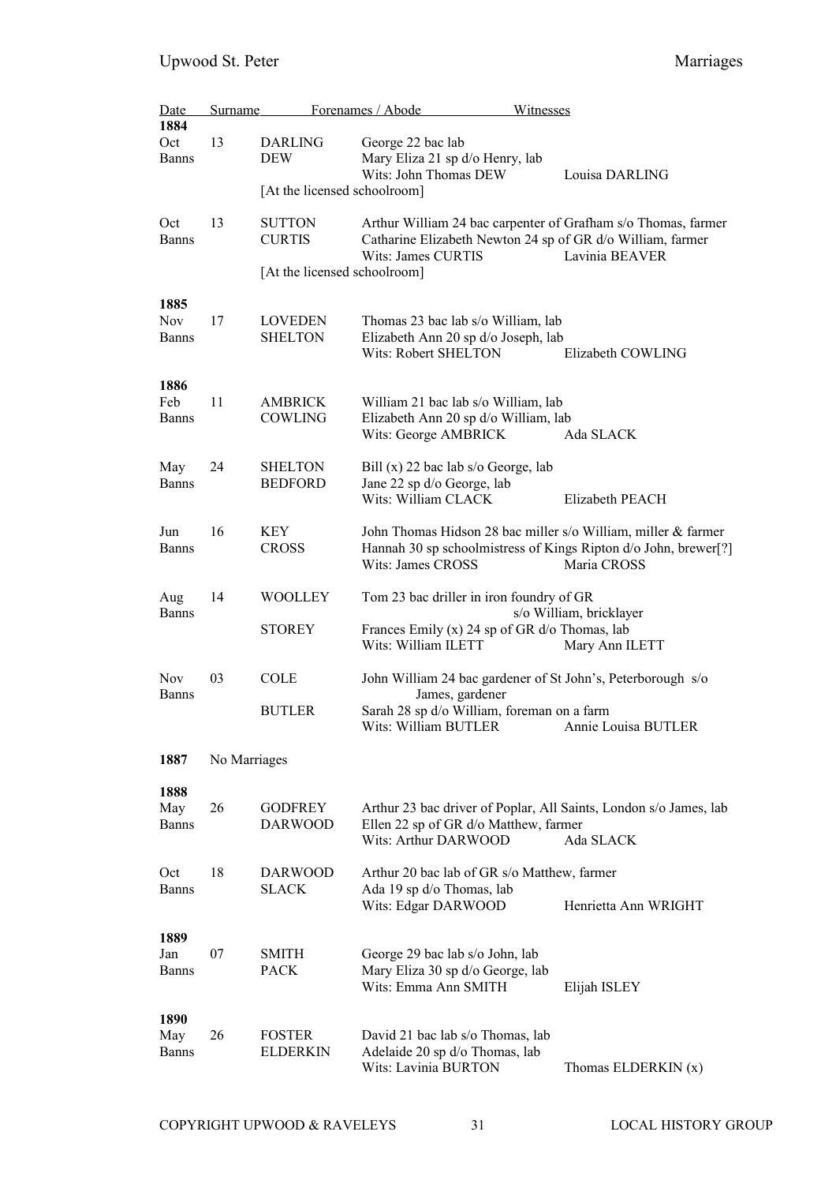| Date | | Surname | Forenames / Abode | Witnesses |
|---|---|---|---|---|
| **1884** | | | | |
| Oct | 13 | DARLING | George 22 bac lab | |
| Banns | | DEW | Mary Eliza 21 sp d/o Henry, lab | |
| | | | Wits: John Thomas DEW | Louisa DARLING |
| | | [At the licensed schoolroom] | | |
| Oct | 13 | SUTTON | Arthur William 24 bac carpenter of Grafham s/o Thomas, farmer | |
| Banns | | CURTIS | Catharine Elizabeth Newton 24 sp of GR d/o William, farmer | |
| | | | Wits: James CURTIS | Lavinia BEAVER |
| | | [At the licensed schoolroom] | | |
| **1885** | | | | |
| Nov | 17 | LOVEDEN | Thomas 23 bac lab s/o William, lab | |
| Banns | | SHELTON | Elizabeth Ann 20 sp d/o Joseph, lab | |
| | | | Wits: Robert SHELTON | Elizabeth COWLING |
| **1886** | | | | |
| Feb | 11 | AMBRICK | William 21 bac lab s/o William, lab | |
| Banns | | COWLING | Elizabeth Ann 20 sp d/o William, lab | |
| | | | Wits: George AMBRICK | Ada SLACK |
| May | 24 | SHELTON | Bill (x) 22 bac lab s/o George, lab | |
| Banns | | BEDFORD | Jane 22 sp d/o George, lab | |
| | | | Wits: William CLACK | Elizabeth PEACH |
| Jun | 16 | KEY | John Thomas Hidson 28 bac miller s/o William, miller & farmer | |
| Banns | | CROSS | Hannah 30 sp schoolmistress of Kings Ripton d/o John, brewer[?] | |
| | | | Wits: James CROSS | Maria CROSS |
| Aug | 14 | WOOLLEY | Tom 23 bac driller in iron foundry of GR s/o William, bricklayer | |
| Banns | | STOREY | Frances Emily (x) 24 sp of GR d/o Thomas, lab | |
| | | | Wits: William ILETT | Mary Ann ILETT |
| Nov | 03 | COLE | John William 24 bac gardener of St John's, Peterborough s/o James, gardener | |
| Banns | | BUTLER | Sarah 28 sp d/o William, foreman on a farm | |
| | | | Wits: William BUTLER | Annie Louisa BUTLER |
| **1887** | No Marriages | | | |
| **1888** | | | | |
| May | 26 | GODFREY | Arthur 23 bac driver of Poplar, All Saints, London s/o James, lab | |
| Banns | | DARWOOD | Ellen 22 sp of GR d/o Matthew, farmer | |
| | | | Wits: Arthur DARWOOD | Ada SLACK |
| Oct | 18 | DARWOOD | Arthur 20 bac lab of GR s/o Matthew, farmer | |
| Banns | | SLACK | Ada 19 sp d/o Thomas, lab | |
| | | | Wits: Edgar DARWOOD | Henrietta Ann WRIGHT |
| **1889** | | | | |
| Jan | 07 | SMITH | George 29 bac lab s/o John, lab | |
| Banns | | PACK | Mary Eliza 30 sp d/o George, lab | |
| | | | Wits: Emma Ann SMITH | Elijah ISLEY |
| **1890** | | | | |
| May | 26 | FOSTER | David 21 bac lab s/o Thomas, lab | |
| Banns | | ELDERKIN | Adelaide 20 sp d/o Thomas, lab | |
| | | | Wits: Lavinia BURTON | Thomas ELDERKIN (x) |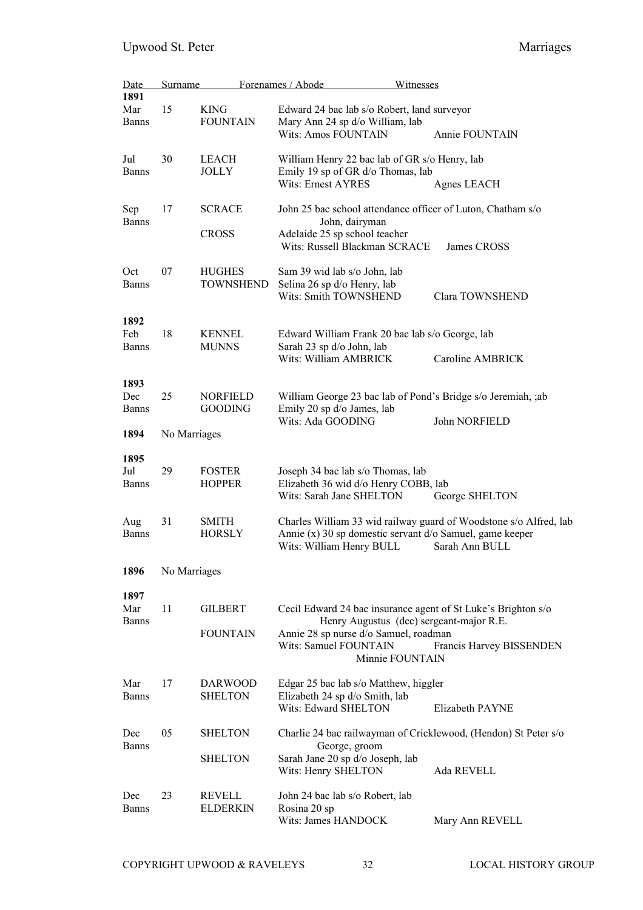| Date | | Surname | Forenames / Abode | Witnesses |
|---|---|---|---|---|
| **1891** | | | | |
| Mar Banns | 15 | KING | Edward 24 bac lab s/o Robert, land surveyor | |
| | | FOUNTAIN | Mary Ann 24 sp d/o William, lab | |
| | | | Wits: Amos FOUNTAIN | Annie FOUNTAIN |
| Jul Banns | 30 | LEACH | William Henry 22 bac lab of GR s/o Henry, lab | |
| | | JOLLY | Emily 19 sp of GR d/o Thomas, lab | |
| | | | Wits: Ernest AYRES | Agnes LEACH |
| Sep Banns | 17 | SCRACE | John 25 bac school attendance officer of Luton, Chatham s/o John, dairyman | |
| | | CROSS | Adelaide 25 sp school teacher | |
| | | | Wits: Russell Blackman SCRACE | James CROSS |
| Oct Banns | 07 | HUGHES | Sam 39 wid lab s/o John, lab | |
| | | TOWNSHEND | Selina 26 sp d/o Henry, lab | |
| | | | Wits: Smith TOWNSHEND | Clara TOWNSHEND |
| **1892** | | | | |
| Feb Banns | 18 | KENNEL | Edward William Frank 20 bac lab s/o George, lab | |
| | | MUNNS | Sarah 23 sp d/o John, lab | |
| | | | Wits: William AMBRICK | Caroline AMBRICK |
| **1893** | | | | |
| Dec Banns | 25 | NORFIELD | William George 23 bac lab of Pond's Bridge s/o Jeremiah, ;ab | |
| | | GOODING | Emily 20 sp d/o James, lab | |
| | | | Wits: Ada GOODING | John NORFIELD |
| **1894** | No Marriages | | | |
| **1895** | | | | |
| Jul Banns | 29 | FOSTER | Joseph 34 bac lab s/o Thomas, lab | |
| | | HOPPER | Elizabeth 36 wid d/o Henry COBB, lab | |
| | | | Wits: Sarah Jane SHELTON | George SHELTON |
| Aug Banns | 31 | SMITH | Charles William 33 wid railway guard of Woodstone s/o Alfred, lab | |
| | | HORSLY | Annie (x) 30 sp domestic servant d/o Samuel, game keeper | |
| | | | Wits: William Henry BULL | Sarah Ann BULL |
| **1896** | No Marriages | | | |
| **1897** | | | | |
| Mar Banns | 11 | GILBERT | Cecil Edward 24 bac insurance agent of St Luke's Brighton s/o Henry Augustus (dec) sergeant-major R.E. | |
| | | FOUNTAIN | Annie 28 sp nurse d/o Samuel, roadman | |
| | | | Wits: Samuel FOUNTAIN; Minnie FOUNTAIN | Francis Harvey BISSENDEN |
| Mar Banns | 17 | DARWOOD | Edgar 25 bac lab s/o Matthew, higgler | |
| | | SHELTON | Elizabeth 24 sp d/o Smith, lab | |
| | | | Wits: Edward SHELTON | Elizabeth PAYNE |
| Dec Banns | 05 | SHELTON | Charlie 24 bac railwayman of Cricklewood, (Hendon) St Peter s/o George, groom | |
| | | SHELTON | Sarah Jane 20 sp d/o Joseph, lab | |
| | | | Wits: Henry SHELTON | Ada REVELL |
| Dec Banns | 23 | REVELL | John 24 bac lab s/o Robert, lab | |
| | | ELDERKIN | Rosina 20 sp | |
| | | | Wits: James HANDOCK | Mary Ann REVELL |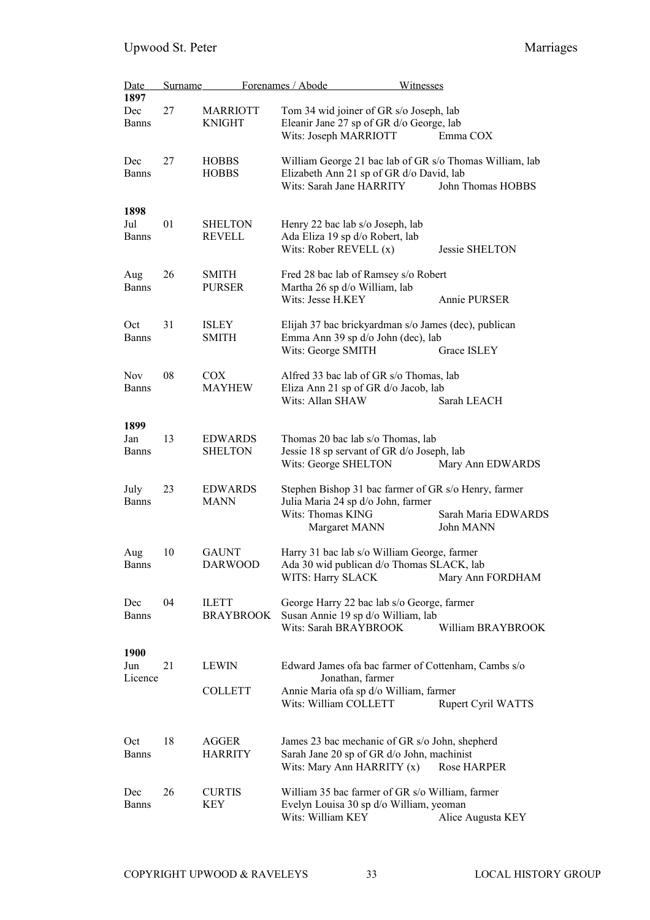| Date | | Surname | Forenames / Abode | Witnesses |
|---|---|---|---|---|
| **1897** | | | | |
| Dec | 27 | MARRIOTT | Tom 34 wid joiner of GR s/o Joseph, lab | |
| Banns | | KNIGHT | Eleanir Jane 27 sp of GR d/o George, lab | |
| | | | Wits: Joseph MARRIOTT | Emma COX |
| Dec | 27 | HOBBS | William George 21 bac lab of GR s/o Thomas William, lab | |
| Banns | | HOBBS | Elizabeth Ann 21 sp of GR d/o David, lab | |
| | | | Wits: Sarah Jane HARRITY | John Thomas HOBBS |
| **1898** | | | | |
| Jul | 01 | SHELTON | Henry 22 bac lab s/o Joseph, lab | |
| Banns | | REVELL | Ada Eliza 19 sp d/o Robert, lab | |
| | | | Wits: Rober REVELL (x) | Jessie SHELTON |
| Aug | 26 | SMITH | Fred 28 bac lab of Ramsey s/o Robert | |
| Banns | | PURSER | Martha 26 sp d/o William, lab | |
| | | | Wits: Jesse H.KEY | Annie PURSER |
| Oct | 31 | ISLEY | Elijah 37 bac brickyardman s/o James (dec), publican | |
| Banns | | SMITH | Emma Ann 39 sp d/o John (dec), lab | |
| | | | Wits: George SMITH | Grace ISLEY |
| Nov | 08 | COX | Alfred 33 bac lab of GR s/o Thomas, lab | |
| Banns | | MAYHEW | Eliza Ann 21 sp of GR d/o Jacob, lab | |
| | | | Wits: Allan SHAW | Sarah LEACH |
| **1899** | | | | |
| Jan | 13 | EDWARDS | Thomas 20 bac lab s/o Thomas, lab | |
| Banns | | SHELTON | Jessie 18 sp servant of GR d/o Joseph, lab | |
| | | | Wits: George SHELTON | Mary Ann EDWARDS |
| July | 23 | EDWARDS | Stephen Bishop 31 bac farmer of GR s/o Henry, farmer | |
| Banns | | MANN | Julia Maria 24 sp d/o John, farmer | |
| | | | Wits: Thomas KING | Sarah Maria EDWARDS |
| | | | Margaret MANN | John MANN |
| Aug | 10 | GAUNT | Harry 31 bac lab s/o William George, farmer | |
| Banns | | DARWOOD | Ada 30 wid publican d/o Thomas SLACK, lab | |
| | | | WITS: Harry SLACK | Mary Ann FORDHAM |
| Dec | 04 | ILETT | George Harry 22 bac lab s/o George, farmer | |
| Banns | | BRAYBROOK | Susan Annie 19 sp d/o William, lab | |
| | | | Wits: Sarah BRAYBROOK | William BRAYBROOK |
| **1900** | | | | |
| Jun | 21 | LEWIN | Edward James ofa bac farmer of Cottenham, Cambs s/o Jonathan, farmer | |
| Licence | | COLLETT | Annie Maria ofa sp d/o William, farmer | |
| | | | Wits: William COLLETT | Rupert Cyril WATTS |
| Oct | 18 | AGGER | James 23 bac mechanic of GR s/o John, shepherd | |
| Banns | | HARRITY | Sarah Jane 20 sp of GR d/o John, machinist | |
| | | | Wits: Mary Ann HARRITY (x) | Rose HARPER |
| Dec | 26 | CURTIS | William 35 bac farmer of GR s/o William, farmer | |
| Banns | | KEY | Evelyn Louisa 30 sp d/o William, yeoman | |
| | | | Wits: William KEY | Alice Augusta KEY |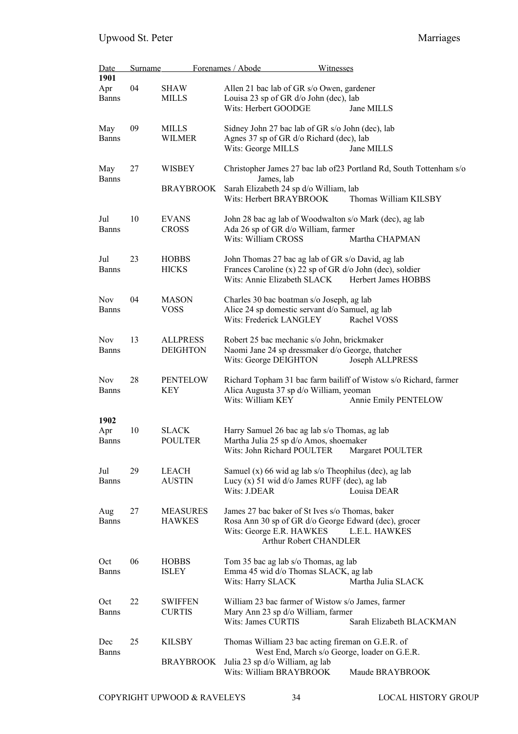| Date | | Surname | Forenames / Abode | Witnesses |
|---|---|---|---|---|
| **1901** | | | | |
| Apr Banns | 04 | SHAW<br>MILLS | Allen 21 bac lab of GR s/o Owen, gardener<br>Louisa 23 sp of GR d/o John (dec), lab<br>Wits: Herbert GOODGE | Jane MILLS |
| May Banns | 09 | MILLS<br>WILMER | Sidney John 27 bac lab of GR s/o John (dec), lab<br>Agnes 37 sp of GR d/o Richard (dec), lab<br>Wits: George MILLS | Jane MILLS |
| May Banns | 27 | WISBEY<br>BRAYBROOK | Christopher James 27 bac lab of23 Portland Rd, South Tottenham s/o James, lab<br>Sarah Elizabeth 24 sp d/o William, lab<br>Wits: Herbert BRAYBROOK | Thomas William KILSBY |
| Jul Banns | 10 | EVANS<br>CROSS | John 28 bac ag lab of Woodwalton s/o Mark (dec), ag lab<br>Ada 26 sp of GR d/o William, farmer<br>Wits: William CROSS | Martha CHAPMAN |
| Jul Banns | 23 | HOBBS<br>HICKS | John Thomas 27 bac ag lab of GR s/o David, ag lab<br>Frances Caroline (x) 22 sp of GR d/o John (dec), soldier<br>Wits: Annie Elizabeth SLACK | Herbert James HOBBS |
| Nov Banns | 04 | MASON<br>VOSS | Charles 30 bac boatman s/o Joseph, ag lab<br>Alice 24 sp domestic servant d/o Samuel, ag lab<br>Wits: Frederick LANGLEY | Rachel VOSS |
| Nov Banns | 13 | ALLPRESS<br>DEIGHTON | Robert 25 bac mechanic s/o John, brickmaker<br>Naomi Jane 24 sp dressmaker d/o George, thatcher<br>Wits: George DEIGHTON | Joseph ALLPRESS |
| Nov Banns | 28 | PENTELOW<br>KEY | Richard Topham 31 bac farm bailiff of Wistow s/o Richard, farmer<br>Alica Augusta 37 sp d/o William, yeoman<br>Wits: William KEY | Annie Emily PENTELOW |
| **1902** | | | | |
| Apr Banns | 10 | SLACK<br>POULTER | Harry Samuel 26 bac ag lab s/o Thomas, ag lab<br>Martha Julia 25 sp d/o Amos, shoemaker<br>Wits: John Richard POULTER | Margaret POULTER |
| Jul Banns | 29 | LEACH<br>AUSTIN | Samuel (x) 66 wid ag lab s/o Theophilus (dec), ag lab<br>Lucy (x) 51 wid d/o James RUFF (dec), ag lab<br>Wits: J.DEAR | Louisa DEAR |
| Aug Banns | 27 | MEASURES<br>HAWKES | James 27 bac baker of St Ives s/o Thomas, baker<br>Rosa Ann 30 sp of GR d/o George Edward (dec), grocer<br>Wits: George E.R. HAWKES<br>Arthur Robert CHANDLER | L.E.L. HAWKES |
| Oct Banns | 06 | HOBBS<br>ISLEY | Tom 35 bac ag lab s/o Thomas, ag lab<br>Emma 45 wid d/o Thomas SLACK, ag lab<br>Wits: Harry SLACK | Martha Julia SLACK |
| Oct Banns | 22 | SWIFFEN<br>CURTIS | William 23 bac farmer of Wistow s/o James, farmer<br>Mary Ann 23 sp d/o William, farmer<br>Wits: James CURTIS | Sarah Elizabeth BLACKMAN |
| Dec Banns | 25 | KILSBY<br>BRAYBROOK | Thomas William 23 bac acting fireman on G.E.R. of West End, March s/o George, loader on G.E.R.<br>Julia 23 sp d/o William, ag lab<br>Wits: William BRAYBROOK | Maude BRAYBROOK |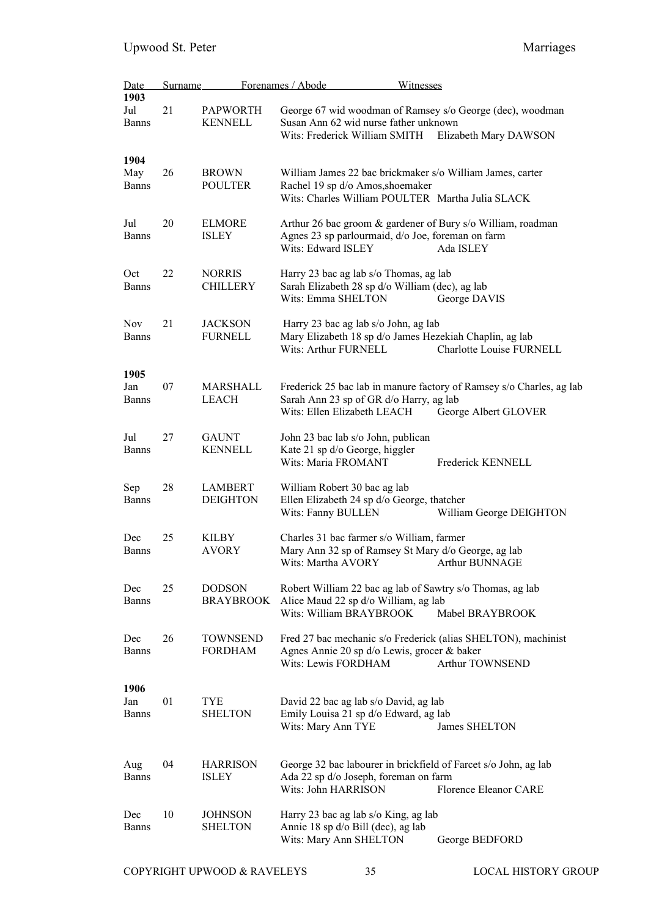| Date | | Surname | Forenames / Abode | Witnesses |
|---|---|---|---|---|
| **1903** | | | | |
| Jul<br>Banns | 21 | PAPWORTH<br>KENNELL | George 67 wid woodman of Ramsey s/o George (dec), woodman<br>Susan Ann 62 wid nurse father unknown<br>Wits: Frederick William SMITH | <br><br>Elizabeth Mary DAWSON |
| **1904** | | | | |
| May<br>Banns | 26 | BROWN<br>POULTER | William James 22 bac brickmaker s/o William James, carter<br>Rachel 19 sp d/o Amos,shoemaker<br>Wits: Charles William POULTER | <br><br>Martha Julia SLACK |
| Jul<br>Banns | 20 | ELMORE<br>ISLEY | Arthur 26 bac groom & gardener of Bury s/o William, roadman<br>Agnes 23 sp parlourmaid, d/o Joe, foreman on farm<br>Wits: Edward ISLEY | <br><br>Ada ISLEY |
| Oct<br>Banns | 22 | NORRIS<br>CHILLERY | Harry 23 bac ag lab s/o Thomas, ag lab<br>Sarah Elizabeth 28 sp d/o William (dec), ag lab<br>Wits: Emma SHELTON | <br><br>George DAVIS |
| Nov<br>Banns | 21 | JACKSON<br>FURNELL | Harry 23 bac ag lab s/o John, ag lab<br>Mary Elizabeth 18 sp d/o James Hezekiah Chaplin, ag lab<br>Wits: Arthur FURNELL | <br><br>Charlotte Louise FURNELL |
| **1905** | | | | |
| Jan<br>Banns | 07 | MARSHALL<br>LEACH | Frederick 25 bac lab in manure factory of Ramsey s/o Charles, ag lab<br>Sarah Ann 23 sp of GR d/o Harry, ag lab<br>Wits: Ellen Elizabeth LEACH | <br><br>George Albert GLOVER |
| Jul<br>Banns | 27 | GAUNT<br>KENNELL | John 23 bac lab s/o John, publican<br>Kate 21 sp d/o George, higgler<br>Wits: Maria FROMANT | <br><br>Frederick KENNELL |
| Sep<br>Banns | 28 | LAMBERT<br>DEIGHTON | William Robert 30 bac ag lab<br>Ellen Elizabeth 24 sp d/o George, thatcher<br>Wits: Fanny BULLEN | <br><br>William George DEIGHTON |
| Dec<br>Banns | 25 | KILBY<br>AVORY | Charles 31 bac farmer s/o William, farmer<br>Mary Ann 32 sp of Ramsey St Mary d/o George, ag lab<br>Wits: Martha AVORY | <br><br>Arthur BUNNAGE |
| Dec<br>Banns | 25 | DODSON<br>BRAYBROOK | Robert William 22 bac ag lab of Sawtry s/o Thomas, ag lab<br>Alice Maud 22 sp d/o William, ag lab<br>Wits: William BRAYBROOK | <br><br>Mabel BRAYBROOK |
| Dec<br>Banns | 26 | TOWNSEND<br>FORDHAM | Fred 27 bac mechanic s/o Frederick (alias SHELTON), machinist<br>Agnes Annie 20 sp d/o Lewis, grocer & baker<br>Wits: Lewis FORDHAM | <br><br>Arthur TOWNSEND |
| **1906** | | | | |
| Jan<br>Banns | 01 | TYE<br>SHELTON | David 22 bac ag lab s/o David, ag lab<br>Emily Louisa 21 sp d/o Edward, ag lab<br>Wits: Mary Ann TYE | <br><br>James SHELTON |
| Aug<br>Banns | 04 | HARRISON<br>ISLEY | George 32 bac labourer in brickfield of Farcet s/o John, ag lab<br>Ada 22 sp d/o Joseph, foreman on farm<br>Wits: John HARRISON | <br><br>Florence Eleanor CARE |
| Dec<br>Banns | 10 | JOHNSON<br>SHELTON | Harry 23 bac ag lab s/o King, ag lab<br>Annie 18 sp d/o Bill (dec), ag lab<br>Wits: Mary Ann SHELTON | <br><br>George BEDFORD |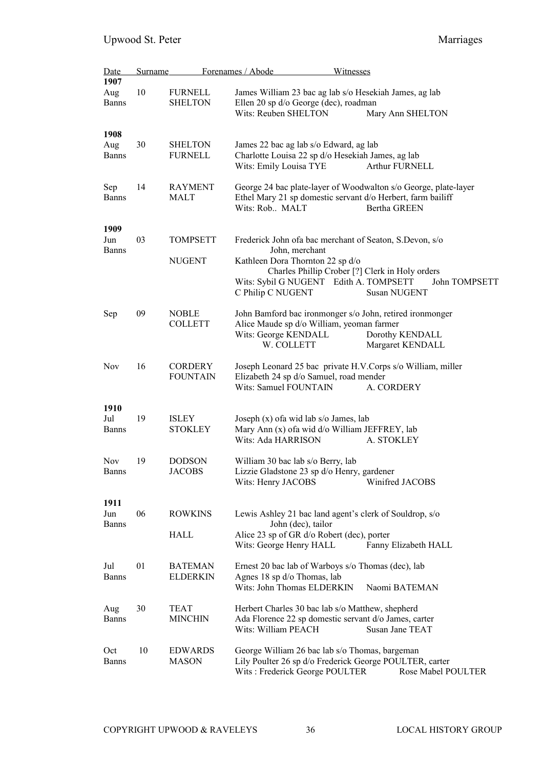| Date | | Surname | Forenames / Abode | Witnesses |
|---|---|---|---|---|
| **1907** | | | | |
| Aug | 10 | FURNELL | James William 23 bac ag lab s/o Hesekiah James, ag lab | |
| Banns | | SHELTON | Ellen 20 sp d/o George (dec), roadman | |
| | | | Wits: Reuben SHELTON | Mary Ann SHELTON |
| **1908** | | | | |
| Aug | 30 | SHELTON | James 22 bac ag lab s/o Edward, ag lab | |
| Banns | | FURNELL | Charlotte Louisa 22 sp d/o Hesekiah James, ag lab | |
| | | | Wits: Emily Louisa TYE | Arthur FURNELL |
| Sep | 14 | RAYMENT | George 24 bac plate-layer of Woodwalton s/o George, plate-layer | |
| Banns | | MALT | Ethel Mary 21 sp domestic servant d/o Herbert, farm bailiff | |
| | | | Wits: Rob.. MALT | Bertha GREEN |
| **1909** | | | | |
| Jun | 03 | TOMPSETT | Frederick John ofa bac merchant of Seaton, S.Devon, s/o John, merchant | |
| Banns | | NUGENT | Kathleen Dora Thornton 22 sp d/o Charles Phillip Crober [?] Clerk in Holy orders | |
| | | | Wits: Sybil G NUGENT    Edith A. TOMPSETT    John TOMPSETT | |
| | | | C Philip C NUGENT | Susan NUGENT |
| Sep | 09 | NOBLE | John Bamford bac ironmonger s/o John, retired ironmonger | |
| | | COLLETT | Alice Maude sp d/o William, yeoman farmer | |
| | | | Wits: George KENDALL | Dorothy KENDALL |
| | | | W. COLLETT | Margaret KENDALL |
| Nov | 16 | CORDERY | Joseph Leonard 25 bac private H.V.Corps s/o William, miller | |
| | | FOUNTAIN | Elizabeth 24 sp d/o Samuel, road mender | |
| | | | Wits: Samuel FOUNTAIN | A. CORDERY |
| **1910** | | | | |
| Jul | 19 | ISLEY | Joseph (x) ofa wid lab s/o James, lab | |
| Banns | | STOKLEY | Mary Ann (x) ofa wid d/o William JEFFREY, lab | |
| | | | Wits: Ada HARRISON | A. STOKLEY |
| Nov | 19 | DODSON | William 30 bac lab s/o Berry, lab | |
| Banns | | JACOBS | Lizzie Gladstone 23 sp d/o Henry, gardener | |
| | | | Wits: Henry JACOBS | Winifred JACOBS |
| **1911** | | | | |
| Jun | 06 | ROWKINS | Lewis Ashley 21 bac land agent's clerk of Souldrop, s/o John (dec), tailor | |
| Banns | | HALL | Alice 23 sp of GR d/o Robert (dec), porter | |
| | | | Wits: George Henry HALL | Fanny Elizabeth HALL |
| Jul | 01 | BATEMAN | Ernest 20 bac lab of Warboys s/o Thomas (dec), lab | |
| Banns | | ELDERKIN | Agnes 18 sp d/o Thomas, lab | |
| | | | Wits: John Thomas ELDERKIN | Naomi BATEMAN |
| Aug | 30 | TEAT | Herbert Charles 30 bac lab s/o Matthew, shepherd | |
| Banns | | MINCHIN | Ada Florence 22 sp domestic servant d/o James, carter | |
| | | | Wits: William PEACH | Susan Jane TEAT |
| Oct | 10 | EDWARDS | George William 26 bac lab s/o Thomas, bargeman | |
| Banns | | MASON | Lily Poulter 26 sp d/o Frederick George POULTER, carter | |
| | | | Wits : Frederick George POULTER | Rose Mabel POULTER |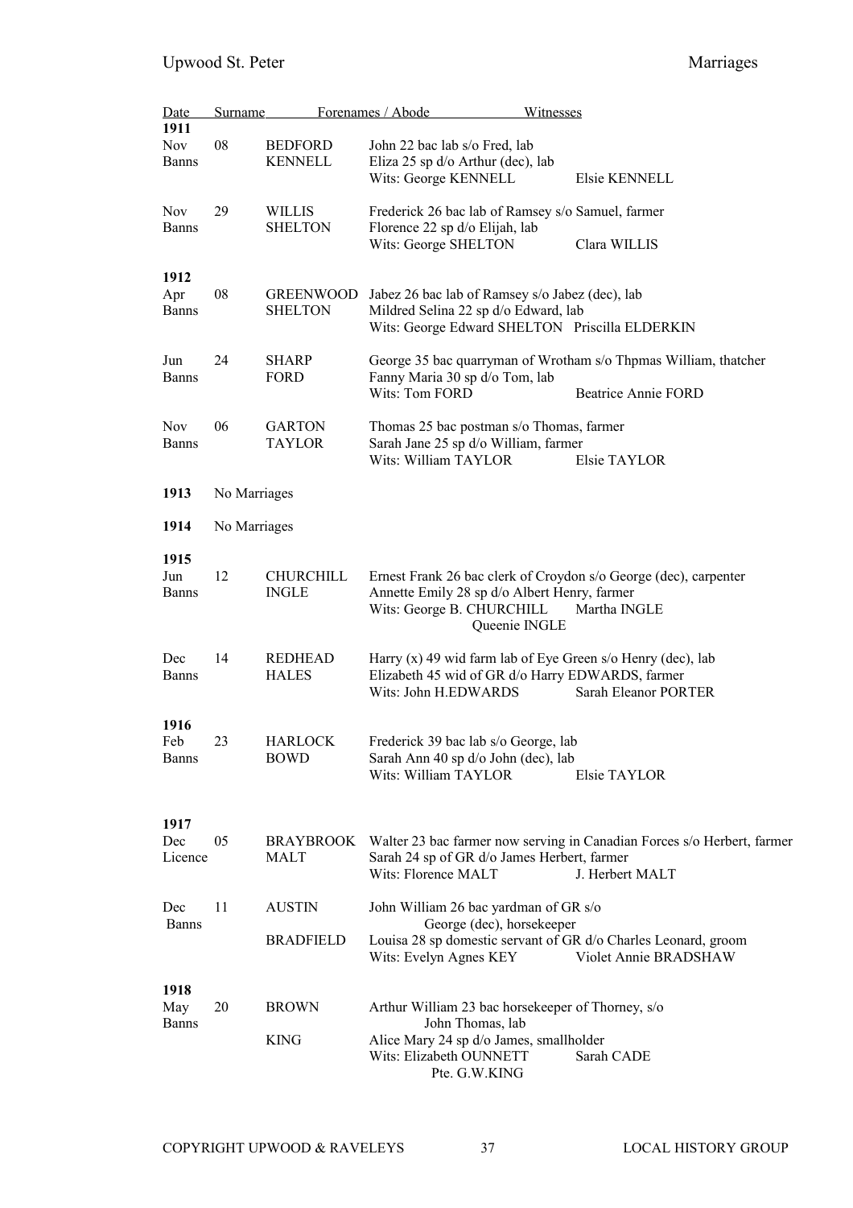| Date | | Surname | Forenames / Abode | Witnesses |
|---|---|---|---|---|
| **1911** | | | | |
| Nov | 08 | BEDFORD | John 22 bac lab s/o Fred, lab | |
| Banns | | KENNELL | Eliza 25 sp d/o Arthur (dec), lab | |
| | | | Wits: George KENNELL | Elsie KENNELL |
| Nov | 29 | WILLIS | Frederick 26 bac lab of Ramsey s/o Samuel, farmer | |
| Banns | | SHELTON | Florence 22 sp d/o Elijah, lab | |
| | | | Wits: George SHELTON | Clara WILLIS |
| **1912** | | | | |
| Apr | 08 | GREENWOOD | Jabez 26 bac lab of Ramsey s/o Jabez (dec), lab | |
| Banns | | SHELTON | Mildred Selina 22 sp d/o Edward, lab | |
| | | | Wits: George Edward SHELTON | Priscilla ELDERKIN |
| Jun | 24 | SHARP | George 35 bac quarryman of Wrotham s/o Thpmas William, thatcher | |
| Banns | | FORD | Fanny Maria 30 sp d/o Tom, lab | |
| | | | Wits: Tom FORD | Beatrice Annie FORD |
| Nov | 06 | GARTON | Thomas 25 bac postman s/o Thomas, farmer | |
| Banns | | TAYLOR | Sarah Jane 25 sp d/o William, farmer | |
| | | | Wits: William TAYLOR | Elsie TAYLOR |
| **1913** | No Marriages | | | |
| **1914** | No Marriages | | | |
| **1915** | | | | |
| Jun | 12 | CHURCHILL | Ernest Frank 26 bac clerk of Croydon s/o George (dec), carpenter | |
| Banns | | INGLE | Annette Emily 28 sp d/o Albert Henry, farmer | |
| | | | Wits: George B. CHURCHILL | Martha INGLE |
| | | | Queenie INGLE | |
| Dec | 14 | REDHEAD | Harry (x) 49 wid farm lab of Eye Green s/o Henry (dec), lab | |
| Banns | | HALES | Elizabeth 45 wid of GR d/o Harry EDWARDS, farmer | |
| | | | Wits: John H.EDWARDS | Sarah Eleanor PORTER |
| **1916** | | | | |
| Feb | 23 | HARLOCK | Frederick 39 bac lab s/o George, lab | |
| Banns | | BOWD | Sarah Ann 40 sp d/o John (dec), lab | |
| | | | Wits: William TAYLOR | Elsie TAYLOR |
| **1917** | | | | |
| Dec | 05 | BRAYBROOK | Walter 23 bac farmer now serving in Canadian Forces s/o Herbert, farmer | |
| Licence | | MALT | Sarah 24 sp of GR d/o James Herbert, farmer | |
| | | | Wits: Florence MALT | J. Herbert MALT |
| Dec | 11 | AUSTIN | John William 26 bac yardman of GR s/o George (dec), horsekeeper | |
| Banns | | BRADFIELD | Louisa 28 sp domestic servant of GR d/o Charles Leonard, groom | |
| | | | Wits: Evelyn Agnes KEY | Violet Annie BRADSHAW |
| **1918** | | | | |
| May | 20 | BROWN | Arthur William 23 bac horsekeeper of Thorney, s/o John Thomas, lab | |
| Banns | | KING | Alice Mary 24 sp d/o James, smallholder | |
| | | | Wits: Elizabeth OUNNETT | Sarah CADE |
| | | | Pte. G.W.KING | |

COPYRIGHT UPWOOD & RAVELEYS LOCAL HISTORY GROUP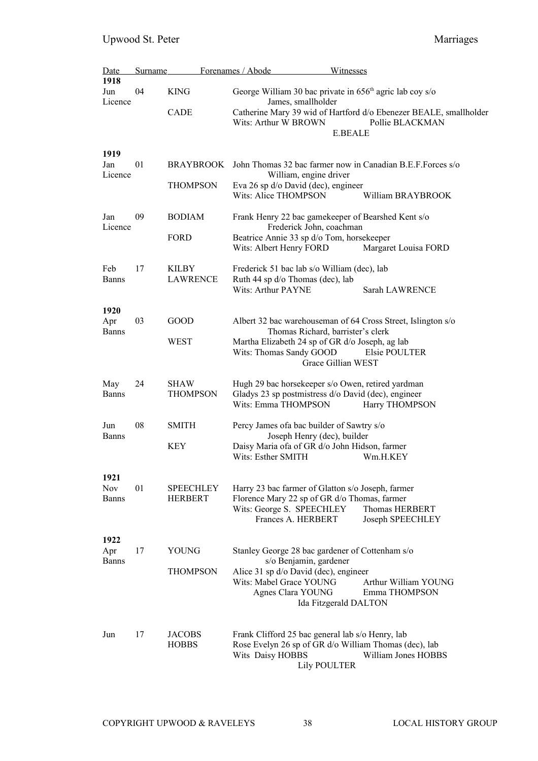| Date | | Surname | Forenames / Abode | Witnesses |
|---|---|---|---|---|
| **1918** | | | | |
| Jun Licence | 04 | KING | George William 30 bac private in 656th agric lab coy s/o James, smallholder | |
| | | CADE | Catherine Mary 39 wid of Hartford d/o Ebenezer BEALE, smallholder | |
| | | | Wits: Arthur W BROWN | Pollie BLACKMAN |
| | | | E.BEALE | |
| **1919** | | | | |
| Jan Licence | 01 | BRAYBROOK | John Thomas 32 bac farmer now in Canadian B.E.F.Forces s/o William, engine driver | |
| | | THOMPSON | Eva 26 sp d/o David (dec), engineer | |
| | | | Wits: Alice THOMPSON | William BRAYBROOK |
| Jan Licence | 09 | BODIAM | Frank Henry 22 bac gamekeeper of Bearshed Kent s/o Frederick John, coachman | |
| | | FORD | Beatrice Annie 33 sp d/o Tom, horsekeeper | |
| | | | Wits: Albert Henry FORD | Margaret Louisa FORD |
| Feb Banns | 17 | KILBY | Frederick 51 bac lab s/o William (dec), lab | |
| | | LAWRENCE | Ruth 44 sp d/o Thomas (dec), lab | |
| | | | Wits: Arthur PAYNE | Sarah LAWRENCE |
| **1920** | | | | |
| Apr Banns | 03 | GOOD | Albert 32 bac warehouseman of 64 Cross Street, Islington s/o Thomas Richard, barrister's clerk | |
| | | WEST | Martha Elizabeth 24 sp of GR d/o Joseph, ag lab | |
| | | | Wits: Thomas Sandy GOOD | Elsie POULTER |
| | | | Grace Gillian WEST | |
| May Banns | 24 | SHAW | Hugh 29 bac horsekeeper s/o Owen, retired yardman | |
| | | THOMPSON | Gladys 23 sp postmistress d/o David (dec), engineer | |
| | | | Wits: Emma THOMPSON | Harry THOMPSON |
| Jun Banns | 08 | SMITH | Percy James ofa bac builder of Sawtry s/o Joseph Henry (dec), builder | |
| | | KEY | Daisy Maria ofa of GR d/o John Hidson, farmer | |
| | | | Wits: Esther SMITH | Wm.H.KEY |
| **1921** | | | | |
| Nov Banns | 01 | SPEECHLEY | Harry 23 bac farmer of Glatton s/o Joseph, farmer | |
| | | HERBERT | Florence Mary 22 sp of GR d/o Thomas, farmer | |
| | | | Wits: George S. SPEECHLEY | Thomas HERBERT |
| | | | Frances A. HERBERT | Joseph SPEECHLEY |
| **1922** | | | | |
| Apr Banns | 17 | YOUNG | Stanley George 28 bac gardener of Cottenham s/o s/o Benjamin, gardener | |
| | | THOMPSON | Alice 31 sp d/o David (dec), engineer | |
| | | | Wits: Mabel Grace YOUNG | Arthur William YOUNG |
| | | | Agnes Clara YOUNG | Emma THOMPSON |
| | | | Ida Fitzgerald DALTON | |
| Jun | 17 | JACOBS | Frank Clifford 25 bac general lab s/o Henry, lab | |
| | | HOBBS | Rose Evelyn 26 sp of GR d/o William Thomas (dec), lab | |
| | | | Wits Daisy HOBBS | William Jones HOBBS |
| | | | Lily POULTER | |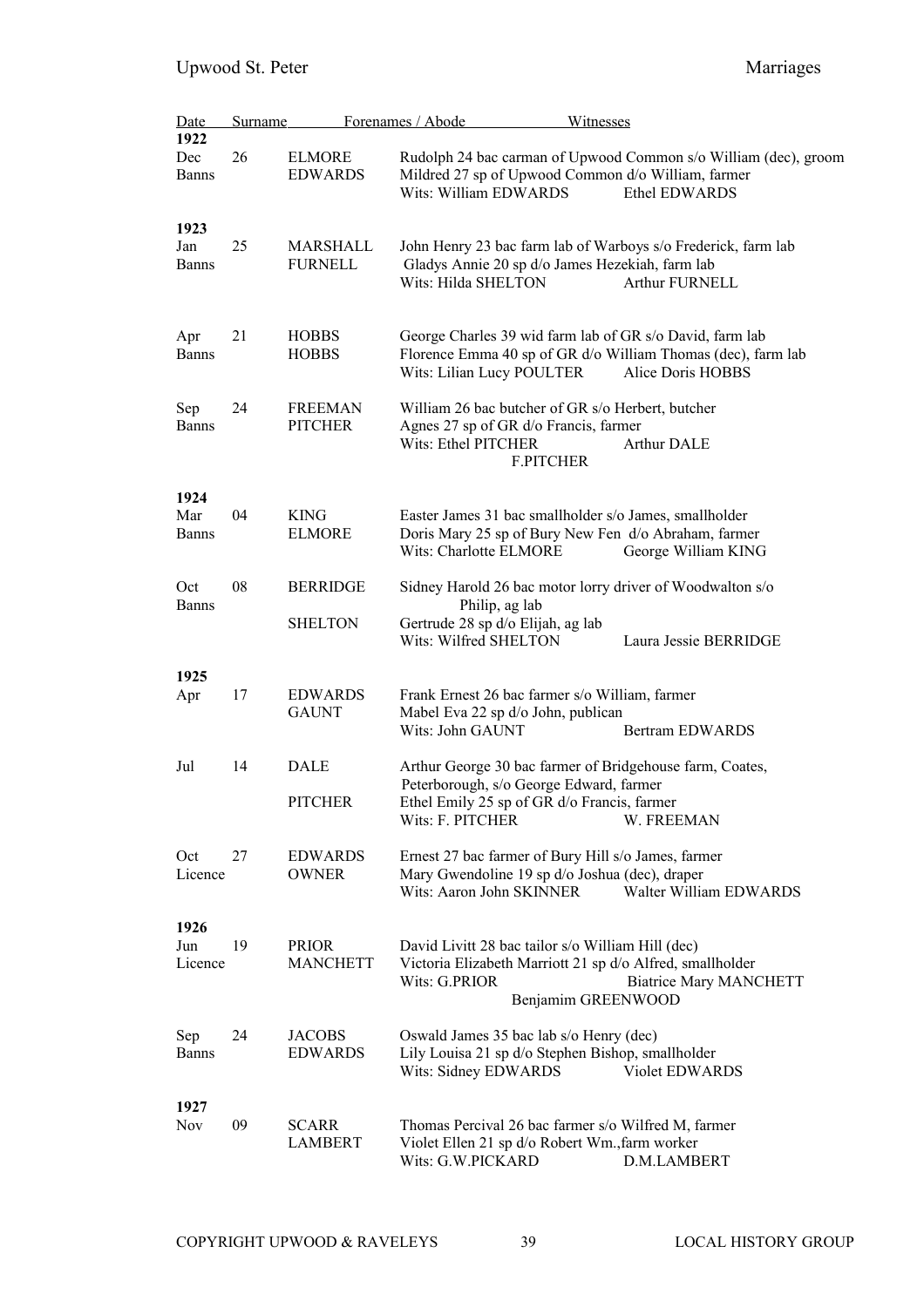| Date | | Surname | Forenames / Abode Witnesses |
|---|---|---|---|
| **1922** | | | |
| Dec Banns | 26 | ELMORE EDWARDS | Rudolph 24 bac carman of Upwood Common s/o William (dec), groom<br>Mildred 27 sp of Upwood Common d/o William, farmer<br>Wits: William EDWARDS Ethel EDWARDS |
| **1923** | | | |
| Jan Banns | 25 | MARSHALL FURNELL | John Henry 23 bac farm lab of Warboys s/o Frederick, farm lab<br>Gladys Annie 20 sp d/o James Hezekiah, farm lab<br>Wits: Hilda SHELTON Arthur FURNELL |
| Apr Banns | 21 | HOBBS HOBBS | George Charles 39 wid farm lab of GR s/o David, farm lab<br>Florence Emma 40 sp of GR d/o William Thomas (dec), farm lab<br>Wits: Lilian Lucy POULTER Alice Doris HOBBS |
| Sep Banns | 24 | FREEMAN PITCHER | William 26 bac butcher of GR s/o Herbert, butcher<br>Agnes 27 sp of GR d/o Francis, farmer<br>Wits: Ethel PITCHER Arthur DALE<br>F.PITCHER |
| **1924** | | | |
| Mar Banns | 04 | KING ELMORE | Easter James 31 bac smallholder s/o James, smallholder<br>Doris Mary 25 sp of Bury New Fen d/o Abraham, farmer<br>Wits: Charlotte ELMORE George William KING |
| Oct Banns | 08 | BERRIDGE SHELTON | Sidney Harold 26 bac motor lorry driver of Woodwalton s/o Philip, ag lab<br>Gertrude 28 sp d/o Elijah, ag lab<br>Wits: Wilfred SHELTON Laura Jessie BERRIDGE |
| **1925** | | | |
| Apr | 17 | EDWARDS GAUNT | Frank Ernest 26 bac farmer s/o William, farmer<br>Mabel Eva 22 sp d/o John, publican<br>Wits: John GAUNT Bertram EDWARDS |
| Jul | 14 | DALE PITCHER | Arthur George 30 bac farmer of Bridgehouse farm, Coates, Peterborough, s/o George Edward, farmer<br>Ethel Emily 25 sp of GR d/o Francis, farmer<br>Wits: F. PITCHER W. FREEMAN |
| Oct Licence | 27 | EDWARDS OWNER | Ernest 27 bac farmer of Bury Hill s/o James, farmer<br>Mary Gwendoline 19 sp d/o Joshua (dec), draper<br>Wits: Aaron John SKINNER Walter William EDWARDS |
| **1926** | | | |
| Jun Licence | 19 | PRIOR MANCHETT | David Livitt 28 bac tailor s/o William Hill (dec)<br>Victoria Elizabeth Marriott 21 sp d/o Alfred, smallholder<br>Wits: G.PRIOR Biatrice Mary MANCHETT<br>Benjamim GREENWOOD |
| Sep Banns | 24 | JACOBS EDWARDS | Oswald James 35 bac lab s/o Henry (dec)<br>Lily Louisa 21 sp d/o Stephen Bishop, smallholder<br>Wits: Sidney EDWARDS Violet EDWARDS |
| **1927** | | | |
| Nov | 09 | SCARR LAMBERT | Thomas Percival 26 bac farmer s/o Wilfred M, farmer<br>Violet Ellen 21 sp d/o Robert Wm.,farm worker<br>Wits: G.W.PICKARD D.M.LAMBERT |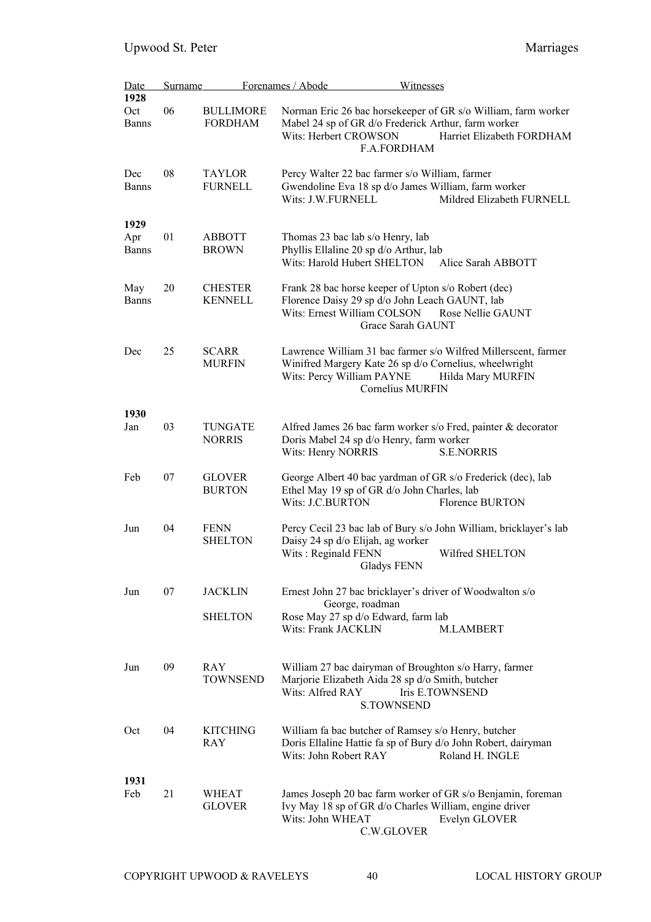| Date | | Surname | Forenames / Abode | Witnesses |
|---|---|---|---|---|
| **1928** | | | | |
| Oct<br>Banns | 06 | BULLIMORE<br>FORDHAM | Norman Eric 26 bac horsekeeper of GR s/o William, farm worker<br>Mabel 24 sp of GR d/o Frederick Arthur, farm worker<br>Wits: Herbert CROWSON &nbsp;&nbsp; Harriet Elizabeth FORDHAM<br>F.A.FORDHAM | |
| Dec<br>Banns | 08 | TAYLOR<br>FURNELL | Percy Walter 22 bac farmer s/o William, farmer<br>Gwendoline Eva 18 sp d/o James William, farm worker<br>Wits: J.W.FURNELL &nbsp;&nbsp; Mildred Elizabeth FURNELL | |
| **1929** | | | | |
| Apr<br>Banns | 01 | ABBOTT<br>BROWN | Thomas 23 bac lab s/o Henry, lab<br>Phyllis Ellaline 20 sp d/o Arthur, lab<br>Wits: Harold Hubert SHELTON &nbsp;&nbsp; Alice Sarah ABBOTT | |
| May<br>Banns | 20 | CHESTER<br>KENNELL | Frank 28 bac horse keeper of Upton s/o Robert (dec)<br>Florence Daisy 29 sp d/o John Leach GAUNT, lab<br>Wits: Ernest William COLSON &nbsp;&nbsp; Rose Nellie GAUNT<br>Grace Sarah GAUNT | |
| Dec | 25 | SCARR<br>MURFIN | Lawrence William 31 bac farmer s/o Wilfred Millerscent, farmer<br>Winifred Margery Kate 26 sp d/o Cornelius, wheelwright<br>Wits: Percy William PAYNE &nbsp;&nbsp; Hilda Mary MURFIN<br>Cornelius MURFIN | |
| **1930** | | | | |
| Jan | 03 | TUNGATE<br>NORRIS | Alfred James 26 bac farm worker s/o Fred, painter & decorator<br>Doris Mabel 24 sp d/o Henry, farm worker<br>Wits: Henry NORRIS &nbsp;&nbsp; S.E.NORRIS | |
| Feb | 07 | GLOVER<br>BURTON | George Albert 40 bac yardman of GR s/o Frederick (dec), lab<br>Ethel May 19 sp of GR d/o John Charles, lab<br>Wits: J.C.BURTON &nbsp;&nbsp; Florence BURTON | |
| Jun | 04 | FENN<br>SHELTON | Percy Cecil 23 bac lab of Bury s/o John William, bricklayer's lab<br>Daisy 24 sp d/o Elijah, ag worker<br>Wits : Reginald FENN &nbsp;&nbsp; Wilfred SHELTON<br>Gladys FENN | |
| Jun | 07 | JACKLIN<br>SHELTON | Ernest John 27 bac bricklayer's driver of Woodwalton s/o George, roadman<br>Rose May 27 sp d/o Edward, farm lab<br>Wits: Frank JACKLIN &nbsp;&nbsp; M.LAMBERT | |
| Jun | 09 | RAY<br>TOWNSEND | William 27 bac dairyman of Broughton s/o Harry, farmer<br>Marjorie Elizabeth Aida 28 sp d/o Smith, butcher<br>Wits: Alfred RAY &nbsp;&nbsp; Iris E.TOWNSEND<br>S.TOWNSEND | |
| Oct | 04 | KITCHING<br>RAY | William fa bac butcher of Ramsey s/o Henry, butcher<br>Doris Ellaline Hattie fa sp of Bury d/o John Robert, dairyman<br>Wits: John Robert RAY &nbsp;&nbsp; Roland H. INGLE | |
| **1931** | | | | |
| Feb | 21 | WHEAT<br>GLOVER | James Joseph 20 bac farm worker of GR s/o Benjamin, foreman<br>Ivy May 18 sp of GR d/o Charles William, engine driver<br>Wits: John WHEAT &nbsp;&nbsp; Evelyn GLOVER<br>C.W.GLOVER | |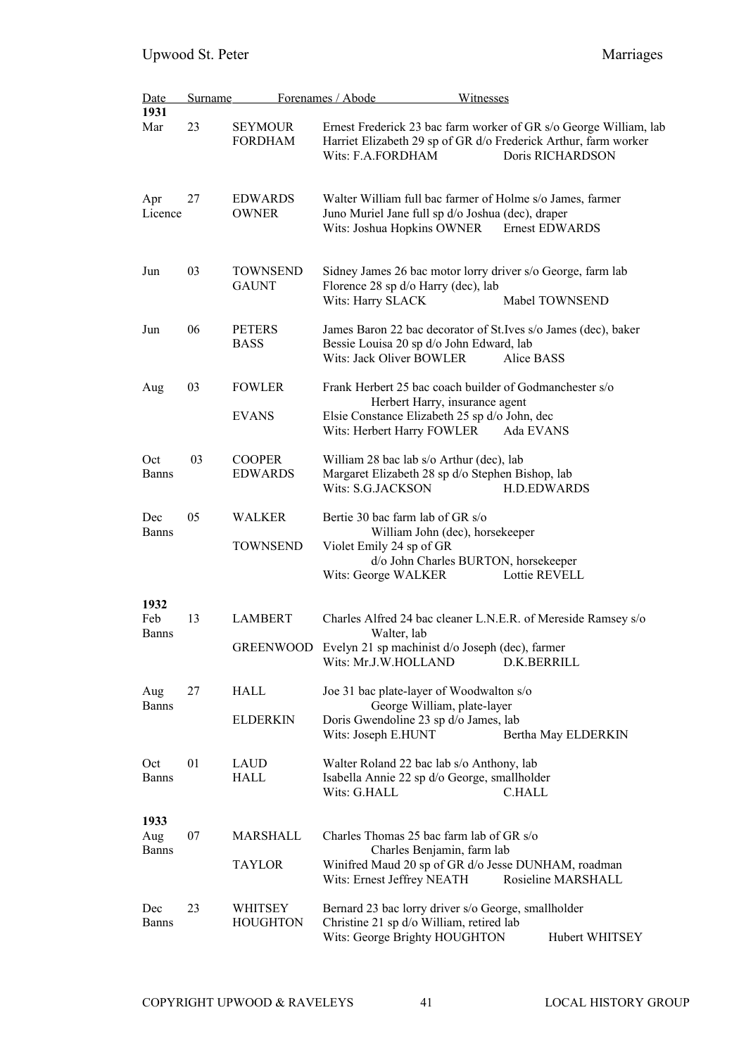| Date | | Surname | Forenames / Abode | Witnesses |
|---|---|---|---|---|
| **1931** | | | | |
| Mar | 23 | SEYMOUR<br>FORDHAM | Ernest Frederick 23 bac farm worker of GR s/o George William, lab<br>Harriet Elizabeth 29 sp of GR d/o Frederick Arthur, farm worker<br>Wits: F.A.FORDHAM | Doris RICHARDSON |
| Apr<br>Licence | 27 | EDWARDS<br>OWNER | Walter William full bac farmer of Holme s/o James, farmer<br>Juno Muriel Jane full sp d/o Joshua (dec), draper<br>Wits: Joshua Hopkins OWNER | Ernest EDWARDS |
| Jun | 03 | TOWNSEND<br>GAUNT | Sidney James 26 bac motor lorry driver s/o George, farm lab<br>Florence 28 sp d/o Harry (dec), lab<br>Wits: Harry SLACK | Mabel TOWNSEND |
| Jun | 06 | PETERS<br>BASS | James Baron 22 bac decorator of St.Ives s/o James (dec), baker<br>Bessie Louisa 20 sp d/o John Edward, lab<br>Wits: Jack Oliver BOWLER | Alice BASS |
| Aug | 03 | FOWLER<br>EVANS | Frank Herbert 25 bac coach builder of Godmanchester s/o Herbert Harry, insurance agent<br>Elsie Constance Elizabeth 25 sp d/o John, dec<br>Wits: Herbert Harry FOWLER | Ada EVANS |
| Oct<br>Banns | 03 | COOPER<br>EDWARDS | William 28 bac lab s/o Arthur (dec), lab<br>Margaret Elizabeth 28 sp d/o Stephen Bishop, lab<br>Wits: S.G.JACKSON | H.D.EDWARDS |
| Dec<br>Banns | 05 | WALKER<br>TOWNSEND | Bertie 30 bac farm lab of GR s/o William John (dec), horsekeeper<br>Violet Emily 24 sp of GR d/o John Charles BURTON, horsekeeper<br>Wits: George WALKER | Lottie REVELL |
| **1932** | | | | |
| Feb<br>Banns | 13 | LAMBERT<br>GREENWOOD | Charles Alfred 24 bac cleaner L.N.E.R. of Mereside Ramsey s/o Walter, lab<br>Evelyn 21 sp machinist d/o Joseph (dec), farmer<br>Wits: Mr.J.W.HOLLAND | D.K.BERRILL |
| Aug<br>Banns | 27 | HALL<br>ELDERKIN | Joe 31 bac plate-layer of Woodwalton s/o George William, plate-layer<br>Doris Gwendoline 23 sp d/o James, lab<br>Wits: Joseph E.HUNT | Bertha May ELDERKIN |
| Oct<br>Banns | 01 | LAUD<br>HALL | Walter Roland 22 bac lab s/o Anthony, lab<br>Isabella Annie 22 sp d/o George, smallholder<br>Wits: G.HALL | C.HALL |
| **1933** | | | | |
| Aug<br>Banns | 07 | MARSHALL<br>TAYLOR | Charles Thomas 25 bac farm lab of GR s/o Charles Benjamin, farm lab<br>Winifred Maud 20 sp of GR d/o Jesse DUNHAM, roadman<br>Wits: Ernest Jeffrey NEATH | Rosieline MARSHALL |
| Dec<br>Banns | 23 | WHITSEY<br>HOUGHTON | Bernard 23 bac lorry driver s/o George, smallholder<br>Christine 21 sp d/o William, retired lab<br>Wits: George Brighty HOUGHTON | Hubert WHITSEY |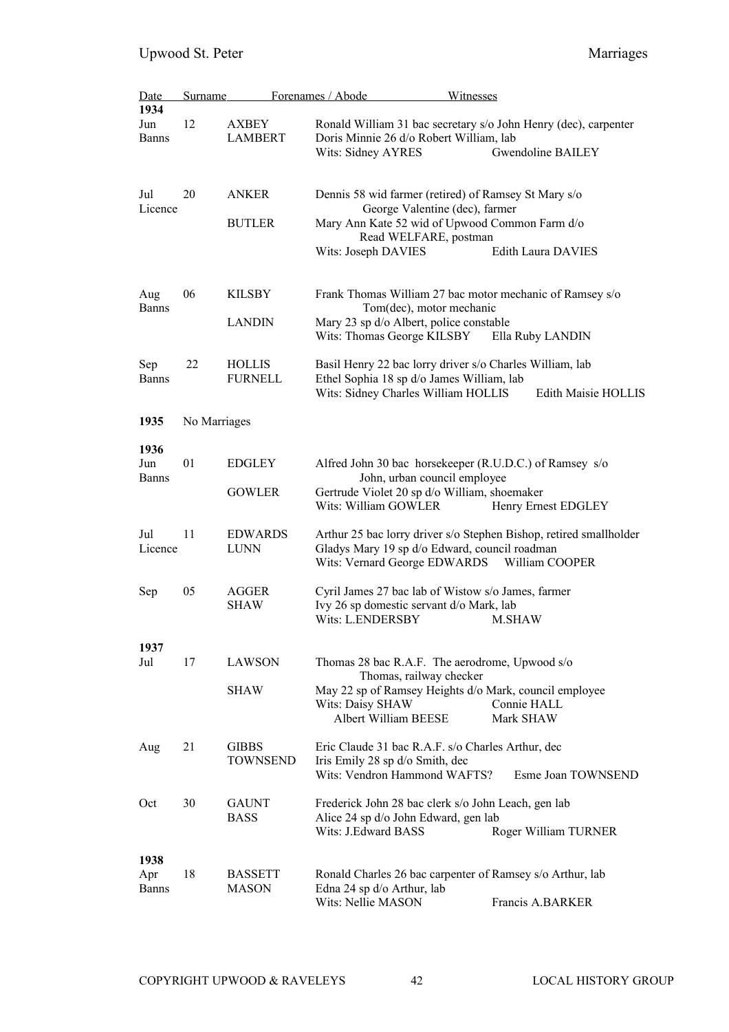| Date | | Surname | Forenames / Abode | Witnesses |
|---|---|---|---|---|
| **1934** | | | | |
| Jun Banns | 12 | AXBEY<br>LAMBERT | Ronald William 31 bac secretary s/o John Henry (dec), carpenter<br>Doris Minnie 26 d/o Robert William, lab<br>Wits: Sidney AYRES | Gwendoline BAILEY |
| Jul Licence | 20 | ANKER<br><br>BUTLER | Dennis 58 wid farmer (retired) of Ramsey St Mary s/o George Valentine (dec), farmer<br>Mary Ann Kate 52 wid of Upwood Common Farm d/o Read WELFARE, postman<br>Wits: Joseph DAVIES | Edith Laura DAVIES |
| Aug Banns | 06 | KILSBY<br><br>LANDIN | Frank Thomas William 27 bac motor mechanic of Ramsey s/o Tom(dec), motor mechanic<br>Mary 23 sp d/o Albert, police constable<br>Wits: Thomas George KILSBY | Ella Ruby LANDIN |
| Sep Banns | 22 | HOLLIS<br>FURNELL | Basil Henry 22 bac lorry driver s/o Charles William, lab<br>Ethel Sophia 18 sp d/o James William, lab<br>Wits: Sidney Charles William HOLLIS | Edith Maisie HOLLIS |
| **1935** | No Marriages | | | |
| **1936** | | | | |
| Jun Banns | 01 | EDGLEY<br><br>GOWLER | Alfred John 30 bac horsekeeper (R.U.D.C.) of Ramsey s/o John, urban council employee<br>Gertrude Violet 20 sp d/o William, shoemaker<br>Wits: William GOWLER | Henry Ernest EDGLEY |
| Jul Licence | 11 | EDWARDS<br>LUNN | Arthur 25 bac lorry driver s/o Stephen Bishop, retired smallholder<br>Gladys Mary 19 sp d/o Edward, council roadman<br>Wits: Vernard George EDWARDS | William COOPER |
| Sep | 05 | AGGER<br>SHAW | Cyril James 27 bac lab of Wistow s/o James, farmer<br>Ivy 26 sp domestic servant d/o Mark, lab<br>Wits: L.ENDERSBY | M.SHAW |
| **1937** | | | | |
| Jul | 17 | LAWSON<br><br>SHAW | Thomas 28 bac R.A.F. The aerodrome, Upwood s/o Thomas, railway checker<br>May 22 sp of Ramsey Heights d/o Mark, council employee<br>Wits: Daisy SHAW<br>Albert William BEESE | Connie HALL<br>Mark SHAW |
| Aug | 21 | GIBBS<br>TOWNSEND | Eric Claude 31 bac R.A.F. s/o Charles Arthur, dec<br>Iris Emily 28 sp d/o Smith, dec<br>Wits: Vendron Hammond WAFTS? | Esme Joan TOWNSEND |
| Oct | 30 | GAUNT<br>BASS | Frederick John 28 bac clerk s/o John Leach, gen lab<br>Alice 24 sp d/o John Edward, gen lab<br>Wits: J.Edward BASS | Roger William TURNER |
| **1938** | | | | |
| Apr Banns | 18 | BASSETT<br>MASON | Ronald Charles 26 bac carpenter of Ramsey s/o Arthur, lab<br>Edna 24 sp d/o Arthur, lab<br>Wits: Nellie MASON | Francis A.BARKER |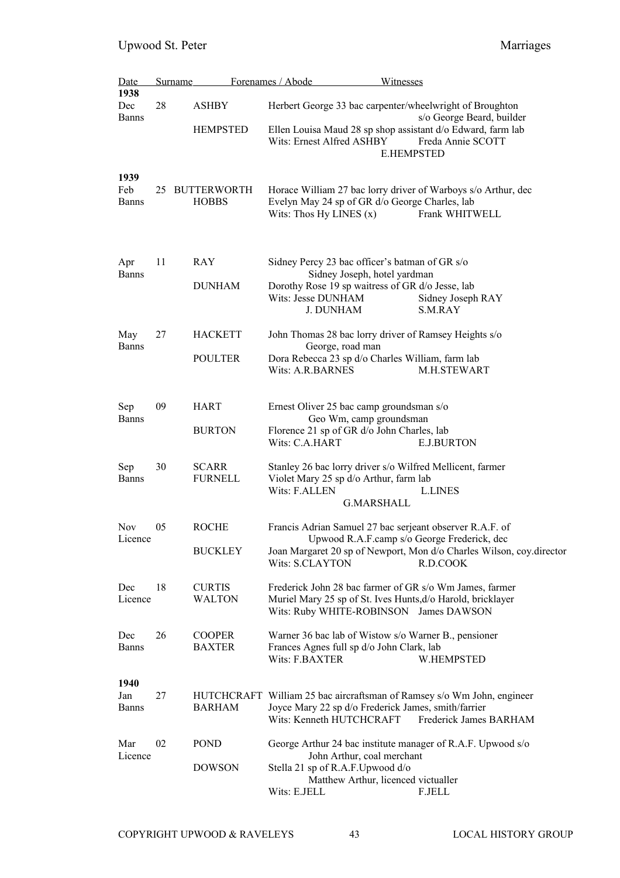| Date | | Surname | Forenames / Abode | Witnesses |
|---|---|---|---|---|
| **1938** | | | | |
| Dec Banns | 28 | ASHBY | Herbert George 33 bac carpenter/wheelwright of Broughton s/o George Beard, builder | |
| | | HEMPSTED | Ellen Louisa Maud 28 sp shop assistant d/o Edward, farm lab | |
| | | | Wits: Ernest Alfred ASHBY | Freda Annie SCOTT E.HEMPSTED |
| **1939** | | | | |
| Feb Banns | 25 | BUTTERWORTH | Horace William 27 bac lorry driver of Warboys s/o Arthur, dec | |
| | | HOBBS | Evelyn May 24 sp of GR d/o George Charles, lab | |
| | | | Wits: Thos Hy LINES (x) | Frank WHITWELL |
| Apr Banns | 11 | RAY | Sidney Percy 23 bac officer's batman of GR s/o Sidney Joseph, hotel yardman | |
| | | DUNHAM | Dorothy Rose 19 sp waitress of GR d/o Jesse, lab | |
| | | | Wits: Jesse DUNHAM J. DUNHAM | Sidney Joseph RAY S.M.RAY |
| May Banns | 27 | HACKETT | John Thomas 28 bac lorry driver of Ramsey Heights s/o George, road man | |
| | | POULTER | Dora Rebecca 23 sp d/o Charles William, farm lab | |
| | | | Wits: A.R.BARNES | M.H.STEWART |
| Sep Banns | 09 | HART | Ernest Oliver 25 bac camp groundsman s/o Geo Wm, camp groundsman | |
| | | BURTON | Florence 21 sp of GR d/o John Charles, lab | |
| | | | Wits: C.A.HART | E.J.BURTON |
| Sep Banns | 30 | SCARR | Stanley 26 bac lorry driver s/o Wilfred Mellicent, farmer | |
| | | FURNELL | Violet Mary 25 sp d/o Arthur, farm lab | |
| | | | Wits: F.ALLEN G.MARSHALL | L.LINES |
| Nov Licence | 05 | ROCHE | Francis Adrian Samuel 27 bac serjeant observer R.A.F. of Upwood R.A.F.camp s/o George Frederick, dec | |
| | | BUCKLEY | Joan Margaret 20 sp of Newport, Mon d/o Charles Wilson, coy.director | |
| | | | Wits: S.CLAYTON | R.D.COOK |
| Dec Licence | 18 | CURTIS | Frederick John 28 bac farmer of GR s/o Wm James, farmer | |
| | | WALTON | Muriel Mary 25 sp of St. Ives Hunts,d/o Harold, bricklayer | |
| | | | Wits: Ruby WHITE-ROBINSON | James DAWSON |
| Dec Banns | 26 | COOPER | Warner 36 bac lab of Wistow s/o Warner B., pensioner | |
| | | BAXTER | Frances Agnes full sp d/o John Clark, lab | |
| | | | Wits: F.BAXTER | W.HEMPSTED |
| **1940** | | | | |
| Jan Banns | 27 | HUTCHCRAFT | William 25 bac aircraftsman of Ramsey s/o Wm John, engineer | |
| | | BARHAM | Joyce Mary 22 sp d/o Frederick James, smith/farrier | |
| | | | Wits: Kenneth HUTCHCRAFT | Frederick James BARHAM |
| Mar Licence | 02 | POND | George Arthur 24 bac institute manager of R.A.F. Upwood s/o John Arthur, coal merchant | |
| | | DOWSON | Stella 21 sp of R.A.F.Upwood d/o Matthew Arthur, licenced victualler | |
| | | | Wits: E.JELL | F.JELL |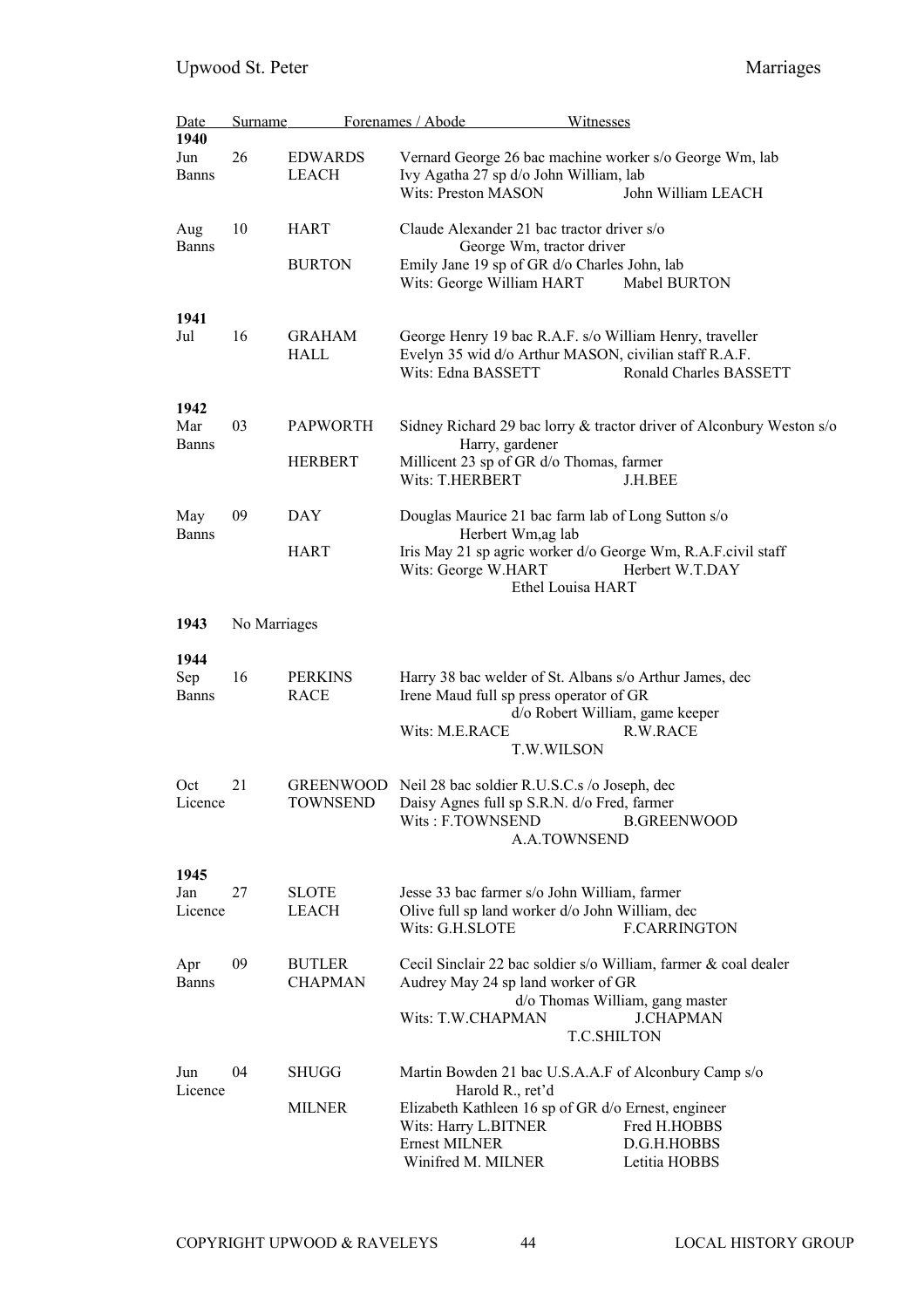| Date | | Surname | Forenames / Abode | Witnesses |
|---|---|---|---|---|
| **1940** | | | | |
| Jun Banns | 26 | EDWARDS<br>LEACH | Vernard George 26 bac machine worker s/o George Wm, lab<br>Ivy Agatha 27 sp d/o John William, lab<br>Wits: Preston MASON | John William LEACH |
| Aug Banns | 10 | HART<br><br>BURTON | Claude Alexander 21 bac tractor driver s/o George Wm, tractor driver<br>Emily Jane 19 sp of GR d/o Charles John, lab<br>Wits: George William HART | Mabel BURTON |
| **1941** | | | | |
| Jul | 16 | GRAHAM<br>HALL | George Henry 19 bac R.A.F. s/o William Henry, traveller<br>Evelyn 35 wid d/o Arthur MASON, civilian staff R.A.F.<br>Wits: Edna BASSETT | Ronald Charles BASSETT |
| **1942** | | | | |
| Mar Banns | 03 | PAPWORTH<br><br>HERBERT | Sidney Richard 29 bac lorry & tractor driver of Alconbury Weston s/o Harry, gardener<br>Millicent 23 sp of GR d/o Thomas, farmer<br>Wits: T.HERBERT | J.H.BEE |
| May Banns | 09 | DAY<br><br>HART | Douglas Maurice 21 bac farm lab of Long Sutton s/o Herbert Wm,ag lab<br>Iris May 21 sp agric worker d/o George Wm, R.A.F.civil staff<br>Wits: George W.HART<br>Ethel Louisa HART | Herbert W.T.DAY |
| **1943** | No Marriages | | | |
| **1944** | | | | |
| Sep Banns | 16 | PERKINS<br>RACE | Harry 38 bac welder of St. Albans s/o Arthur James, dec<br>Irene Maud full sp press operator of GR d/o Robert William, game keeper<br>Wits: M.E.RACE<br>T.W.WILSON | R.W.RACE |
| Oct Licence | 21 | GREENWOOD<br>TOWNSEND | Neil 28 bac soldier R.U.S.C.s /o Joseph, dec<br>Daisy Agnes full sp S.R.N. d/o Fred, farmer<br>Wits : F.TOWNSEND<br>A.A.TOWNSEND | B.GREENWOOD |
| **1945** | | | | |
| Jan Licence | 27 | SLOTE<br>LEACH | Jesse 33 bac farmer s/o John William, farmer<br>Olive full sp land worker d/o John William, dec<br>Wits: G.H.SLOTE | F.CARRINGTON |
| Apr Banns | 09 | BUTLER<br>CHAPMAN | Cecil Sinclair 22 bac soldier s/o William, farmer & coal dealer<br>Audrey May 24 sp land worker of GR d/o Thomas William, gang master<br>Wits: T.W.CHAPMAN<br>T.C.SHILTON | J.CHAPMAN |
| Jun Licence | 04 | SHUGG<br><br>MILNER | Martin Bowden 21 bac U.S.A.A.F of Alconbury Camp s/o Harold R., ret'd<br>Elizabeth Kathleen 16 sp of GR d/o Ernest, engineer<br>Wits: Harry L.BITNER<br>Ernest MILNER<br>Winifred M. MILNER | Fred H.HOBBS<br>D.G.H.HOBBS<br>Letitia HOBBS |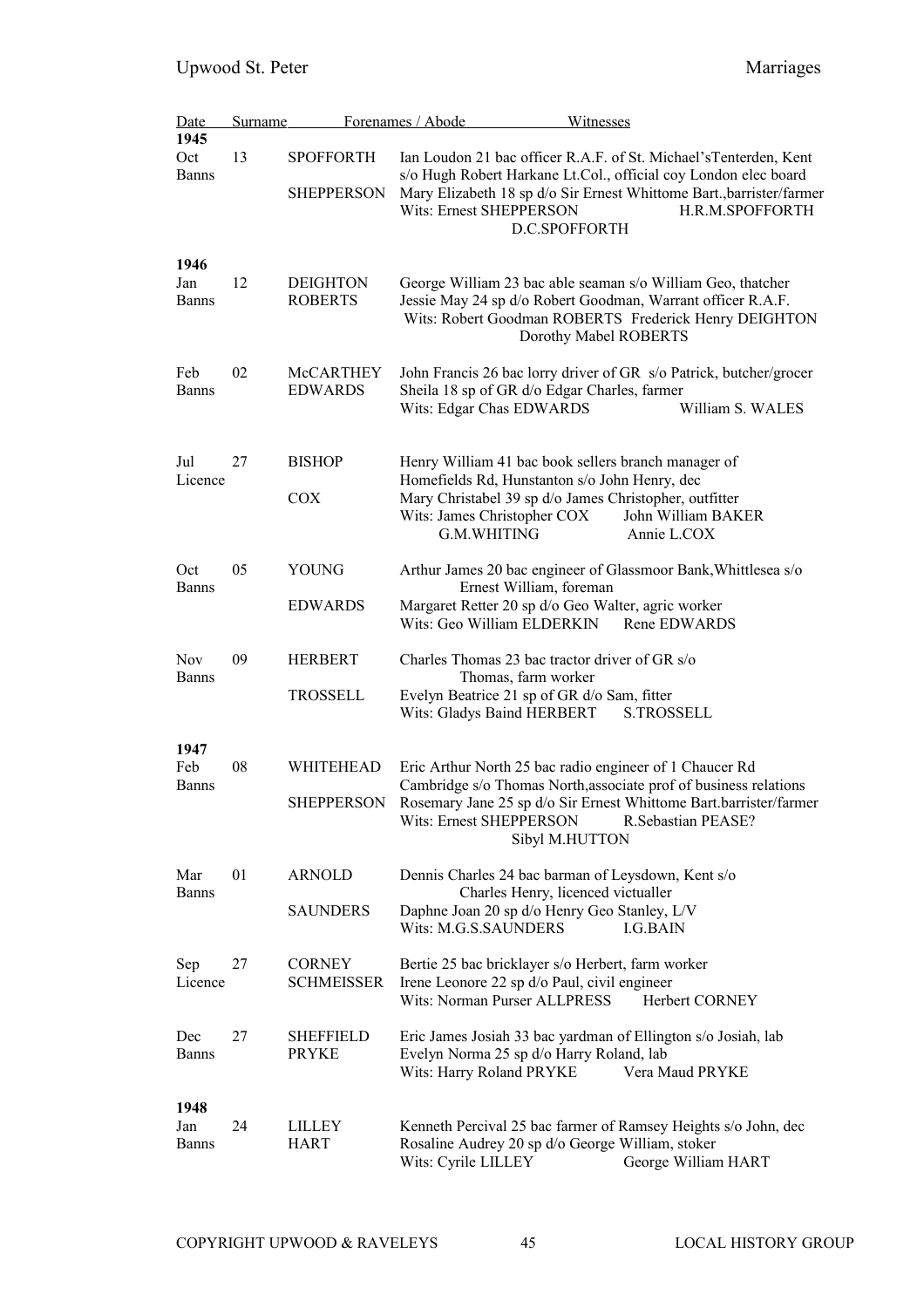| Date | | Surname | Forenames / Abode Witnesses |
|---|---|---|---|
| **1945** | | | |
| Oct Banns | 13 | SPOFFORTH | Ian Loudon 21 bac officer R.A.F. of St. Michael'sTenterden, Kent s/o Hugh Robert Harkane Lt.Col., official coy London elec board |
| | | SHEPPERSON | Mary Elizabeth 18 sp d/o Sir Ernest Whittome Bart.,barrister/farmer |
| | | | Wits: Ernest SHEPPERSON H.R.M.SPOFFORTH D.C.SPOFFORTH |
| **1946** | | | |
| Jan Banns | 12 | DEIGHTON | George William 23 bac able seaman s/o William Geo, thatcher |
| | | ROBERTS | Jessie May 24 sp d/o Robert Goodman, Warrant officer R.A.F. |
| | | | Wits: Robert Goodman ROBERTS Frederick Henry DEIGHTON Dorothy Mabel ROBERTS |
| Feb Banns | 02 | McCARTHEY | John Francis 26 bac lorry driver of GR s/o Patrick, butcher/grocer |
| | | EDWARDS | Sheila 18 sp of GR d/o Edgar Charles, farmer |
| | | | Wits: Edgar Chas EDWARDS William S. WALES |
| Jul Licence | 27 | BISHOP | Henry William 41 bac book sellers branch manager of Homefields Rd, Hunstanton s/o John Henry, dec |
| | | COX | Mary Christabel 39 sp d/o James Christopher, outfitter |
| | | | Wits: James Christopher COX John William BAKER G.M.WHITING Annie L.COX |
| Oct Banns | 05 | YOUNG | Arthur James 20 bac engineer of Glassmoor Bank,Whittlesea s/o Ernest William, foreman |
| | | EDWARDS | Margaret Retter 20 sp d/o Geo Walter, agric worker |
| | | | Wits: Geo William ELDERKIN Rene EDWARDS |
| Nov Banns | 09 | HERBERT | Charles Thomas 23 bac tractor driver of GR s/o Thomas, farm worker |
| | | TROSSELL | Evelyn Beatrice 21 sp of GR d/o Sam, fitter |
| | | | Wits: Gladys Baind HERBERT S.TROSSELL |
| **1947** | | | |
| Feb Banns | 08 | WHITEHEAD | Eric Arthur North 25 bac radio engineer of 1 Chaucer Rd Cambridge s/o Thomas North,associate prof of business relations |
| | | SHEPPERSON | Rosemary Jane 25 sp d/o Sir Ernest Whittome Bart.barrister/farmer |
| | | | Wits: Ernest SHEPPERSON R.Sebastian PEASE? Sibyl M.HUTTON |
| Mar Banns | 01 | ARNOLD | Dennis Charles 24 bac barman of Leysdown, Kent s/o Charles Henry, licenced victualler |
| | | SAUNDERS | Daphne Joan 20 sp d/o Henry Geo Stanley, L/V |
| | | | Wits: M.G.S.SAUNDERS I.G.BAIN |
| Sep Licence | 27 | CORNEY | Bertie 25 bac bricklayer s/o Herbert, farm worker |
| | | SCHMEISSER | Irene Leonore 22 sp d/o Paul, civil engineer |
| | | | Wits: Norman Purser ALLPRESS Herbert CORNEY |
| Dec Banns | 27 | SHEFFIELD | Eric James Josiah 33 bac yardman of Ellington s/o Josiah, lab |
| | | PRYKE | Evelyn Norma 25 sp d/o Harry Roland, lab |
| | | | Wits: Harry Roland PRYKE Vera Maud PRYKE |
| **1948** | | | |
| Jan Banns | 24 | LILLEY | Kenneth Percival 25 bac farmer of Ramsey Heights s/o John, dec |
| | | HART | Rosaline Audrey 20 sp d/o George William, stoker |
| | | | Wits: Cyrile LILLEY George William HART |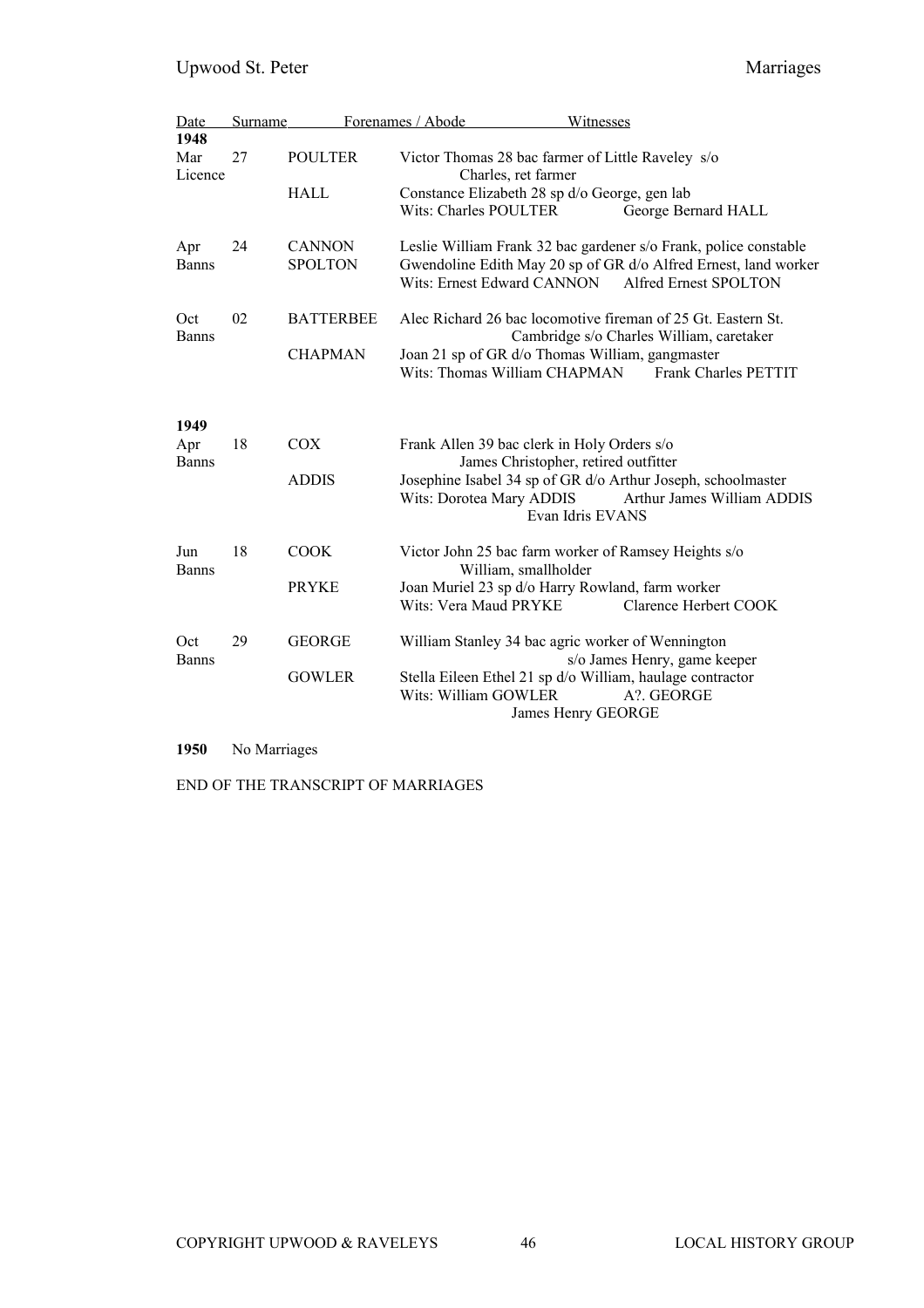| Date | | Surname | Forenames / Abode | Witnesses |
| --- | --- | --- | --- | --- |
| **1948** | | | | |
| Mar Licence | 27 | POULTER | Victor Thomas 28 bac farmer of Little Raveley s/o Charles, ret farmer | |
| | | HALL | Constance Elizabeth 28 sp d/o George, gen lab | |
| | | | Wits: Charles POULTER | George Bernard HALL |
| Apr Banns | 24 | CANNON | Leslie William Frank 32 bac gardener s/o Frank, police constable | |
| | | SPOLTON | Gwendoline Edith May 20 sp of GR d/o Alfred Ernest, land worker | |
| | | | Wits: Ernest Edward CANNON | Alfred Ernest SPOLTON |
| Oct Banns | 02 | BATTERBEE | Alec Richard 26 bac locomotive fireman of 25 Gt. Eastern St. Cambridge s/o Charles William, caretaker | |
| | | CHAPMAN | Joan 21 sp of GR d/o Thomas William, gangmaster | |
| | | | Wits: Thomas William CHAPMAN | Frank Charles PETTIT |
| **1949** | | | | |
| Apr Banns | 18 | COX | Frank Allen 39 bac clerk in Holy Orders s/o James Christopher, retired outfitter | |
| | | ADDIS | Josephine Isabel 34 sp of GR d/o Arthur Joseph, schoolmaster | |
| | | | Wits: Dorotea Mary ADDIS Evan Idris EVANS | Arthur James William ADDIS |
| Jun Banns | 18 | COOK | Victor John 25 bac farm worker of Ramsey Heights s/o William, smallholder | |
| | | PRYKE | Joan Muriel 23 sp d/o Harry Rowland, farm worker | |
| | | | Wits: Vera Maud PRYKE | Clarence Herbert COOK |
| Oct Banns | 29 | GEORGE | William Stanley 34 bac agric worker of Wennington s/o James Henry, game keeper | |
| | | GOWLER | Stella Eileen Ethel 21 sp d/o William, haulage contractor | |
| | | | Wits: William GOWLER James Henry GEORGE | A?. GEORGE |

**1950** No Marriages

END OF THE TRANSCRIPT OF MARRIAGES